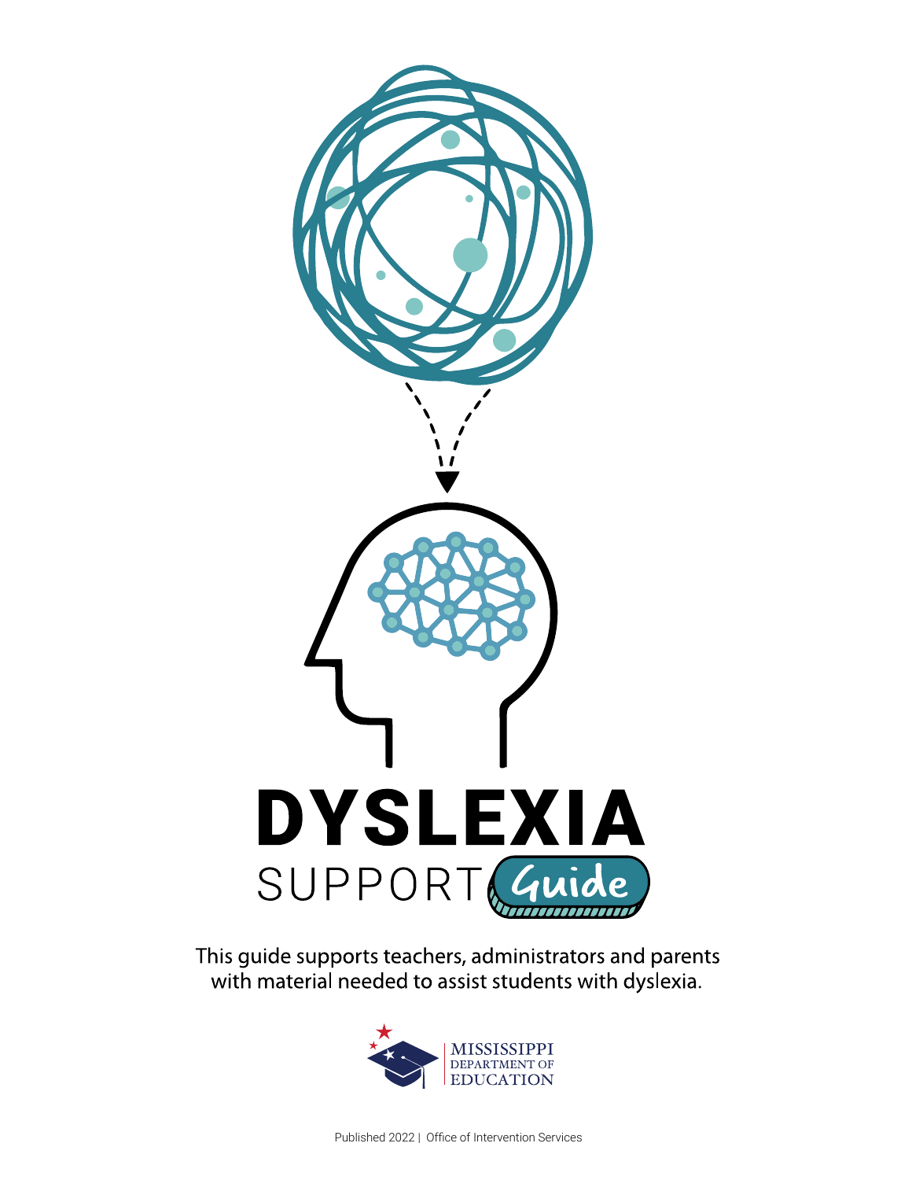# DYSLEXIA

## SUPPORT Guide

This guide supports teachers, administrators and parents with material needed to assist students with dyslexia.

MISSISSIPPI DEPARTMENT OF EDUCATION

Published 2022 | Office of Intervention Services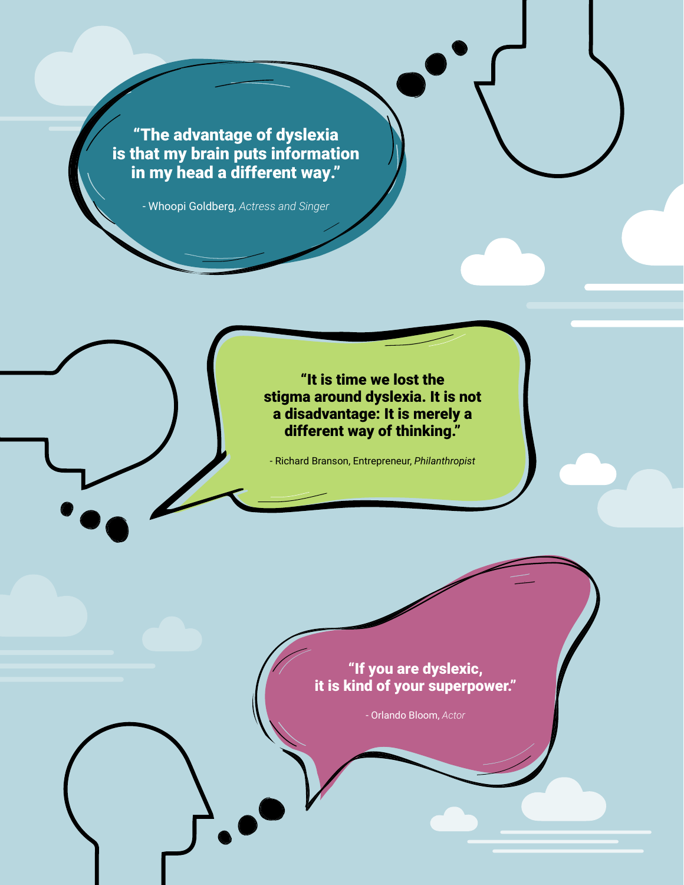**"The advantage of dyslexia is that my brain puts information in my head a different way."**

- Whoopi Goldberg, *Actress and Singer*

**"It is time we lost the stigma around dyslexia. It is not a disadvantage: It is merely a different way of thinking."**

- Richard Branson, Entrepreneur, *Philanthropist*

**"If you are dyslexic, it is kind of your superpower."**

- Orlando Bloom, *Actor*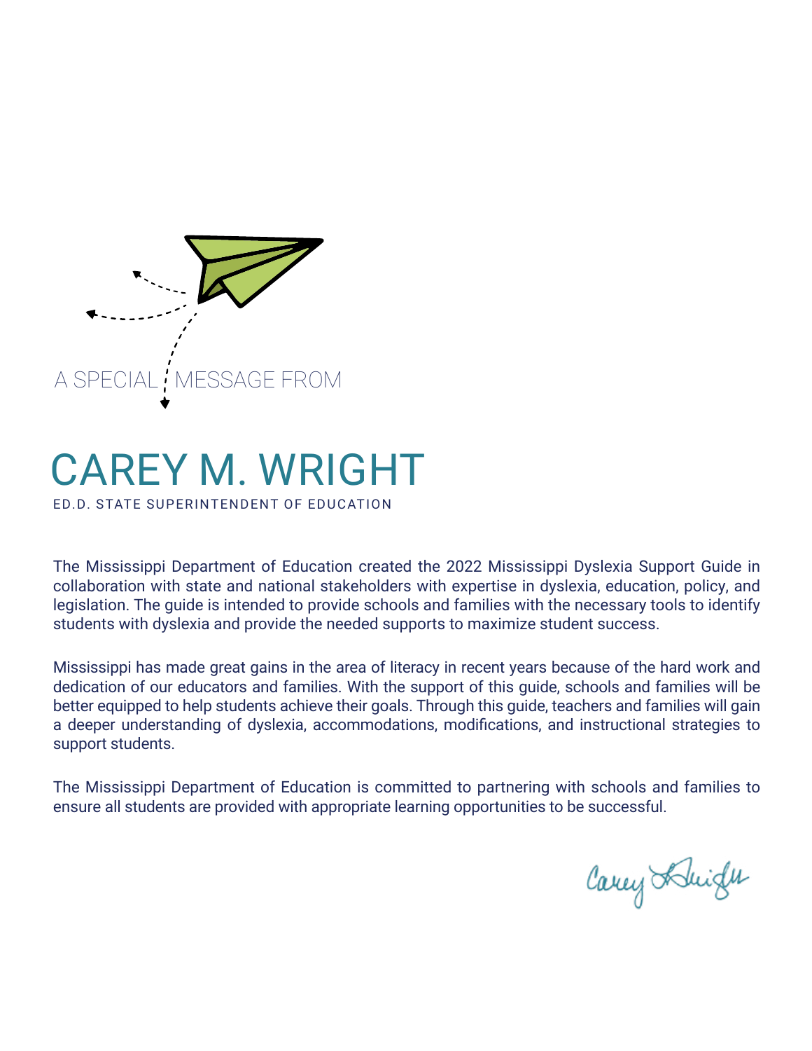A SPECIAL MESSAGE FROM

# CAREY M. WRIGHT

ED.D. STATE SUPERINTENDENT OF EDUCATION

The Mississippi Department of Education created the 2022 Mississippi Dyslexia Support Guide in collaboration with state and national stakeholders with expertise in dyslexia, education, policy, and legislation. The guide is intended to provide schools and families with the necessary tools to identify students with dyslexia and provide the needed supports to maximize student success.

Mississippi has made great gains in the area of literacy in recent years because of the hard work and dedication of our educators and families. With the support of this guide, schools and families will be better equipped to help students achieve their goals. Through this guide, teachers and families will gain a deeper understanding of dyslexia, accommodations, modifications, and instructional strategies to support students.

The Mississippi Department of Education is committed to partnering with schools and families to ensure all students are provided with appropriate learning opportunities to be successful.

Carey Wright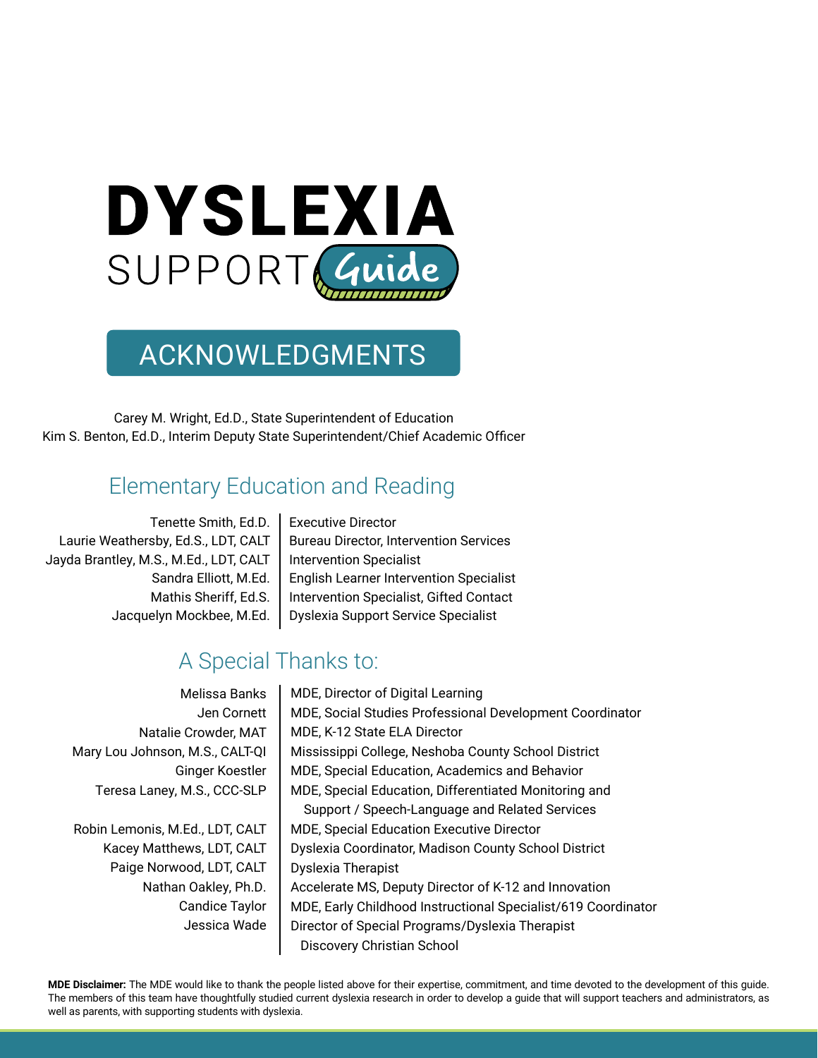# DYSLEXIA SUPPORT Guide

## ACKNOWLEDGMENTS

Carey M. Wright, Ed.D., State Superintendent of Education
Kim S. Benton, Ed.D., Interim Deputy State Superintendent/Chief Academic Officer

### Elementary Education and Reading

| | |
|---|---|
| Tenette Smith, Ed.D. | Executive Director |
| Laurie Weathersby, Ed.S., LDT, CALT | Bureau Director, Intervention Services |
| Jayda Brantley, M.S., M.Ed., LDT, CALT | Intervention Specialist |
| Sandra Elliott, M.Ed. | English Learner Intervention Specialist |
| Mathis Sheriff, Ed.S. | Intervention Specialist, Gifted Contact |
| Jacquelyn Mockbee, M.Ed. | Dyslexia Support Service Specialist |

### A Special Thanks to:

| | |
|---|---|
| Melissa Banks | MDE, Director of Digital Learning |
| Jen Cornett | MDE, Social Studies Professional Development Coordinator |
| Natalie Crowder, MAT | MDE, K-12 State ELA Director |
| Mary Lou Johnson, M.S., CALT-QI | Mississippi College, Neshoba County School District |
| Ginger Koestler | MDE, Special Education, Academics and Behavior |
| Teresa Laney, M.S., CCC-SLP | MDE, Special Education, Differentiated Monitoring and Support / Speech-Language and Related Services |
| Robin Lemonis, M.Ed., LDT, CALT | MDE, Special Education Executive Director |
| Kacey Matthews, LDT, CALT | Dyslexia Coordinator, Madison County School District |
| Paige Norwood, LDT, CALT | Dyslexia Therapist |
| Nathan Oakley, Ph.D. | Accelerate MS, Deputy Director of K-12 and Innovation |
| Candice Taylor | MDE, Early Childhood Instructional Specialist/619 Coordinator |
| Jessica Wade | Director of Special Programs/Dyslexia Therapist Discovery Christian School |

**MDE Disclaimer:** The MDE would like to thank the people listed above for their expertise, commitment, and time devoted to the development of this guide. The members of this team have thoughtfully studied current dyslexia research in order to develop a guide that will support teachers and administrators, as well as parents, with supporting students with dyslexia.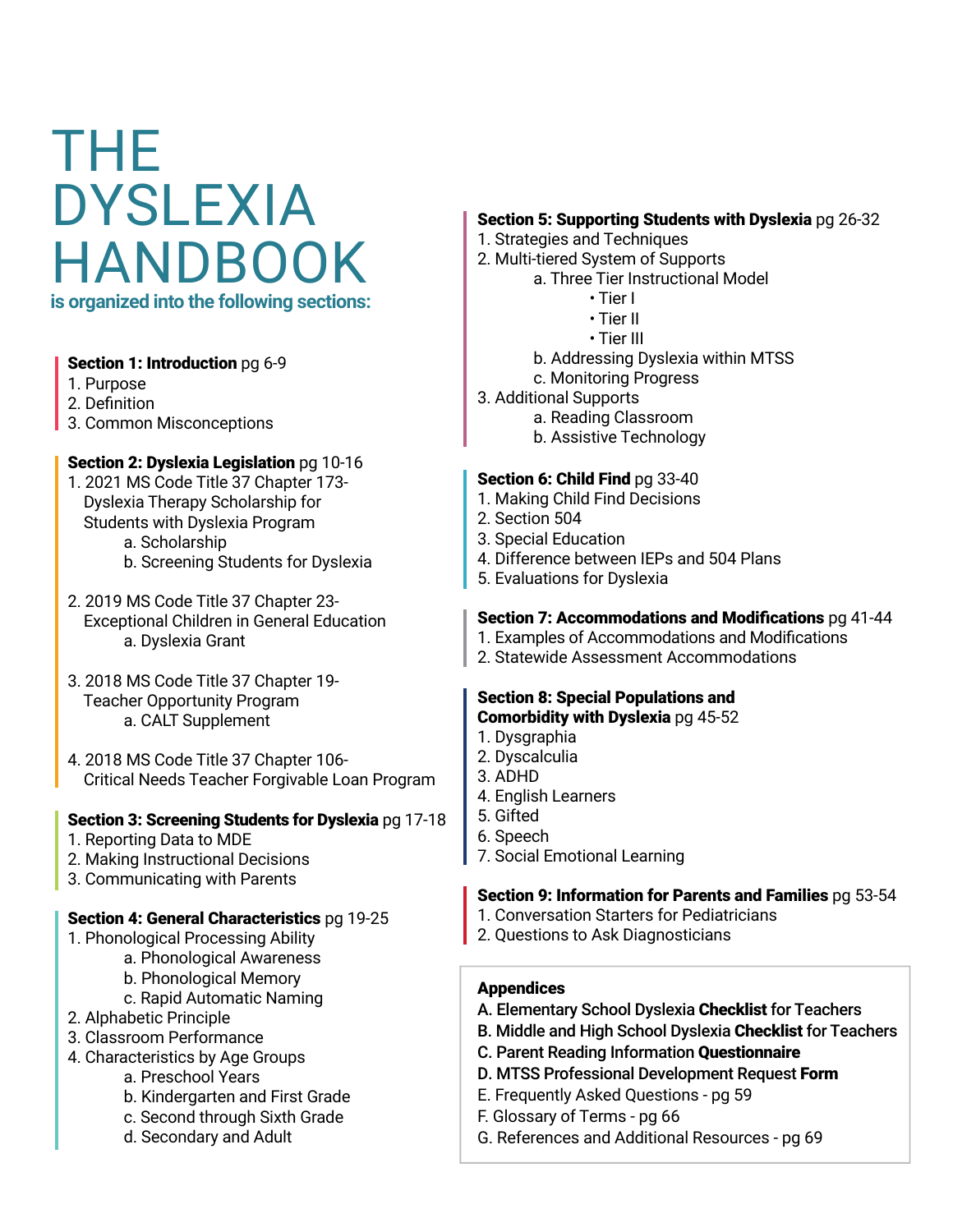# THE DYSLEXIA HANDBOOK

**is organized into the following sections:**

**Section 1: Introduction** pg 6-9

1. Purpose
2. Definition
3. Common Misconceptions

**Section 2: Dyslexia Legislation** pg 10-16

1. 2021 MS Code Title 37 Chapter 173- Dyslexia Therapy Scholarship for Students with Dyslexia Program
   - a. Scholarship
   - b. Screening Students for Dyslexia
2. 2019 MS Code Title 37 Chapter 23- Exceptional Children in General Education
   - a. Dyslexia Grant
3. 2018 MS Code Title 37 Chapter 19- Teacher Opportunity Program
   - a. CALT Supplement
4. 2018 MS Code Title 37 Chapter 106- Critical Needs Teacher Forgivable Loan Program

**Section 3: Screening Students for Dyslexia** pg 17-18

1. Reporting Data to MDE
2. Making Instructional Decisions
3. Communicating with Parents

**Section 4: General Characteristics** pg 19-25

1. Phonological Processing Ability
   - a. Phonological Awareness
   - b. Phonological Memory
   - c. Rapid Automatic Naming
2. Alphabetic Principle
3. Classroom Performance
4. Characteristics by Age Groups
   - a. Preschool Years
   - b. Kindergarten and First Grade
   - c. Second through Sixth Grade
   - d. Secondary and Adult

**Section 5: Supporting Students with Dyslexia** pg 26-32

1. Strategies and Techniques
2. Multi-tiered System of Supports
   - a. Three Tier Instructional Model
     - Tier I
     - Tier II
     - Tier III
   - b. Addressing Dyslexia within MTSS
   - c. Monitoring Progress
3. Additional Supports
   - a. Reading Classroom
   - b. Assistive Technology

**Section 6: Child Find** pg 33-40

1. Making Child Find Decisions
2. Section 504
3. Special Education
4. Difference between IEPs and 504 Plans
5. Evaluations for Dyslexia

**Section 7: Accommodations and Modifications** pg 41-44

1. Examples of Accommodations and Modifications
2. Statewide Assessment Accommodations

**Section 8: Special Populations and Comorbidity with Dyslexia** pg 45-52

1. Dysgraphia
2. Dyscalculia
3. ADHD
4. English Learners
5. Gifted
6. Speech
7. Social Emotional Learning

**Section 9: Information for Parents and Families** pg 53-54

1. Conversation Starters for Pediatricians
2. Questions to Ask Diagnosticians

**Appendices**

A. Elementary School Dyslexia **Checklist** for Teachers
B. Middle and High School Dyslexia **Checklist** for Teachers
C. Parent Reading Information **Questionnaire**
D. MTSS Professional Development Request **Form**
E. Frequently Asked Questions - pg 59
F. Glossary of Terms - pg 66
G. References and Additional Resources - pg 69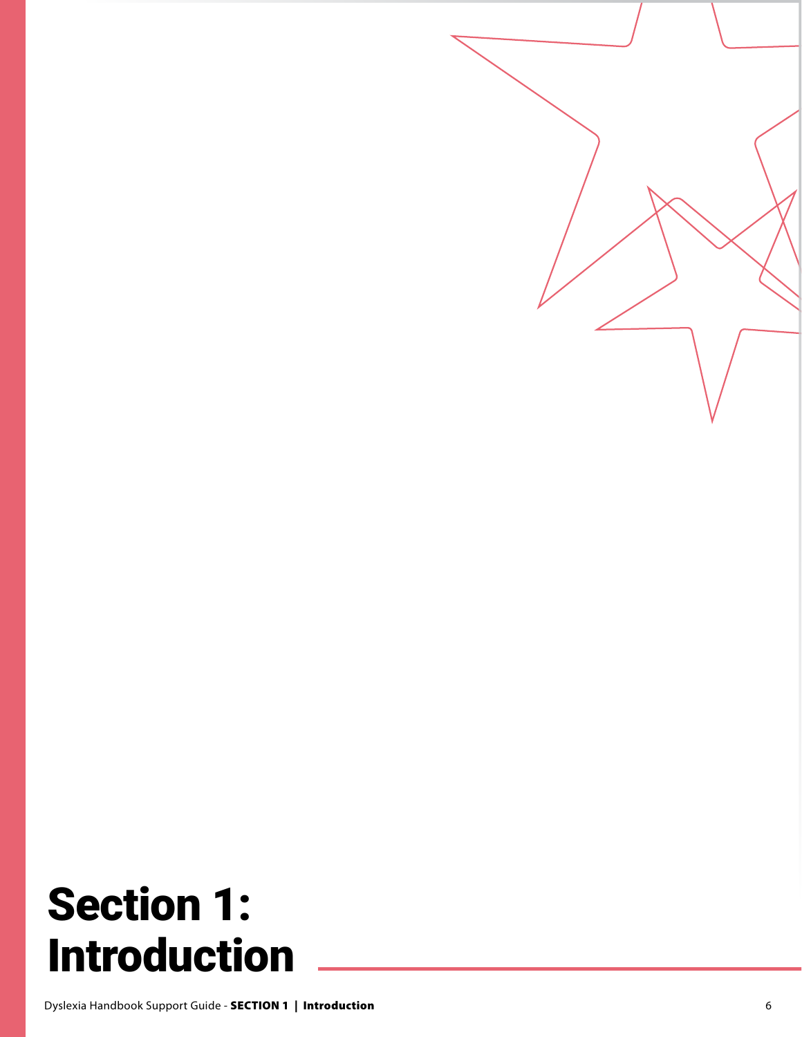# Section 1: Introduction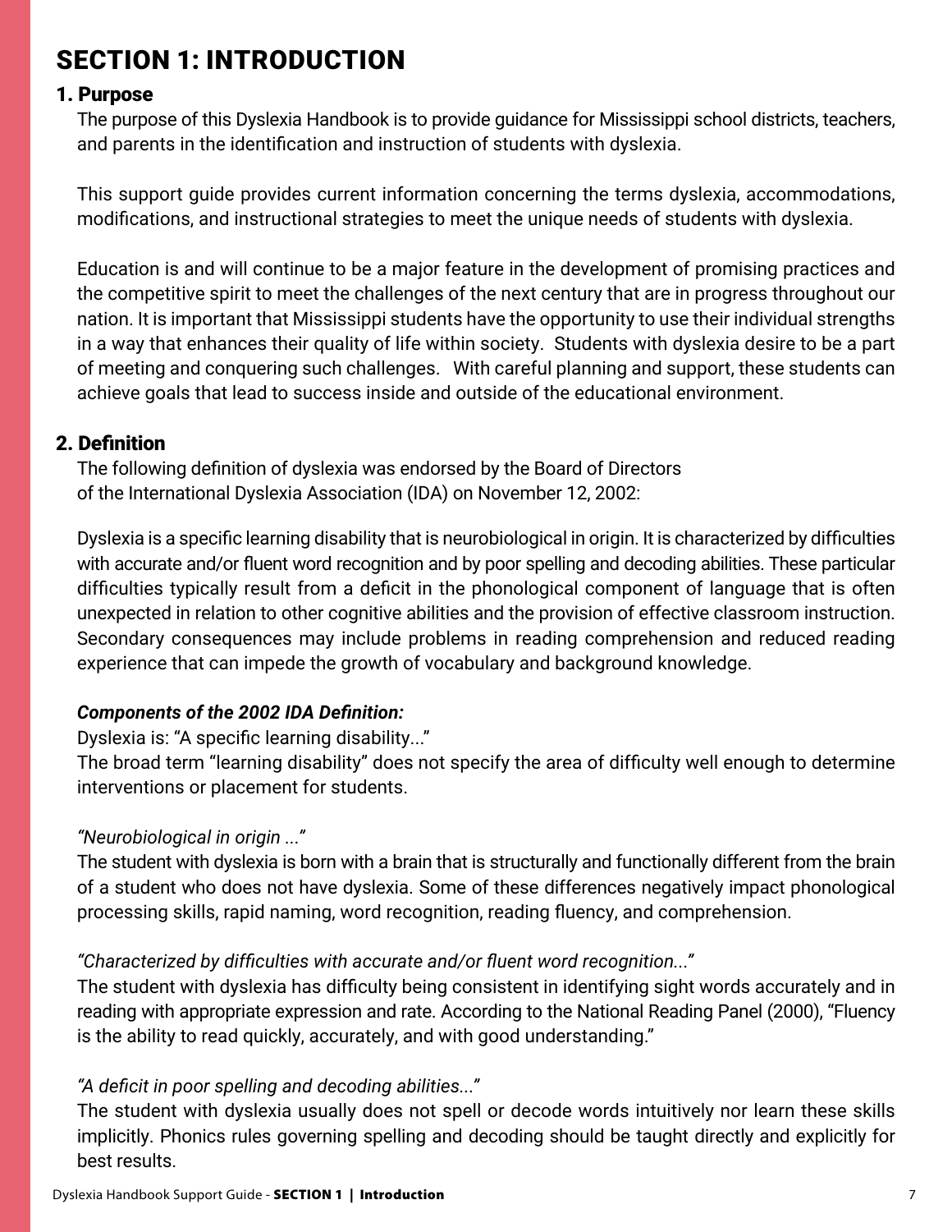# SECTION 1: INTRODUCTION

## 1. Purpose

The purpose of this Dyslexia Handbook is to provide guidance for Mississippi school districts, teachers, and parents in the identification and instruction of students with dyslexia.

This support guide provides current information concerning the terms dyslexia, accommodations, modifications, and instructional strategies to meet the unique needs of students with dyslexia.

Education is and will continue to be a major feature in the development of promising practices and the competitive spirit to meet the challenges of the next century that are in progress throughout our nation. It is important that Mississippi students have the opportunity to use their individual strengths in a way that enhances their quality of life within society. Students with dyslexia desire to be a part of meeting and conquering such challenges. With careful planning and support, these students can achieve goals that lead to success inside and outside of the educational environment.

## 2. Definition

The following definition of dyslexia was endorsed by the Board of Directors of the International Dyslexia Association (IDA) on November 12, 2002:

Dyslexia is a specific learning disability that is neurobiological in origin. It is characterized by difficulties with accurate and/or fluent word recognition and by poor spelling and decoding abilities. These particular difficulties typically result from a deficit in the phonological component of language that is often unexpected in relation to other cognitive abilities and the provision of effective classroom instruction. Secondary consequences may include problems in reading comprehension and reduced reading experience that can impede the growth of vocabulary and background knowledge.

***Components of the 2002 IDA Definition:***

Dyslexia is: "A specific learning disability..."
The broad term "learning disability" does not specify the area of difficulty well enough to determine interventions or placement for students.

*"Neurobiological in origin ..."*
The student with dyslexia is born with a brain that is structurally and functionally different from the brain of a student who does not have dyslexia. Some of these differences negatively impact phonological processing skills, rapid naming, word recognition, reading fluency, and comprehension.

*"Characterized by difficulties with accurate and/or fluent word recognition..."*
The student with dyslexia has difficulty being consistent in identifying sight words accurately and in reading with appropriate expression and rate. According to the National Reading Panel (2000), "Fluency is the ability to read quickly, accurately, and with good understanding."

*"A deficit in poor spelling and decoding abilities..."*
The student with dyslexia usually does not spell or decode words intuitively nor learn these skills implicitly. Phonics rules governing spelling and decoding should be taught directly and explicitly for best results.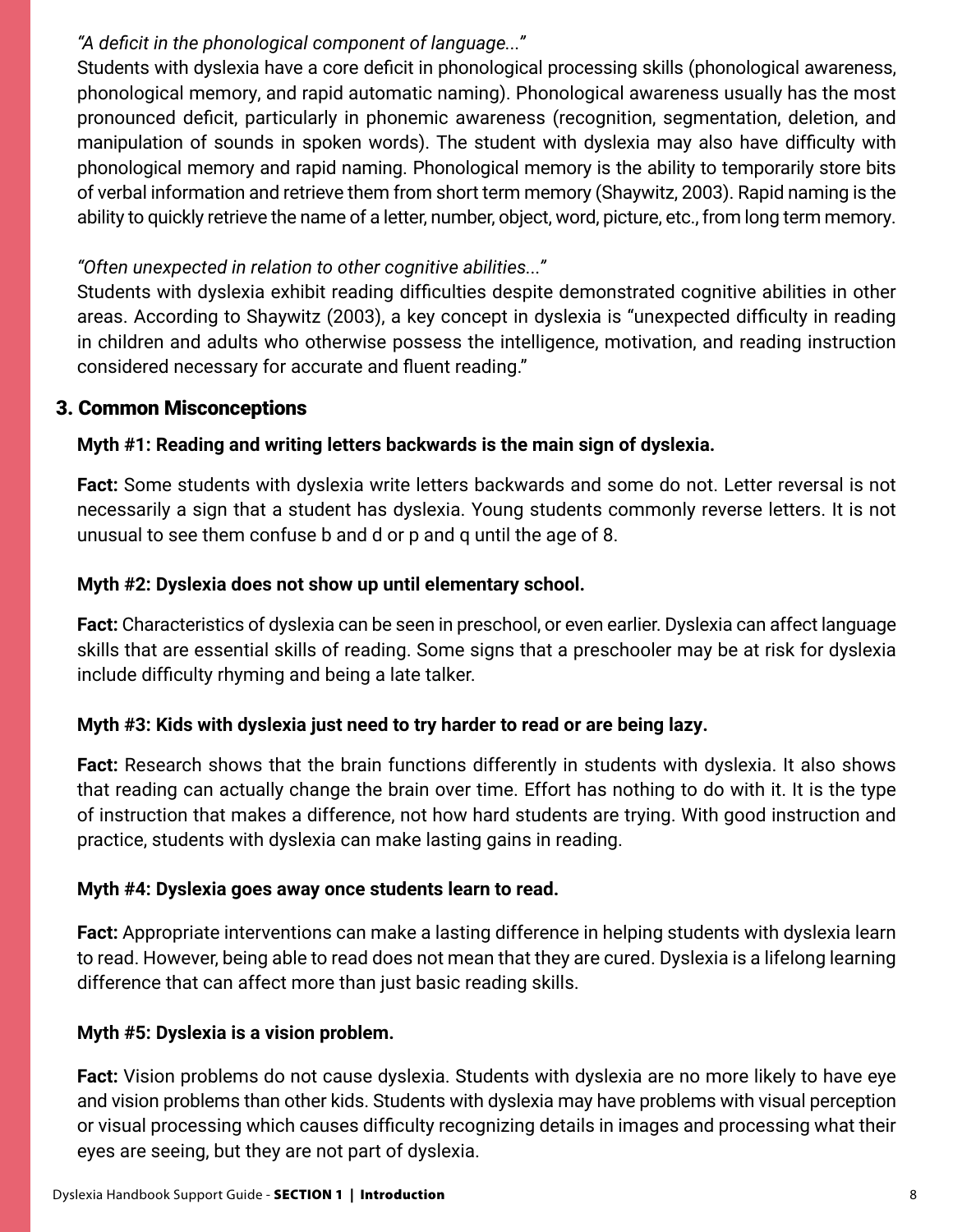*"A deficit in the phonological component of language..."*
Students with dyslexia have a core deficit in phonological processing skills (phonological awareness, phonological memory, and rapid automatic naming). Phonological awareness usually has the most pronounced deficit, particularly in phonemic awareness (recognition, segmentation, deletion, and manipulation of sounds in spoken words). The student with dyslexia may also have difficulty with phonological memory and rapid naming. Phonological memory is the ability to temporarily store bits of verbal information and retrieve them from short term memory (Shaywitz, 2003). Rapid naming is the ability to quickly retrieve the name of a letter, number, object, word, picture, etc., from long term memory.

*"Often unexpected in relation to other cognitive abilities..."*
Students with dyslexia exhibit reading difficulties despite demonstrated cognitive abilities in other areas. According to Shaywitz (2003), a key concept in dyslexia is "unexpected difficulty in reading in children and adults who otherwise possess the intelligence, motivation, and reading instruction considered necessary for accurate and fluent reading."

## 3. Common Misconceptions

**Myth #1: Reading and writing letters backwards is the main sign of dyslexia.**

**Fact:** Some students with dyslexia write letters backwards and some do not. Letter reversal is not necessarily a sign that a student has dyslexia. Young students commonly reverse letters. It is not unusual to see them confuse b and d or p and q until the age of 8.

**Myth #2: Dyslexia does not show up until elementary school.**

**Fact:** Characteristics of dyslexia can be seen in preschool, or even earlier. Dyslexia can affect language skills that are essential skills of reading. Some signs that a preschooler may be at risk for dyslexia include difficulty rhyming and being a late talker.

**Myth #3: Kids with dyslexia just need to try harder to read or are being lazy.**

**Fact:** Research shows that the brain functions differently in students with dyslexia. It also shows that reading can actually change the brain over time. Effort has nothing to do with it. It is the type of instruction that makes a difference, not how hard students are trying. With good instruction and practice, students with dyslexia can make lasting gains in reading.

**Myth #4: Dyslexia goes away once students learn to read.**

**Fact:** Appropriate interventions can make a lasting difference in helping students with dyslexia learn to read. However, being able to read does not mean that they are cured. Dyslexia is a lifelong learning difference that can affect more than just basic reading skills.

**Myth #5: Dyslexia is a vision problem.**

**Fact:** Vision problems do not cause dyslexia. Students with dyslexia are no more likely to have eye and vision problems than other kids. Students with dyslexia may have problems with visual perception or visual processing which causes difficulty recognizing details in images and processing what their eyes are seeing, but they are not part of dyslexia.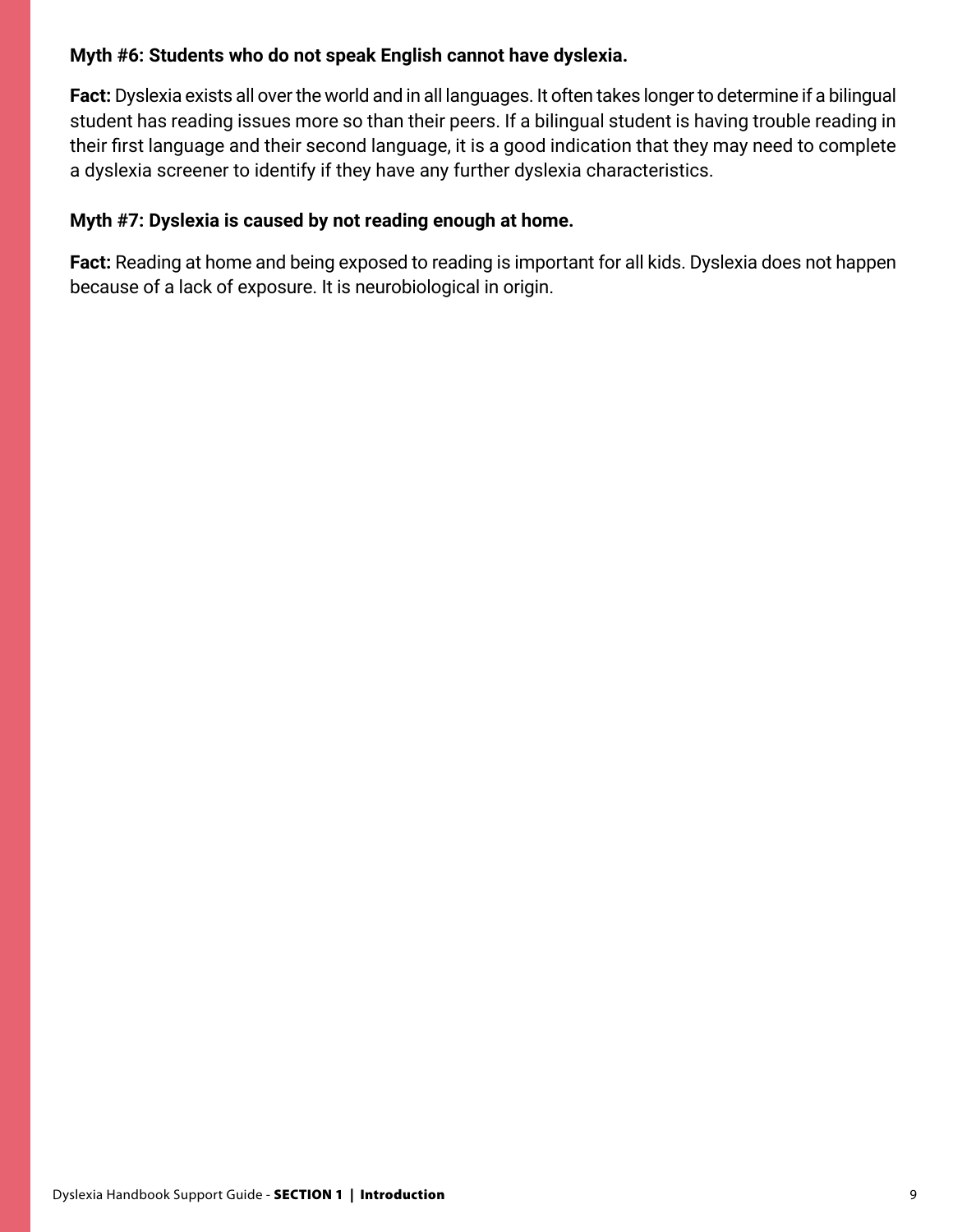**Myth #6: Students who do not speak English cannot have dyslexia.**

**Fact:** Dyslexia exists all over the world and in all languages. It often takes longer to determine if a bilingual student has reading issues more so than their peers. If a bilingual student is having trouble reading in their first language and their second language, it is a good indication that they may need to complete a dyslexia screener to identify if they have any further dyslexia characteristics.

**Myth #7: Dyslexia is caused by not reading enough at home.**

**Fact:** Reading at home and being exposed to reading is important for all kids. Dyslexia does not happen because of a lack of exposure. It is neurobiological in origin.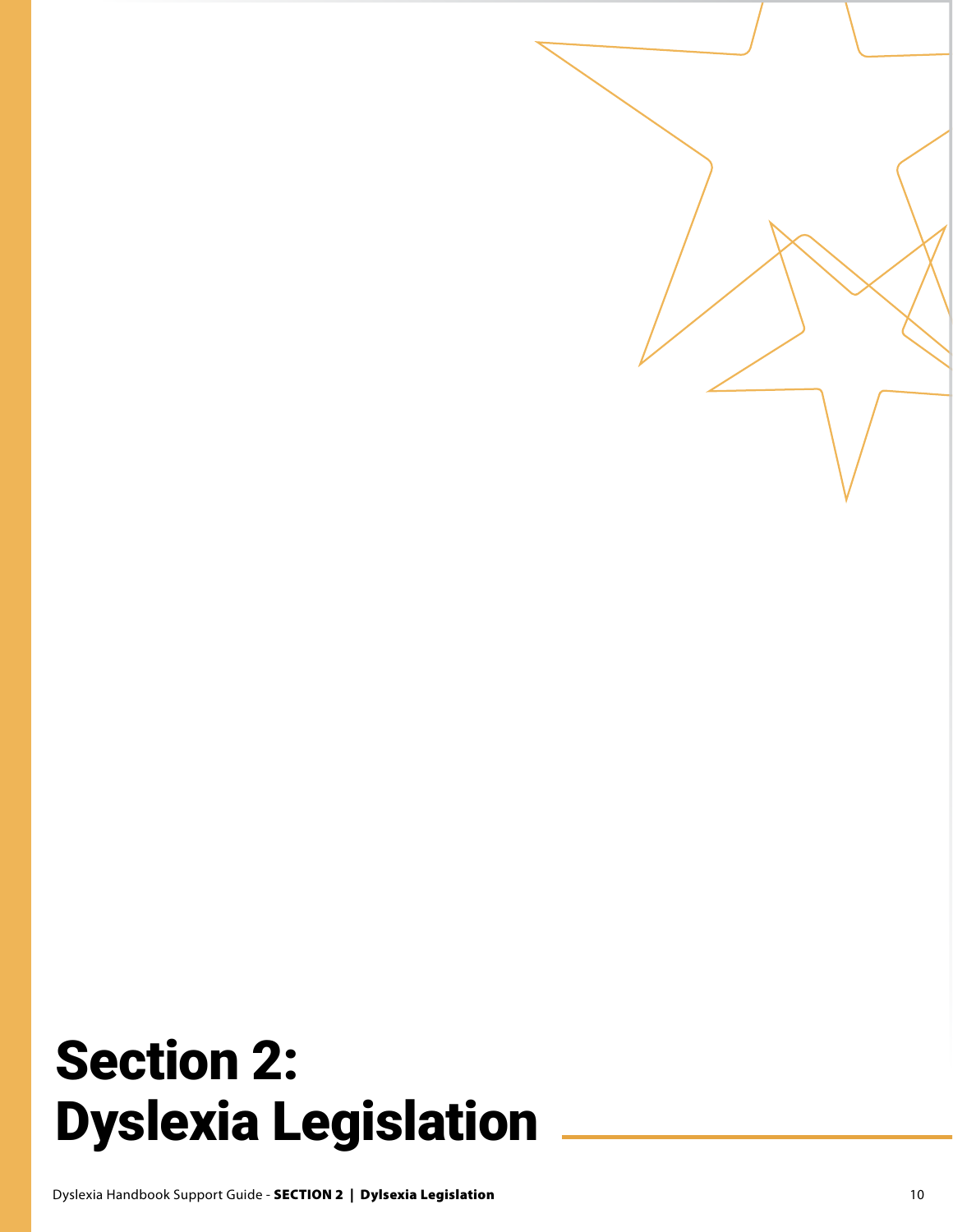# Section 2: Dyslexia Legislation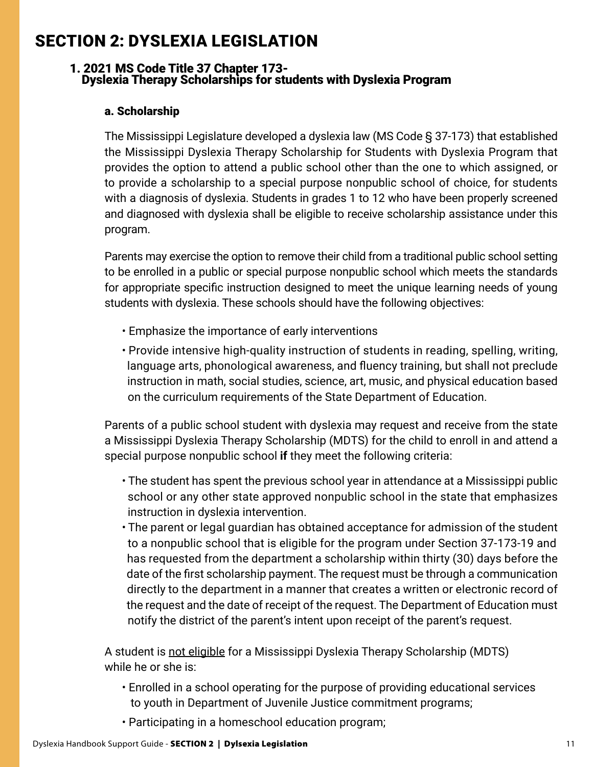# SECTION 2: DYSLEXIA LEGISLATION

## 1. 2021 MS Code Title 37 Chapter 173- Dyslexia Therapy Scholarships for students with Dyslexia Program

### a. Scholarship

The Mississippi Legislature developed a dyslexia law (MS Code § 37-173) that established the Mississippi Dyslexia Therapy Scholarship for Students with Dyslexia Program that provides the option to attend a public school other than the one to which assigned, or to provide a scholarship to a special purpose nonpublic school of choice, for students with a diagnosis of dyslexia. Students in grades 1 to 12 who have been properly screened and diagnosed with dyslexia shall be eligible to receive scholarship assistance under this program.

Parents may exercise the option to remove their child from a traditional public school setting to be enrolled in a public or special purpose nonpublic school which meets the standards for appropriate specific instruction designed to meet the unique learning needs of young students with dyslexia. These schools should have the following objectives:

- Emphasize the importance of early interventions
- Provide intensive high-quality instruction of students in reading, spelling, writing, language arts, phonological awareness, and fluency training, but shall not preclude instruction in math, social studies, science, art, music, and physical education based on the curriculum requirements of the State Department of Education.

Parents of a public school student with dyslexia may request and receive from the state a Mississippi Dyslexia Therapy Scholarship (MDTS) for the child to enroll in and attend a special purpose nonpublic school **if** they meet the following criteria:

- The student has spent the previous school year in attendance at a Mississippi public school or any other state approved nonpublic school in the state that emphasizes instruction in dyslexia intervention.
- The parent or legal guardian has obtained acceptance for admission of the student to a nonpublic school that is eligible for the program under Section 37-173-19 and has requested from the department a scholarship within thirty (30) days before the date of the first scholarship payment. The request must be through a communication directly to the department in a manner that creates a written or electronic record of the request and the date of receipt of the request. The Department of Education must notify the district of the parent's intent upon receipt of the parent's request.

A student is <u>not eligible</u> for a Mississippi Dyslexia Therapy Scholarship (MDTS) while he or she is:

- Enrolled in a school operating for the purpose of providing educational services to youth in Department of Juvenile Justice commitment programs;
- Participating in a homeschool education program;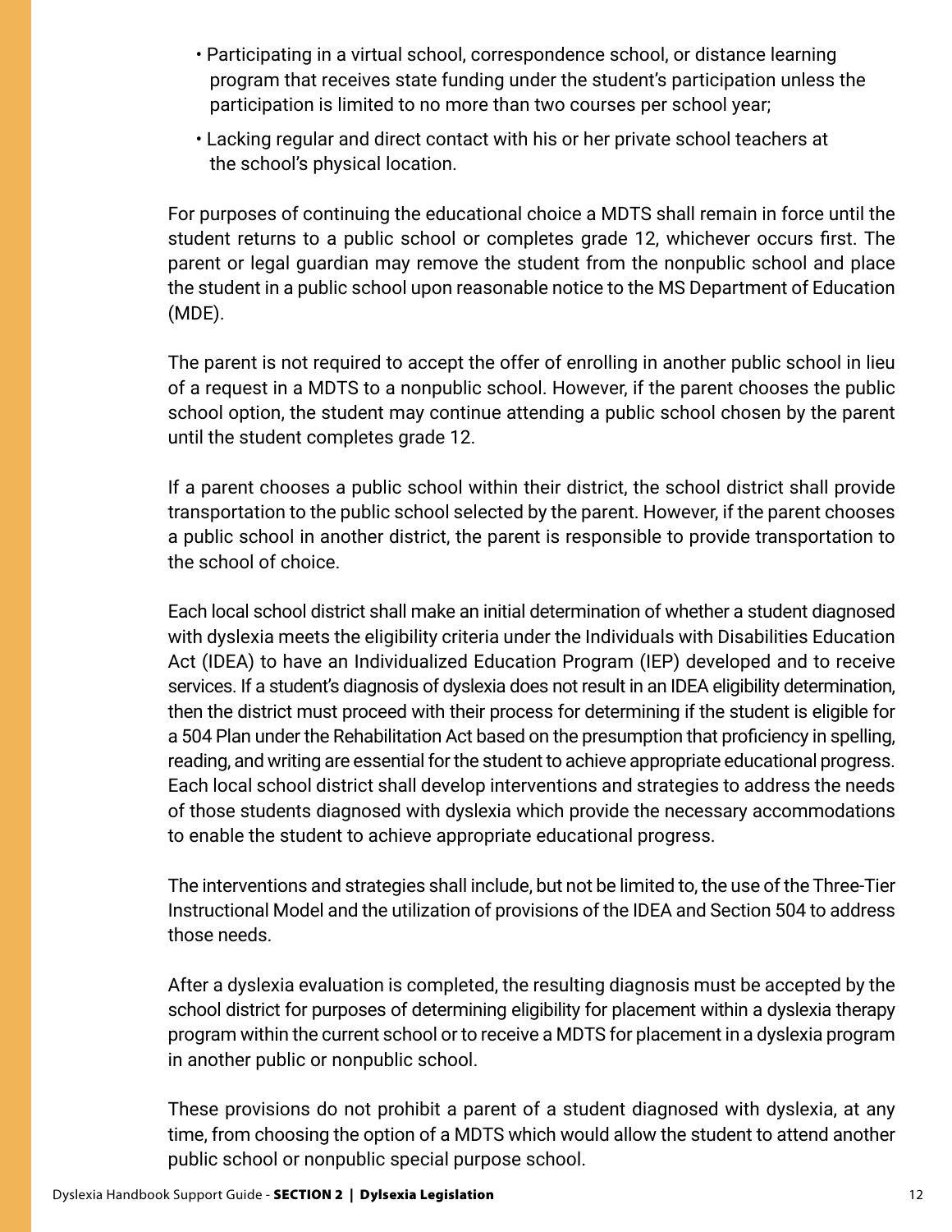- Participating in a virtual school, correspondence school, or distance learning program that receives state funding under the student's participation unless the participation is limited to no more than two courses per school year;
- Lacking regular and direct contact with his or her private school teachers at the school's physical location.

For purposes of continuing the educational choice a MDTS shall remain in force until the student returns to a public school or completes grade 12, whichever occurs first. The parent or legal guardian may remove the student from the nonpublic school and place the student in a public school upon reasonable notice to the MS Department of Education (MDE).

The parent is not required to accept the offer of enrolling in another public school in lieu of a request in a MDTS to a nonpublic school. However, if the parent chooses the public school option, the student may continue attending a public school chosen by the parent until the student completes grade 12.

If a parent chooses a public school within their district, the school district shall provide transportation to the public school selected by the parent. However, if the parent chooses a public school in another district, the parent is responsible to provide transportation to the school of choice.

Each local school district shall make an initial determination of whether a student diagnosed with dyslexia meets the eligibility criteria under the Individuals with Disabilities Education Act (IDEA) to have an Individualized Education Program (IEP) developed and to receive services. If a student's diagnosis of dyslexia does not result in an IDEA eligibility determination, then the district must proceed with their process for determining if the student is eligible for a 504 Plan under the Rehabilitation Act based on the presumption that proficiency in spelling, reading, and writing are essential for the student to achieve appropriate educational progress. Each local school district shall develop interventions and strategies to address the needs of those students diagnosed with dyslexia which provide the necessary accommodations to enable the student to achieve appropriate educational progress.

The interventions and strategies shall include, but not be limited to, the use of the Three-Tier Instructional Model and the utilization of provisions of the IDEA and Section 504 to address those needs.

After a dyslexia evaluation is completed, the resulting diagnosis must be accepted by the school district for purposes of determining eligibility for placement within a dyslexia therapy program within the current school or to receive a MDTS for placement in a dyslexia program in another public or nonpublic school.

These provisions do not prohibit a parent of a student diagnosed with dyslexia, at any time, from choosing the option of a MDTS which would allow the student to attend another public school or nonpublic special purpose school.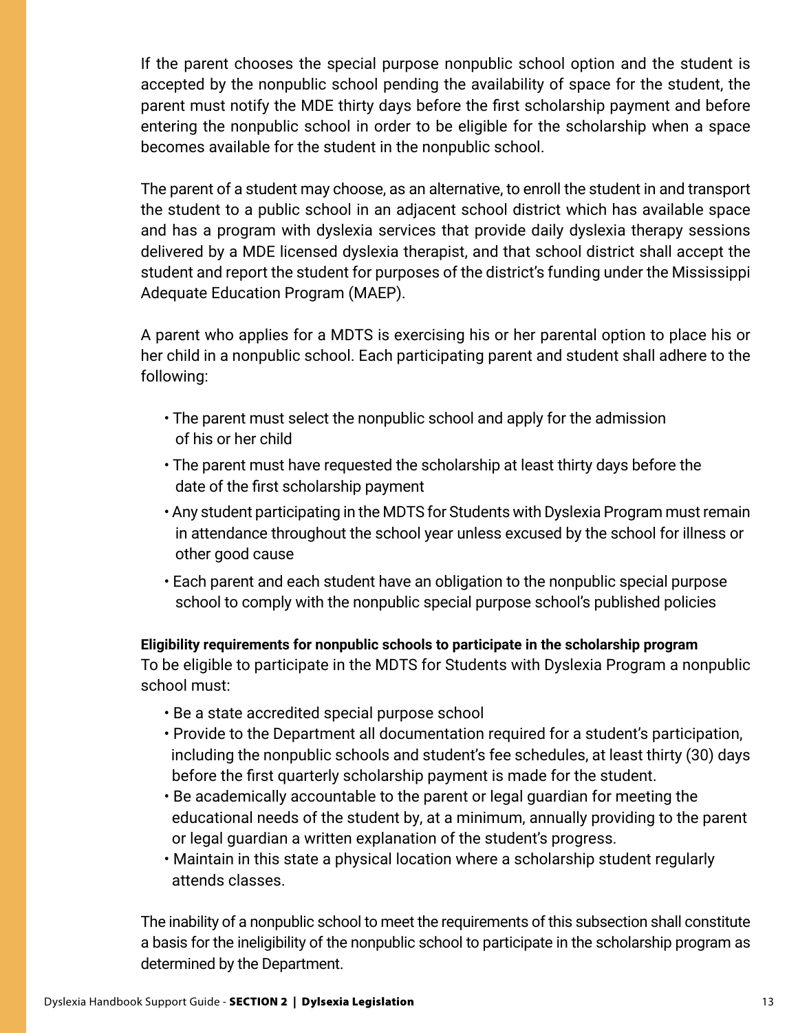If the parent chooses the special purpose nonpublic school option and the student is accepted by the nonpublic school pending the availability of space for the student, the parent must notify the MDE thirty days before the first scholarship payment and before entering the nonpublic school in order to be eligible for the scholarship when a space becomes available for the student in the nonpublic school.

The parent of a student may choose, as an alternative, to enroll the student in and transport the student to a public school in an adjacent school district which has available space and has a program with dyslexia services that provide daily dyslexia therapy sessions delivered by a MDE licensed dyslexia therapist, and that school district shall accept the student and report the student for purposes of the district's funding under the Mississippi Adequate Education Program (MAEP).

A parent who applies for a MDTS is exercising his or her parental option to place his or her child in a nonpublic school. Each participating parent and student shall adhere to the following:

- The parent must select the nonpublic school and apply for the admission of his or her child
- The parent must have requested the scholarship at least thirty days before the date of the first scholarship payment
- Any student participating in the MDTS for Students with Dyslexia Program must remain in attendance throughout the school year unless excused by the school for illness or other good cause
- Each parent and each student have an obligation to the nonpublic special purpose school to comply with the nonpublic special purpose school's published policies

**Eligibility requirements for nonpublic schools to participate in the scholarship program**

To be eligible to participate in the MDTS for Students with Dyslexia Program a nonpublic school must:

- Be a state accredited special purpose school
- Provide to the Department all documentation required for a student's participation, including the nonpublic schools and student's fee schedules, at least thirty (30) days before the first quarterly scholarship payment is made for the student.
- Be academically accountable to the parent or legal guardian for meeting the educational needs of the student by, at a minimum, annually providing to the parent or legal guardian a written explanation of the student's progress.
- Maintain in this state a physical location where a scholarship student regularly attends classes.

The inability of a nonpublic school to meet the requirements of this subsection shall constitute a basis for the ineligibility of the nonpublic school to participate in the scholarship program as determined by the Department.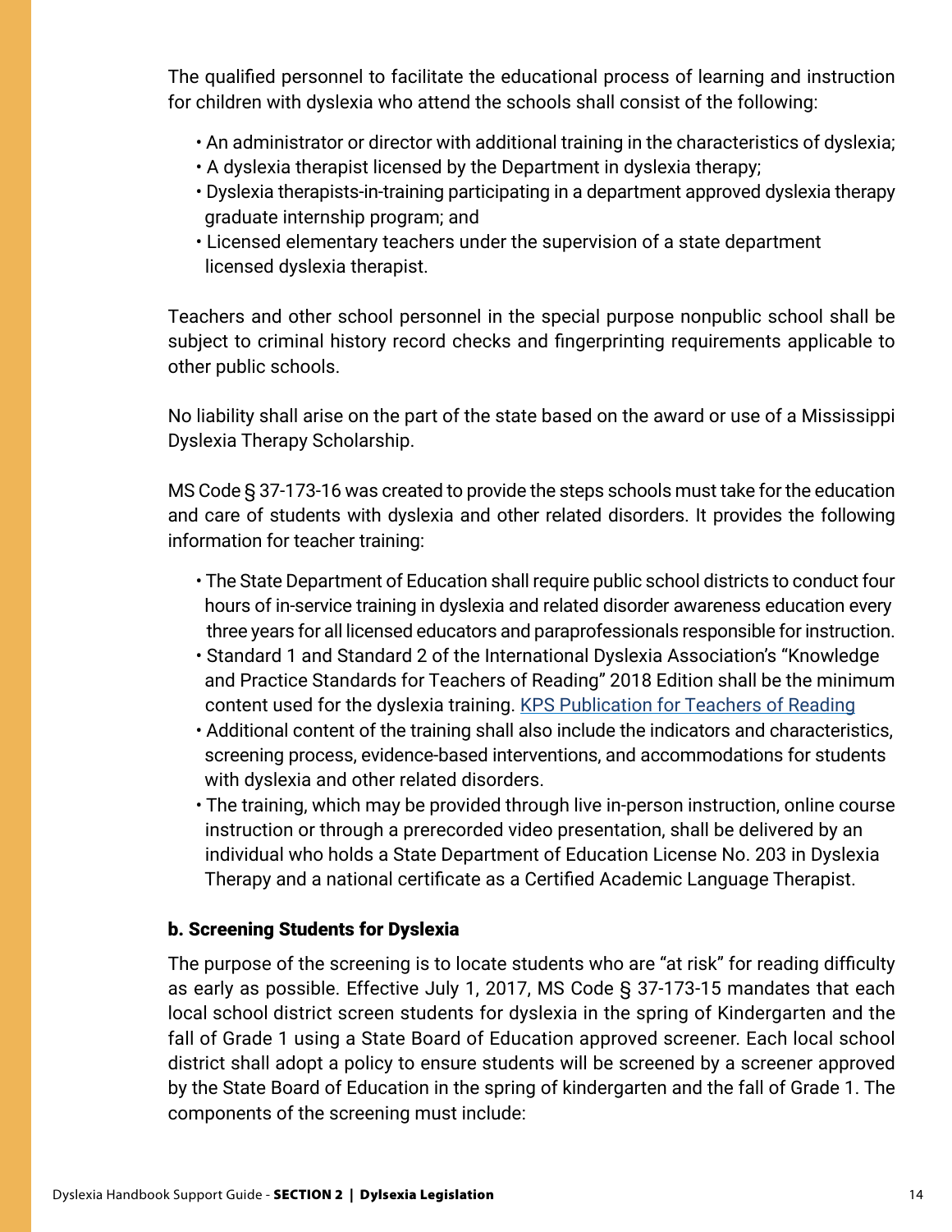The qualified personnel to facilitate the educational process of learning and instruction for children with dyslexia who attend the schools shall consist of the following:

- An administrator or director with additional training in the characteristics of dyslexia;
- A dyslexia therapist licensed by the Department in dyslexia therapy;
- Dyslexia therapists-in-training participating in a department approved dyslexia therapy graduate internship program; and
- Licensed elementary teachers under the supervision of a state department licensed dyslexia therapist.

Teachers and other school personnel in the special purpose nonpublic school shall be subject to criminal history record checks and fingerprinting requirements applicable to other public schools.

No liability shall arise on the part of the state based on the award or use of a Mississippi Dyslexia Therapy Scholarship.

MS Code § 37-173-16 was created to provide the steps schools must take for the education and care of students with dyslexia and other related disorders. It provides the following information for teacher training:

- The State Department of Education shall require public school districts to conduct four hours of in-service training in dyslexia and related disorder awareness education every three years for all licensed educators and paraprofessionals responsible for instruction.
- Standard 1 and Standard 2 of the International Dyslexia Association's "Knowledge and Practice Standards for Teachers of Reading" 2018 Edition shall be the minimum content used for the dyslexia training. KPS Publication for Teachers of Reading
- Additional content of the training shall also include the indicators and characteristics, screening process, evidence-based interventions, and accommodations for students with dyslexia and other related disorders.
- The training, which may be provided through live in-person instruction, online course instruction or through a prerecorded video presentation, shall be delivered by an individual who holds a State Department of Education License No. 203 in Dyslexia Therapy and a national certificate as a Certified Academic Language Therapist.

### b. Screening Students for Dyslexia

The purpose of the screening is to locate students who are "at risk" for reading difficulty as early as possible. Effective July 1, 2017, MS Code § 37-173-15 mandates that each local school district screen students for dyslexia in the spring of Kindergarten and the fall of Grade 1 using a State Board of Education approved screener. Each local school district shall adopt a policy to ensure students will be screened by a screener approved by the State Board of Education in the spring of kindergarten and the fall of Grade 1. The components of the screening must include: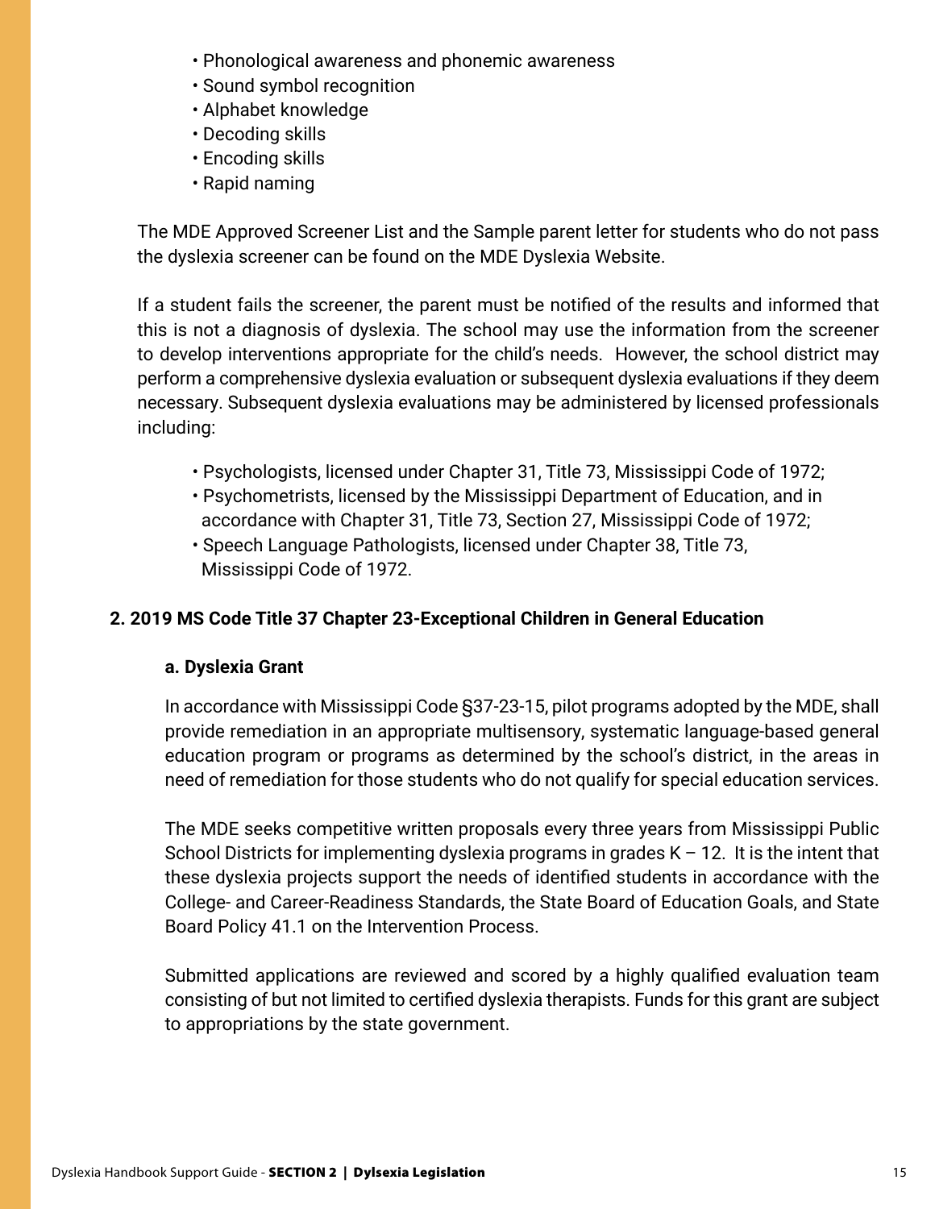- Phonological awareness and phonemic awareness
- Sound symbol recognition
- Alphabet knowledge
- Decoding skills
- Encoding skills
- Rapid naming

The MDE Approved Screener List and the Sample parent letter for students who do not pass the dyslexia screener can be found on the MDE Dyslexia Website.

If a student fails the screener, the parent must be notified of the results and informed that this is not a diagnosis of dyslexia. The school may use the information from the screener to develop interventions appropriate for the child's needs. However, the school district may perform a comprehensive dyslexia evaluation or subsequent dyslexia evaluations if they deem necessary. Subsequent dyslexia evaluations may be administered by licensed professionals including:

- Psychologists, licensed under Chapter 31, Title 73, Mississippi Code of 1972;
- Psychometrists, licensed by the Mississippi Department of Education, and in accordance with Chapter 31, Title 73, Section 27, Mississippi Code of 1972;
- Speech Language Pathologists, licensed under Chapter 38, Title 73, Mississippi Code of 1972.

### 2. 2019 MS Code Title 37 Chapter 23-Exceptional Children in General Education

#### a. Dyslexia Grant

In accordance with Mississippi Code §37-23-15, pilot programs adopted by the MDE, shall provide remediation in an appropriate multisensory, systematic language-based general education program or programs as determined by the school's district, in the areas in need of remediation for those students who do not qualify for special education services.

The MDE seeks competitive written proposals every three years from Mississippi Public School Districts for implementing dyslexia programs in grades K – 12. It is the intent that these dyslexia projects support the needs of identified students in accordance with the College- and Career-Readiness Standards, the State Board of Education Goals, and State Board Policy 41.1 on the Intervention Process.

Submitted applications are reviewed and scored by a highly qualified evaluation team consisting of but not limited to certified dyslexia therapists. Funds for this grant are subject to appropriations by the state government.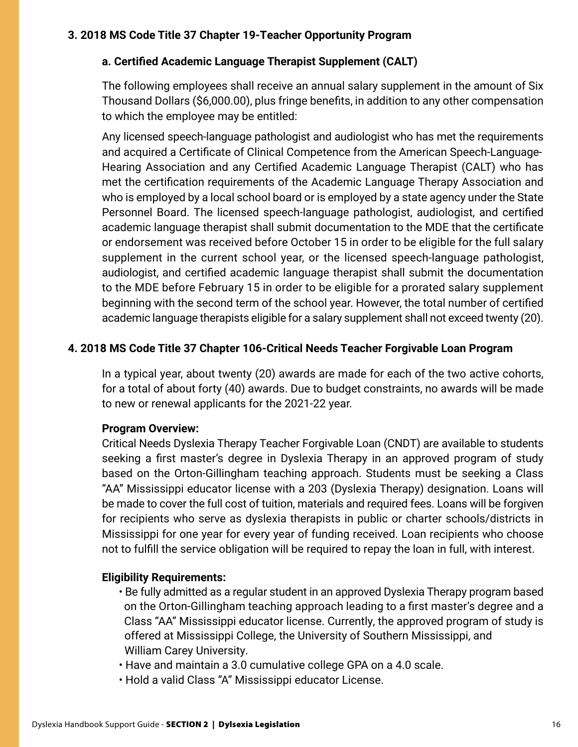### 3. 2018 MS Code Title 37 Chapter 19-Teacher Opportunity Program

#### a. Certified Academic Language Therapist Supplement (CALT)

The following employees shall receive an annual salary supplement in the amount of Six Thousand Dollars ($6,000.00), plus fringe benefits, in addition to any other compensation to which the employee may be entitled:

Any licensed speech-language pathologist and audiologist who has met the requirements and acquired a Certificate of Clinical Competence from the American Speech-Language-Hearing Association and any Certified Academic Language Therapist (CALT) who has met the certification requirements of the Academic Language Therapy Association and who is employed by a local school board or is employed by a state agency under the State Personnel Board. The licensed speech-language pathologist, audiologist, and certified academic language therapist shall submit documentation to the MDE that the certificate or endorsement was received before October 15 in order to be eligible for the full salary supplement in the current school year, or the licensed speech-language pathologist, audiologist, and certified academic language therapist shall submit the documentation to the MDE before February 15 in order to be eligible for a prorated salary supplement beginning with the second term of the school year. However, the total number of certified academic language therapists eligible for a salary supplement shall not exceed twenty (20).

### 4. 2018 MS Code Title 37 Chapter 106-Critical Needs Teacher Forgivable Loan Program

In a typical year, about twenty (20) awards are made for each of the two active cohorts, for a total of about forty (40) awards. Due to budget constraints, no awards will be made to new or renewal applicants for the 2021-22 year.

**Program Overview:**
Critical Needs Dyslexia Therapy Teacher Forgivable Loan (CNDT) are available to students seeking a first master's degree in Dyslexia Therapy in an approved program of study based on the Orton-Gillingham teaching approach. Students must be seeking a Class "AA" Mississippi educator license with a 203 (Dyslexia Therapy) designation. Loans will be made to cover the full cost of tuition, materials and required fees. Loans will be forgiven for recipients who serve as dyslexia therapists in public or charter schools/districts in Mississippi for one year for every year of funding received. Loan recipients who choose not to fulfill the service obligation will be required to repay the loan in full, with interest.

**Eligibility Requirements:**

- Be fully admitted as a regular student in an approved Dyslexia Therapy program based on the Orton-Gillingham teaching approach leading to a first master's degree and a Class "AA" Mississippi educator license. Currently, the approved program of study is offered at Mississippi College, the University of Southern Mississippi, and William Carey University.
- Have and maintain a 3.0 cumulative college GPA on a 4.0 scale.
- Hold a valid Class "A" Mississippi educator License.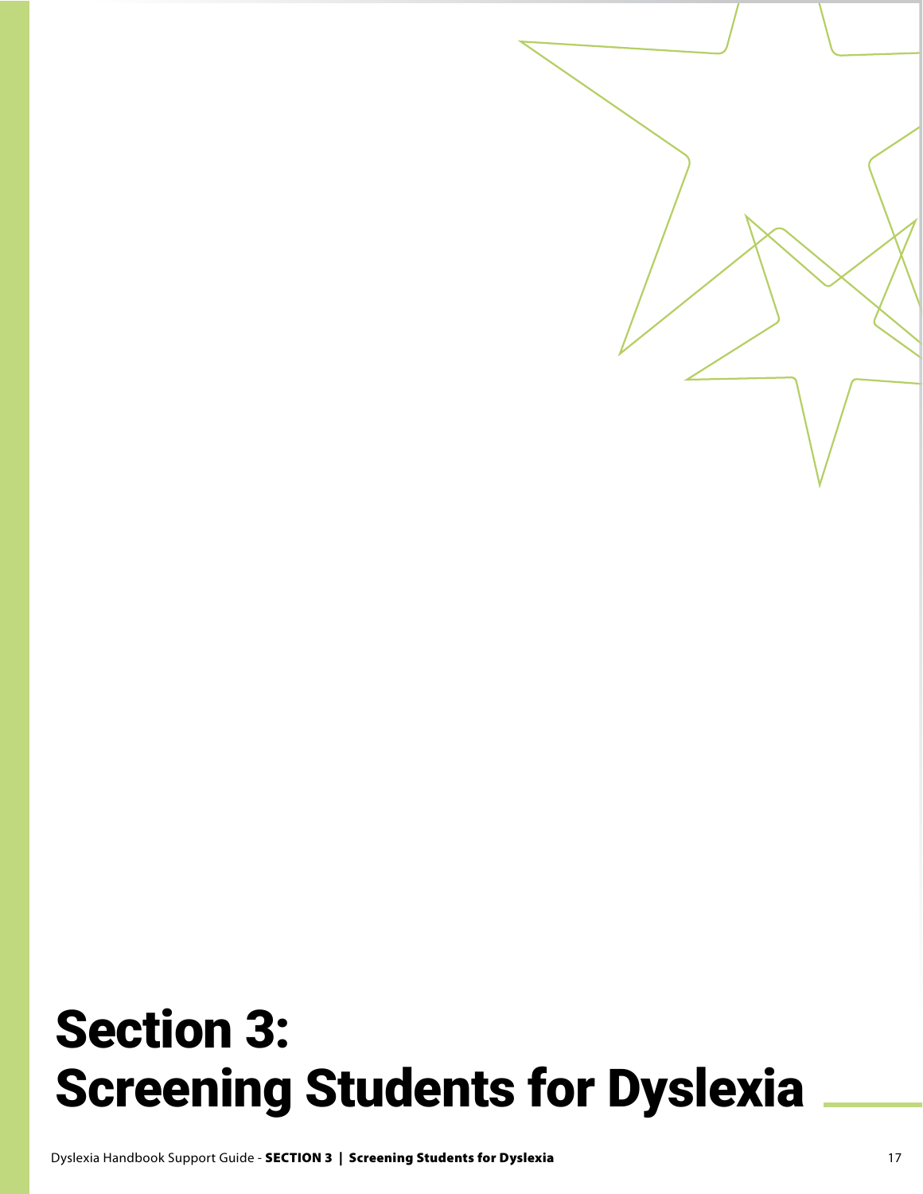# Section 3: Screening Students for Dyslexia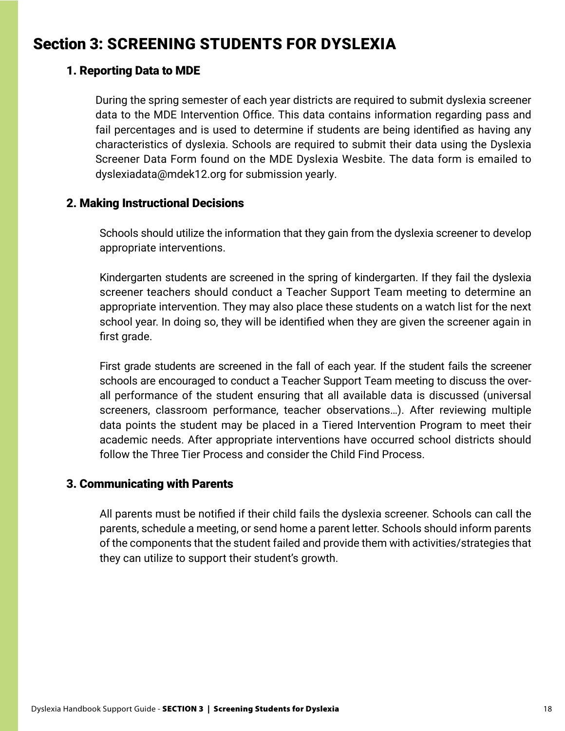# Section 3: SCREENING STUDENTS FOR DYSLEXIA

## 1. Reporting Data to MDE

During the spring semester of each year districts are required to submit dyslexia screener data to the MDE Intervention Office. This data contains information regarding pass and fail percentages and is used to determine if students are being identified as having any characteristics of dyslexia. Schools are required to submit their data using the Dyslexia Screener Data Form found on the MDE Dyslexia Wesbite. The data form is emailed to dyslexiadata@mdek12.org for submission yearly.

## 2. Making Instructional Decisions

Schools should utilize the information that they gain from the dyslexia screener to develop appropriate interventions.

Kindergarten students are screened in the spring of kindergarten. If they fail the dyslexia screener teachers should conduct a Teacher Support Team meeting to determine an appropriate intervention. They may also place these students on a watch list for the next school year. In doing so, they will be identified when they are given the screener again in first grade.

First grade students are screened in the fall of each year. If the student fails the screener schools are encouraged to conduct a Teacher Support Team meeting to discuss the overall performance of the student ensuring that all available data is discussed (universal screeners, classroom performance, teacher observations…). After reviewing multiple data points the student may be placed in a Tiered Intervention Program to meet their academic needs. After appropriate interventions have occurred school districts should follow the Three Tier Process and consider the Child Find Process.

## 3. Communicating with Parents

All parents must be notified if their child fails the dyslexia screener. Schools can call the parents, schedule a meeting, or send home a parent letter. Schools should inform parents of the components that the student failed and provide them with activities/strategies that they can utilize to support their student's growth.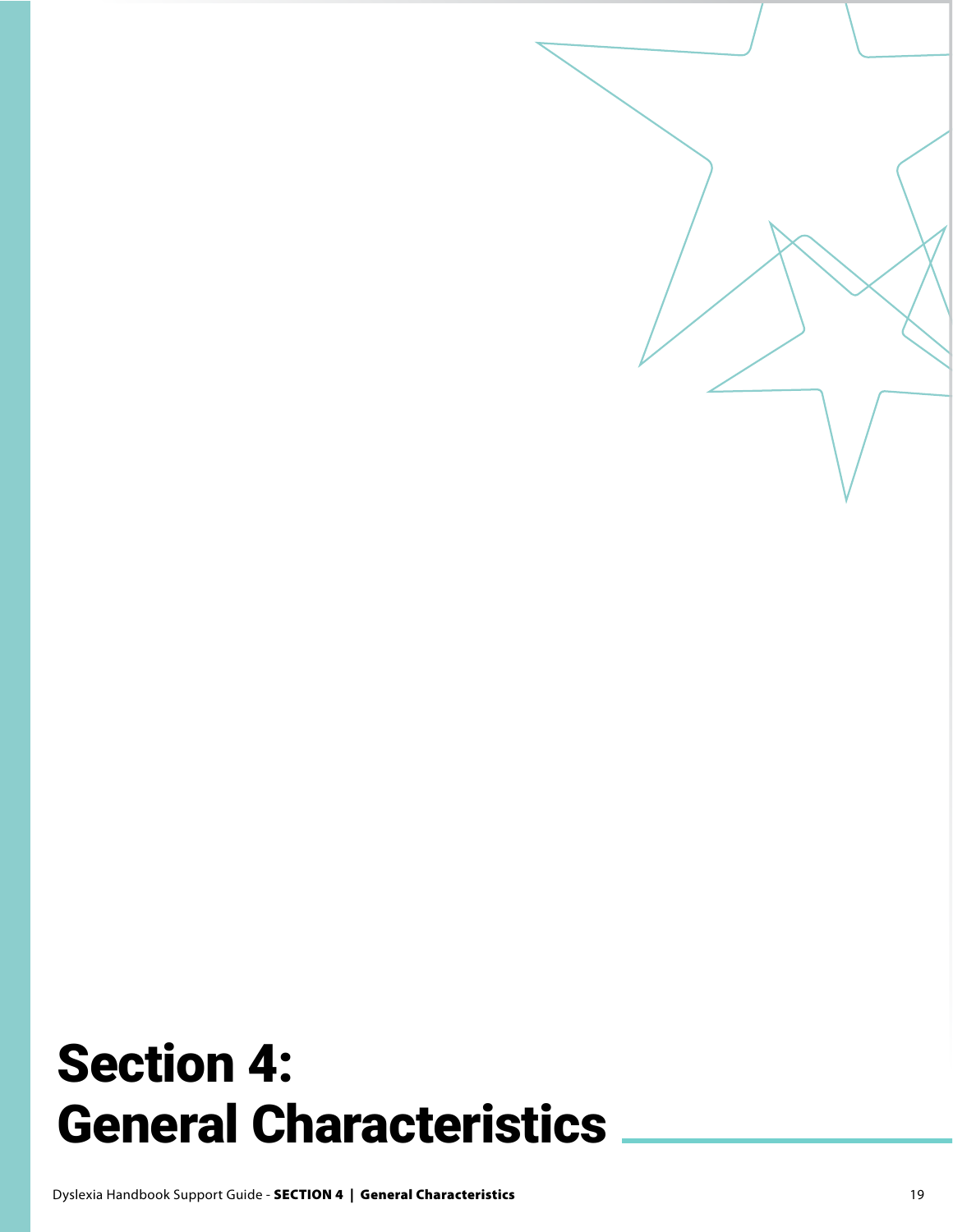# Section 4: General Characteristics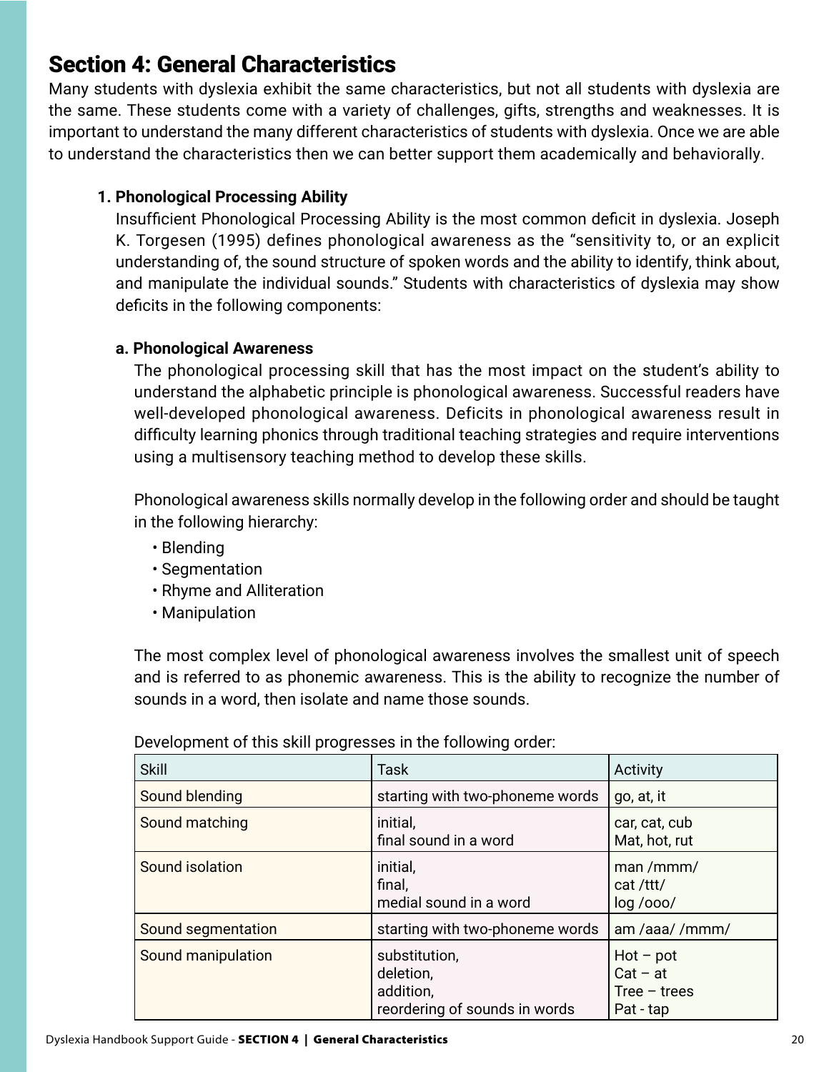# Section 4: General Characteristics

Many students with dyslexia exhibit the same characteristics, but not all students with dyslexia are the same. These students come with a variety of challenges, gifts, strengths and weaknesses. It is important to understand the many different characteristics of students with dyslexia. Once we are able to understand the characteristics then we can better support them academically and behaviorally.

**1. Phonological Processing Ability**

Insufficient Phonological Processing Ability is the most common deficit in dyslexia. Joseph K. Torgesen (1995) defines phonological awareness as the "sensitivity to, or an explicit understanding of, the sound structure of spoken words and the ability to identify, think about, and manipulate the individual sounds." Students with characteristics of dyslexia may show deficits in the following components:

**a. Phonological Awareness**

The phonological processing skill that has the most impact on the student's ability to understand the alphabetic principle is phonological awareness. Successful readers have well-developed phonological awareness. Deficits in phonological awareness result in difficulty learning phonics through traditional teaching strategies and require interventions using a multisensory teaching method to develop these skills.

Phonological awareness skills normally develop in the following order and should be taught in the following hierarchy:

- Blending
- Segmentation
- Rhyme and Alliteration
- Manipulation

The most complex level of phonological awareness involves the smallest unit of speech and is referred to as phonemic awareness. This is the ability to recognize the number of sounds in a word, then isolate and name those sounds.

Development of this skill progresses in the following order:

| Skill | Task | Activity |
|---|---|---|
| Sound blending | starting with two-phoneme words | go, at, it |
| Sound matching | initial,<br>final sound in a word | car, cat, cub<br>Mat, hot, rut |
| Sound isolation | initial,<br>final,<br>medial sound in a word | man /mmm/<br>cat /ttt/<br>log /ooo/ |
| Sound segmentation | starting with two-phoneme words | am /aaa/ /mmm/ |
| Sound manipulation | substitution,<br>deletion,<br>addition,<br>reordering of sounds in words | Hot – pot<br>Cat – at<br>Tree – trees<br>Pat - tap |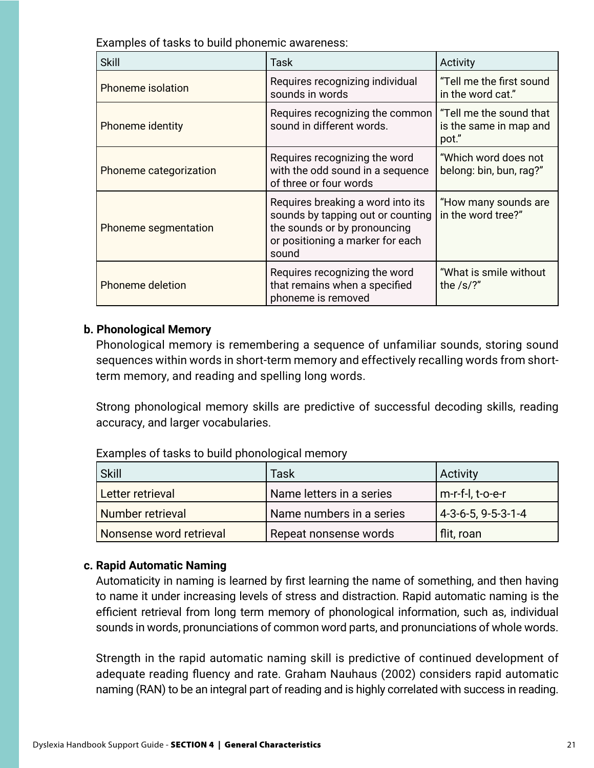Examples of tasks to build phonemic awareness:

| Skill | Task | Activity |
| --- | --- | --- |
| Phoneme isolation | Requires recognizing individual sounds in words | "Tell me the first sound in the word cat." |
| Phoneme identity | Requires recognizing the common sound in different words. | "Tell me the sound that is the same in map and pot." |
| Phoneme categorization | Requires recognizing the word with the odd sound in a sequence of three or four words | "Which word does not belong: bin, bun, rag?" |
| Phoneme segmentation | Requires breaking a word into its sounds by tapping out or counting the sounds or by pronouncing or positioning a marker for each sound | "How many sounds are in the word tree?" |
| Phoneme deletion | Requires recognizing the word that remains when a specified phoneme is removed | "What is smile without the /s/?" |

**b. Phonological Memory**

Phonological memory is remembering a sequence of unfamiliar sounds, storing sound sequences within words in short-term memory and effectively recalling words from short-term memory, and reading and spelling long words.

Strong phonological memory skills are predictive of successful decoding skills, reading accuracy, and larger vocabularies.

Examples of tasks to build phonological memory

| Skill | Task | Activity |
| --- | --- | --- |
| Letter retrieval | Name letters in a series | m-r-f-l, t-o-e-r |
| Number retrieval | Name numbers in a series | 4-3-6-5, 9-5-3-1-4 |
| Nonsense word retrieval | Repeat nonsense words | flit, roan |

**c. Rapid Automatic Naming**

Automaticity in naming is learned by first learning the name of something, and then having to name it under increasing levels of stress and distraction. Rapid automatic naming is the efficient retrieval from long term memory of phonological information, such as, individual sounds in words, pronunciations of common word parts, and pronunciations of whole words.

Strength in the rapid automatic naming skill is predictive of continued development of adequate reading fluency and rate. Graham Nauhaus (2002) considers rapid automatic naming (RAN) to be an integral part of reading and is highly correlated with success in reading.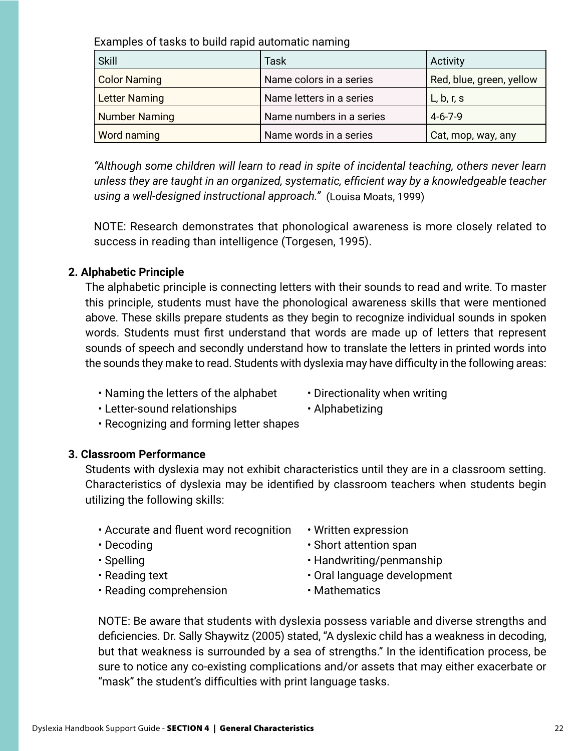Examples of tasks to build rapid automatic naming

| Skill | Task | Activity |
| --- | --- | --- |
| Color Naming | Name colors in a series | Red, blue, green, yellow |
| Letter Naming | Name letters in a series | L, b, r, s |
| Number Naming | Name numbers in a series | 4-6-7-9 |
| Word naming | Name words in a series | Cat, mop, way, any |

*"Although some children will learn to read in spite of incidental teaching, others never learn unless they are taught in an organized, systematic, efficient way by a knowledgeable teacher using a well-designed instructional approach."* (Louisa Moats, 1999)

NOTE: Research demonstrates that phonological awareness is more closely related to success in reading than intelligence (Torgesen, 1995).

**2. Alphabetic Principle**

The alphabetic principle is connecting letters with their sounds to read and write. To master this principle, students must have the phonological awareness skills that were mentioned above. These skills prepare students as they begin to recognize individual sounds in spoken words. Students must first understand that words are made up of letters that represent sounds of speech and secondly understand how to translate the letters in printed words into the sounds they make to read. Students with dyslexia may have difficulty in the following areas:

- Naming the letters of the alphabet
- Letter-sound relationships
- Recognizing and forming letter shapes
- Directionality when writing
- Alphabetizing

**3. Classroom Performance**

Students with dyslexia may not exhibit characteristics until they are in a classroom setting. Characteristics of dyslexia may be identified by classroom teachers when students begin utilizing the following skills:

- Accurate and fluent word recognition
- Decoding
- Spelling
- Reading text
- Reading comprehension
- Written expression
- Short attention span
- Handwriting/penmanship
- Oral language development
- Mathematics

NOTE: Be aware that students with dyslexia possess variable and diverse strengths and deficiencies. Dr. Sally Shaywitz (2005) stated, "A dyslexic child has a weakness in decoding, but that weakness is surrounded by a sea of strengths." In the identification process, be sure to notice any co-existing complications and/or assets that may either exacerbate or "mask" the student's difficulties with print language tasks.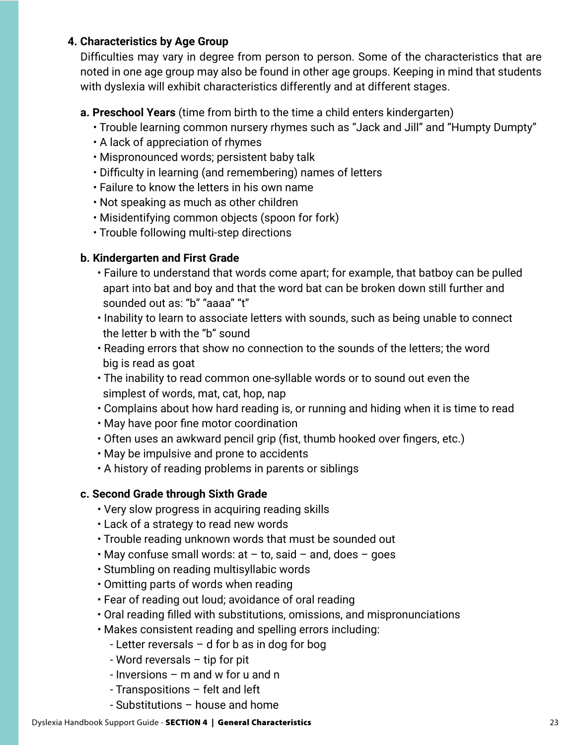### 4. Characteristics by Age Group

Difficulties may vary in degree from person to person. Some of the characteristics that are noted in one age group may also be found in other age groups. Keeping in mind that students with dyslexia will exhibit characteristics differently and at different stages.

#### a. Preschool Years (time from birth to the time a child enters kindergarten)

- Trouble learning common nursery rhymes such as "Jack and Jill" and "Humpty Dumpty"
- A lack of appreciation of rhymes
- Mispronounced words; persistent baby talk
- Difficulty in learning (and remembering) names of letters
- Failure to know the letters in his own name
- Not speaking as much as other children
- Misidentifying common objects (spoon for fork)
- Trouble following multi-step directions

#### b. Kindergarten and First Grade

- Failure to understand that words come apart; for example, that batboy can be pulled apart into bat and boy and that the word bat can be broken down still further and sounded out as: "b" "aaaa" "t"
- Inability to learn to associate letters with sounds, such as being unable to connect the letter b with the "b" sound
- Reading errors that show no connection to the sounds of the letters; the word big is read as goat
- The inability to read common one-syllable words or to sound out even the simplest of words, mat, cat, hop, nap
- Complains about how hard reading is, or running and hiding when it is time to read
- May have poor fine motor coordination
- Often uses an awkward pencil grip (fist, thumb hooked over fingers, etc.)
- May be impulsive and prone to accidents
- A history of reading problems in parents or siblings

#### c. Second Grade through Sixth Grade

- Very slow progress in acquiring reading skills
- Lack of a strategy to read new words
- Trouble reading unknown words that must be sounded out
- May confuse small words: at – to, said – and, does – goes
- Stumbling on reading multisyllabic words
- Omitting parts of words when reading
- Fear of reading out loud; avoidance of oral reading
- Oral reading filled with substitutions, omissions, and mispronunciations
- Makes consistent reading and spelling errors including:
  - Letter reversals – d for b as in dog for bog
  - Word reversals – tip for pit
  - Inversions – m and w for u and n
  - Transpositions – felt and left
  - Substitutions – house and home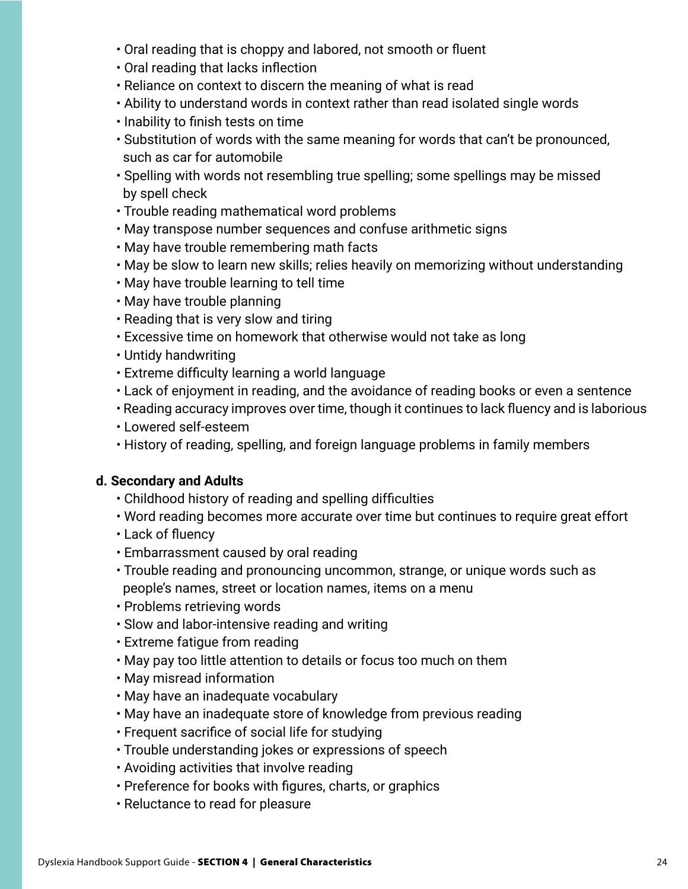- Oral reading that is choppy and labored, not smooth or fluent
- Oral reading that lacks inflection
- Reliance on context to discern the meaning of what is read
- Ability to understand words in context rather than read isolated single words
- Inability to finish tests on time
- Substitution of words with the same meaning for words that can't be pronounced, such as car for automobile
- Spelling with words not resembling true spelling; some spellings may be missed by spell check
- Trouble reading mathematical word problems
- May transpose number sequences and confuse arithmetic signs
- May have trouble remembering math facts
- May be slow to learn new skills; relies heavily on memorizing without understanding
- May have trouble learning to tell time
- May have trouble planning
- Reading that is very slow and tiring
- Excessive time on homework that otherwise would not take as long
- Untidy handwriting
- Extreme difficulty learning a world language
- Lack of enjoyment in reading, and the avoidance of reading books or even a sentence
- Reading accuracy improves over time, though it continues to lack fluency and is laborious
- Lowered self-esteem
- History of reading, spelling, and foreign language problems in family members

**d. Secondary and Adults**

- Childhood history of reading and spelling difficulties
- Word reading becomes more accurate over time but continues to require great effort
- Lack of fluency
- Embarrassment caused by oral reading
- Trouble reading and pronouncing uncommon, strange, or unique words such as people's names, street or location names, items on a menu
- Problems retrieving words
- Slow and labor-intensive reading and writing
- Extreme fatigue from reading
- May pay too little attention to details or focus too much on them
- May misread information
- May have an inadequate vocabulary
- May have an inadequate store of knowledge from previous reading
- Frequent sacrifice of social life for studying
- Trouble understanding jokes or expressions of speech
- Avoiding activities that involve reading
- Preference for books with figures, charts, or graphics
- Reluctance to read for pleasure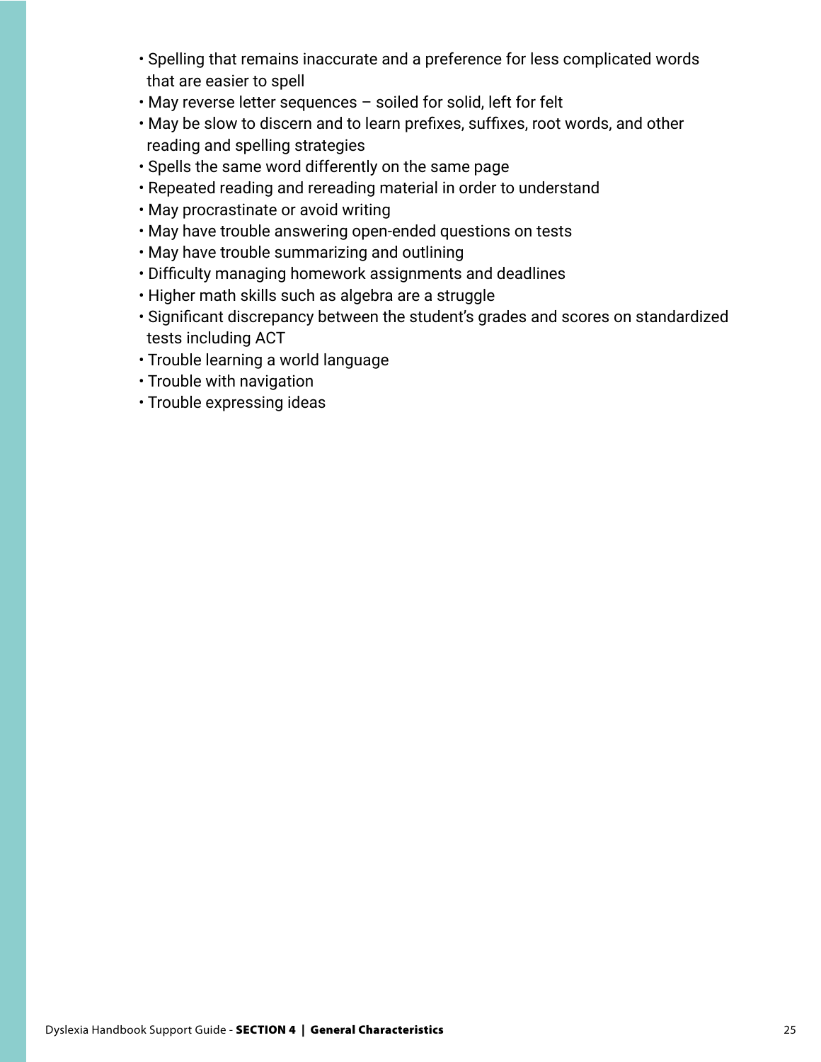- Spelling that remains inaccurate and a preference for less complicated words that are easier to spell
- May reverse letter sequences – soiled for solid, left for felt
- May be slow to discern and to learn prefixes, suffixes, root words, and other reading and spelling strategies
- Spells the same word differently on the same page
- Repeated reading and rereading material in order to understand
- May procrastinate or avoid writing
- May have trouble answering open-ended questions on tests
- May have trouble summarizing and outlining
- Difficulty managing homework assignments and deadlines
- Higher math skills such as algebra are a struggle
- Significant discrepancy between the student's grades and scores on standardized tests including ACT
- Trouble learning a world language
- Trouble with navigation
- Trouble expressing ideas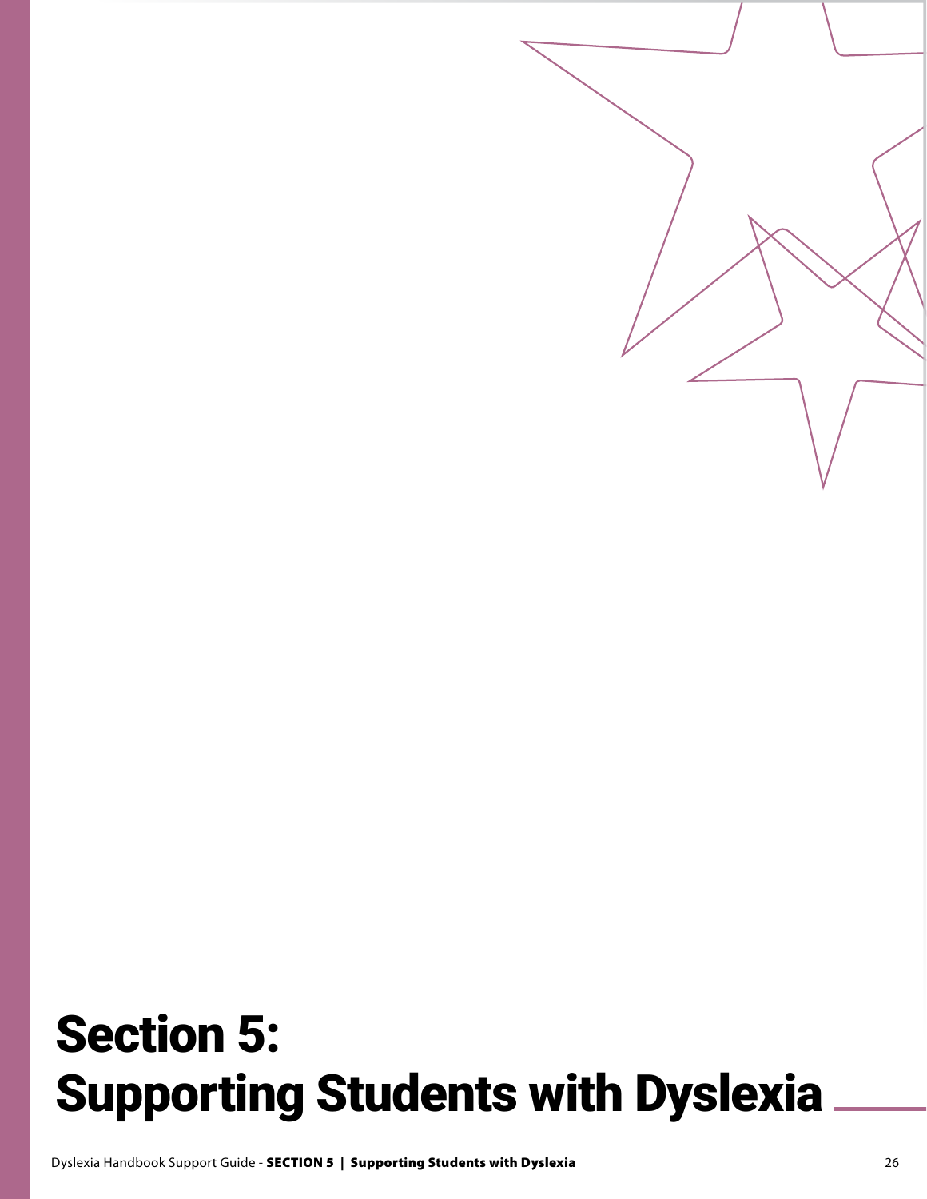# Section 5: Supporting Students with Dyslexia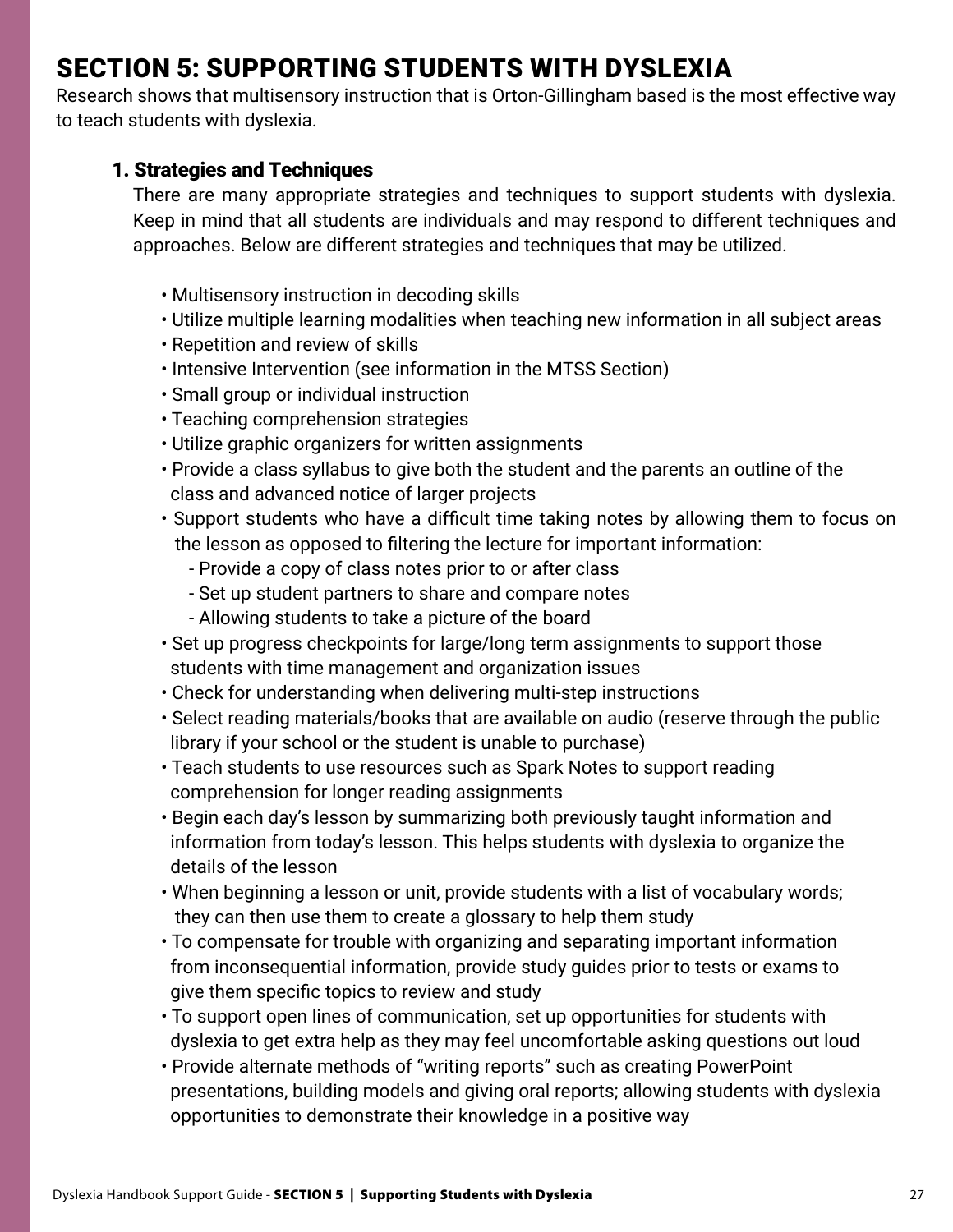# SECTION 5: SUPPORTING STUDENTS WITH DYSLEXIA

Research shows that multisensory instruction that is Orton-Gillingham based is the most effective way to teach students with dyslexia.

## 1. Strategies and Techniques

There are many appropriate strategies and techniques to support students with dyslexia. Keep in mind that all students are individuals and may respond to different techniques and approaches. Below are different strategies and techniques that may be utilized.

- Multisensory instruction in decoding skills
- Utilize multiple learning modalities when teaching new information in all subject areas
- Repetition and review of skills
- Intensive Intervention (see information in the MTSS Section)
- Small group or individual instruction
- Teaching comprehension strategies
- Utilize graphic organizers for written assignments
- Provide a class syllabus to give both the student and the parents an outline of the class and advanced notice of larger projects
- Support students who have a difficult time taking notes by allowing them to focus on the lesson as opposed to filtering the lecture for important information:
  - Provide a copy of class notes prior to or after class
  - Set up student partners to share and compare notes
  - Allowing students to take a picture of the board
- Set up progress checkpoints for large/long term assignments to support those students with time management and organization issues
- Check for understanding when delivering multi-step instructions
- Select reading materials/books that are available on audio (reserve through the public library if your school or the student is unable to purchase)
- Teach students to use resources such as Spark Notes to support reading comprehension for longer reading assignments
- Begin each day's lesson by summarizing both previously taught information and information from today's lesson. This helps students with dyslexia to organize the details of the lesson
- When beginning a lesson or unit, provide students with a list of vocabulary words; they can then use them to create a glossary to help them study
- To compensate for trouble with organizing and separating important information from inconsequential information, provide study guides prior to tests or exams to give them specific topics to review and study
- To support open lines of communication, set up opportunities for students with dyslexia to get extra help as they may feel uncomfortable asking questions out loud
- Provide alternate methods of "writing reports" such as creating PowerPoint presentations, building models and giving oral reports; allowing students with dyslexia opportunities to demonstrate their knowledge in a positive way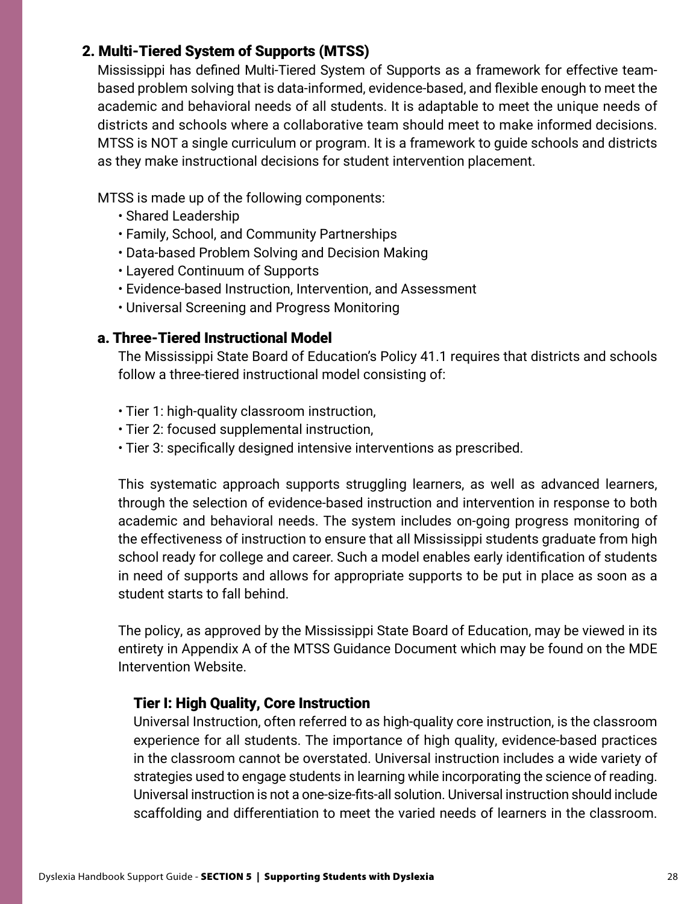## 2. Multi-Tiered System of Supports (MTSS)

Mississippi has defined Multi-Tiered System of Supports as a framework for effective team-based problem solving that is data-informed, evidence-based, and flexible enough to meet the academic and behavioral needs of all students. It is adaptable to meet the unique needs of districts and schools where a collaborative team should meet to make informed decisions. MTSS is NOT a single curriculum or program. It is a framework to guide schools and districts as they make instructional decisions for student intervention placement.

MTSS is made up of the following components:

- Shared Leadership
- Family, School, and Community Partnerships
- Data-based Problem Solving and Decision Making
- Layered Continuum of Supports
- Evidence-based Instruction, Intervention, and Assessment
- Universal Screening and Progress Monitoring

### a. Three-Tiered Instructional Model

The Mississippi State Board of Education's Policy 41.1 requires that districts and schools follow a three-tiered instructional model consisting of:

- Tier 1: high-quality classroom instruction,
- Tier 2: focused supplemental instruction,
- Tier 3: specifically designed intensive interventions as prescribed.

This systematic approach supports struggling learners, as well as advanced learners, through the selection of evidence-based instruction and intervention in response to both academic and behavioral needs. The system includes on-going progress monitoring of the effectiveness of instruction to ensure that all Mississippi students graduate from high school ready for college and career. Such a model enables early identification of students in need of supports and allows for appropriate supports to be put in place as soon as a student starts to fall behind.

The policy, as approved by the Mississippi State Board of Education, may be viewed in its entirety in Appendix A of the MTSS Guidance Document which may be found on the MDE Intervention Website.

#### Tier I: High Quality, Core Instruction

Universal Instruction, often referred to as high-quality core instruction, is the classroom experience for all students. The importance of high quality, evidence-based practices in the classroom cannot be overstated. Universal instruction includes a wide variety of strategies used to engage students in learning while incorporating the science of reading. Universal instruction is not a one-size-fits-all solution. Universal instruction should include scaffolding and differentiation to meet the varied needs of learners in the classroom.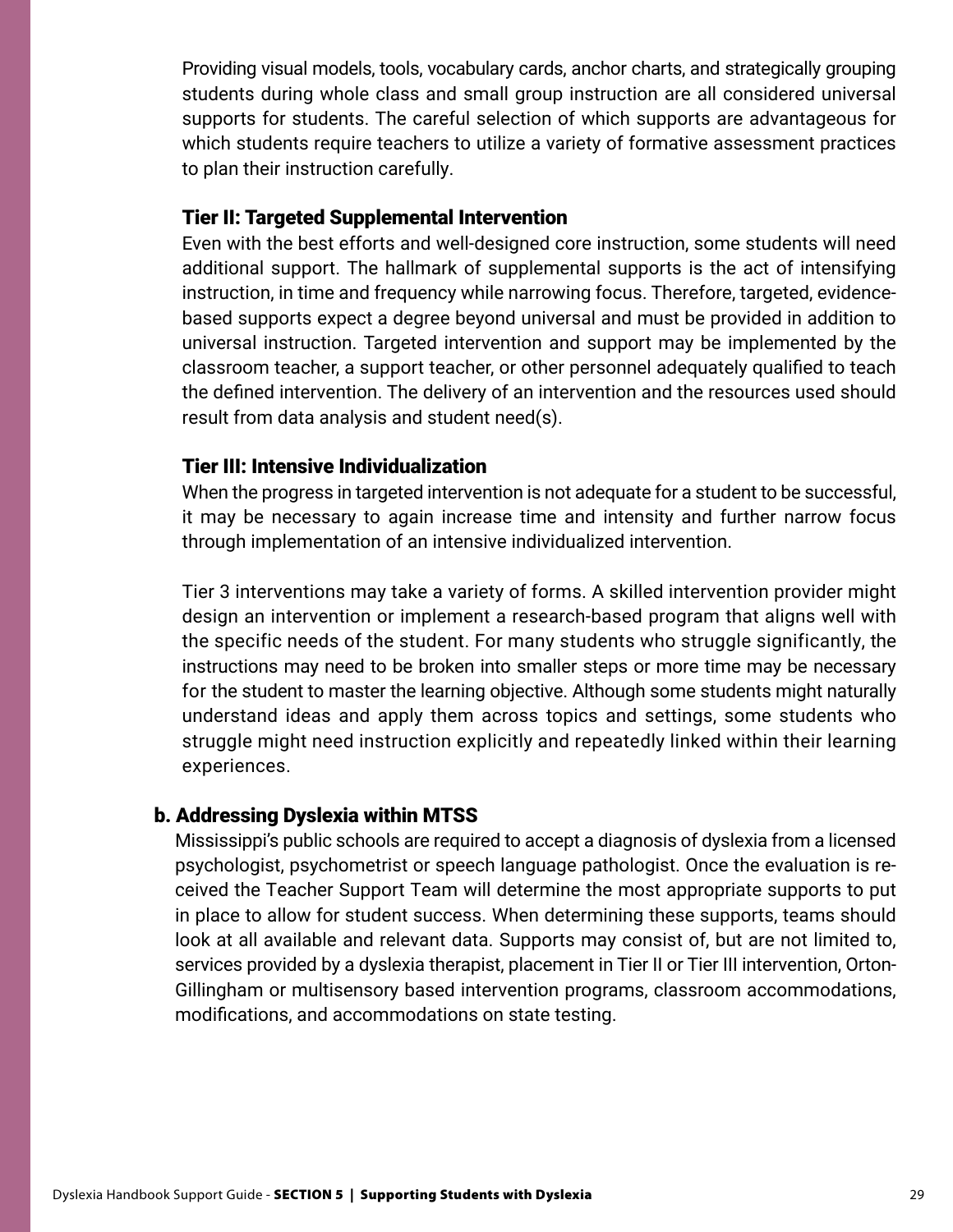Providing visual models, tools, vocabulary cards, anchor charts, and strategically grouping students during whole class and small group instruction are all considered universal supports for students. The careful selection of which supports are advantageous for which students require teachers to utilize a variety of formative assessment practices to plan their instruction carefully.

### Tier II: Targeted Supplemental Intervention

Even with the best efforts and well-designed core instruction, some students will need additional support. The hallmark of supplemental supports is the act of intensifying instruction, in time and frequency while narrowing focus. Therefore, targeted, evidence-based supports expect a degree beyond universal and must be provided in addition to universal instruction. Targeted intervention and support may be implemented by the classroom teacher, a support teacher, or other personnel adequately qualified to teach the defined intervention. The delivery of an intervention and the resources used should result from data analysis and student need(s).

### Tier III: Intensive Individualization

When the progress in targeted intervention is not adequate for a student to be successful, it may be necessary to again increase time and intensity and further narrow focus through implementation of an intensive individualized intervention.

Tier 3 interventions may take a variety of forms. A skilled intervention provider might design an intervention or implement a research-based program that aligns well with the specific needs of the student. For many students who struggle significantly, the instructions may need to be broken into smaller steps or more time may be necessary for the student to master the learning objective. Although some students might naturally understand ideas and apply them across topics and settings, some students who struggle might need instruction explicitly and repeatedly linked within their learning experiences.

## b. Addressing Dyslexia within MTSS

Mississippi's public schools are required to accept a diagnosis of dyslexia from a licensed psychologist, psychometrist or speech language pathologist. Once the evaluation is received the Teacher Support Team will determine the most appropriate supports to put in place to allow for student success. When determining these supports, teams should look at all available and relevant data. Supports may consist of, but are not limited to, services provided by a dyslexia therapist, placement in Tier II or Tier III intervention, Orton-Gillingham or multisensory based intervention programs, classroom accommodations, modifications, and accommodations on state testing.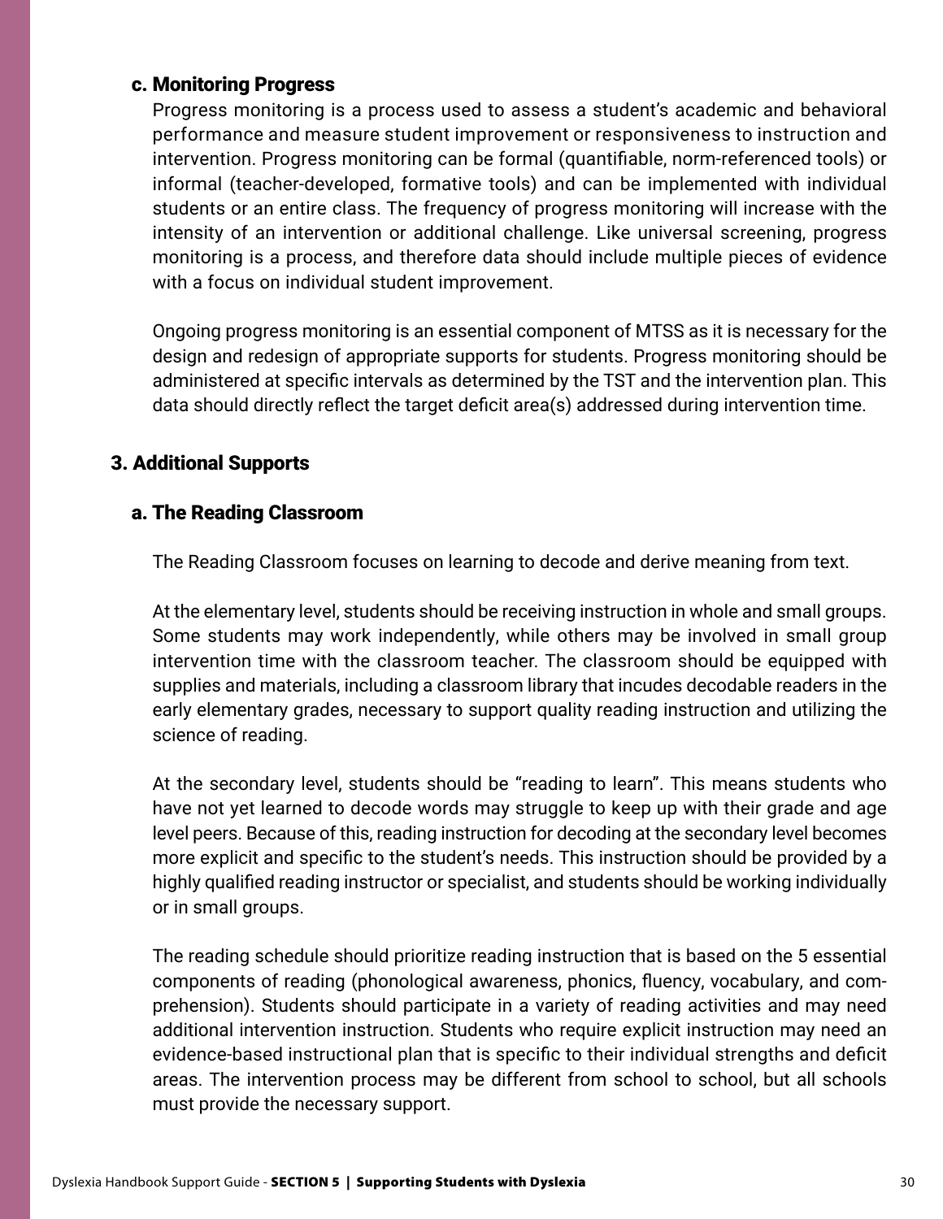### c. Monitoring Progress

Progress monitoring is a process used to assess a student's academic and behavioral performance and measure student improvement or responsiveness to instruction and intervention. Progress monitoring can be formal (quantifiable, norm-referenced tools) or informal (teacher-developed, formative tools) and can be implemented with individual students or an entire class. The frequency of progress monitoring will increase with the intensity of an intervention or additional challenge. Like universal screening, progress monitoring is a process, and therefore data should include multiple pieces of evidence with a focus on individual student improvement.

Ongoing progress monitoring is an essential component of MTSS as it is necessary for the design and redesign of appropriate supports for students. Progress monitoring should be administered at specific intervals as determined by the TST and the intervention plan. This data should directly reflect the target deficit area(s) addressed during intervention time.

## 3. Additional Supports

### a. The Reading Classroom

The Reading Classroom focuses on learning to decode and derive meaning from text.

At the elementary level, students should be receiving instruction in whole and small groups. Some students may work independently, while others may be involved in small group intervention time with the classroom teacher. The classroom should be equipped with supplies and materials, including a classroom library that incudes decodable readers in the early elementary grades, necessary to support quality reading instruction and utilizing the science of reading.

At the secondary level, students should be "reading to learn". This means students who have not yet learned to decode words may struggle to keep up with their grade and age level peers. Because of this, reading instruction for decoding at the secondary level becomes more explicit and specific to the student's needs. This instruction should be provided by a highly qualified reading instructor or specialist, and students should be working individually or in small groups.

The reading schedule should prioritize reading instruction that is based on the 5 essential components of reading (phonological awareness, phonics, fluency, vocabulary, and comprehension). Students should participate in a variety of reading activities and may need additional intervention instruction. Students who require explicit instruction may need an evidence-based instructional plan that is specific to their individual strengths and deficit areas. The intervention process may be different from school to school, but all schools must provide the necessary support.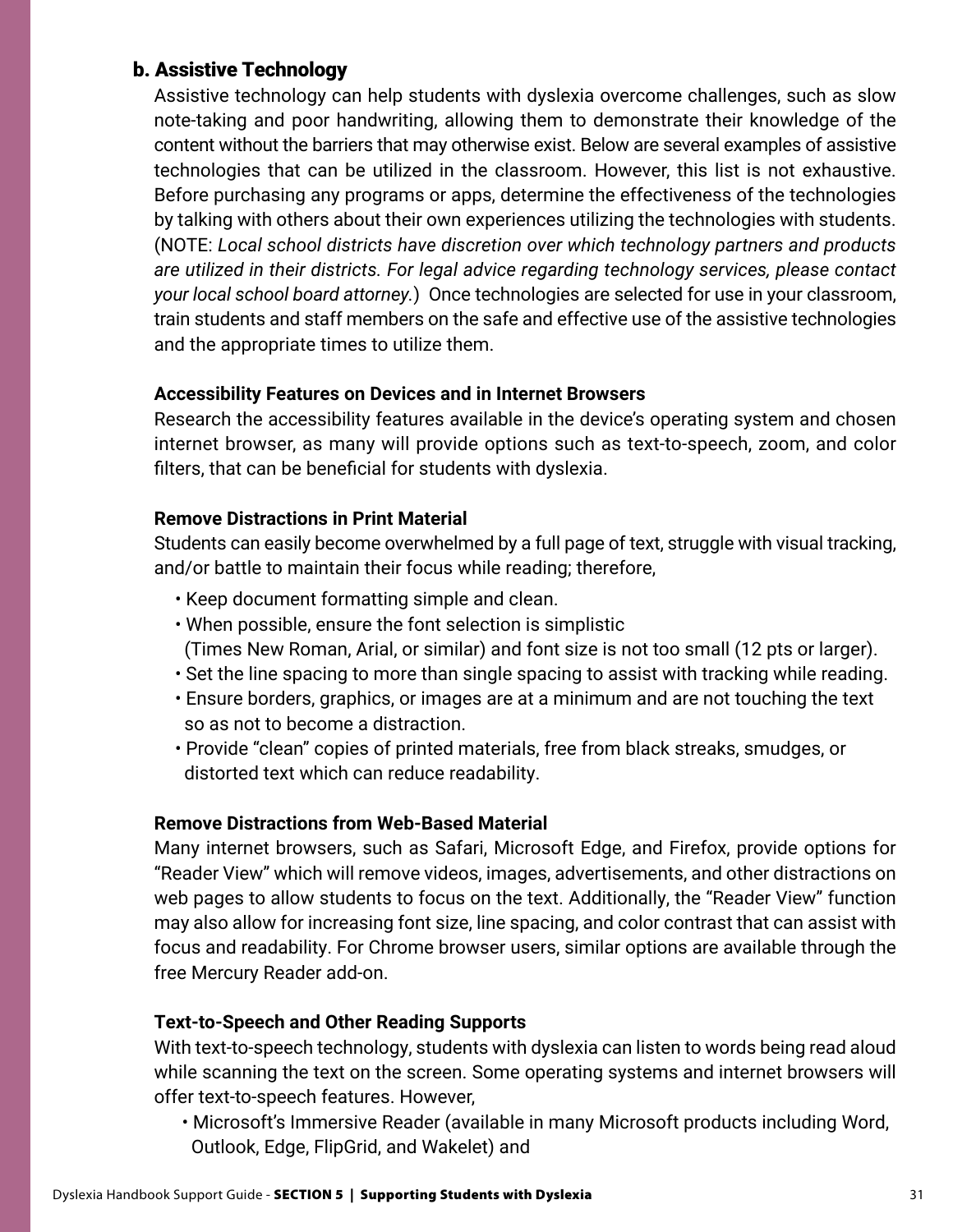## b. Assistive Technology

Assistive technology can help students with dyslexia overcome challenges, such as slow note-taking and poor handwriting, allowing them to demonstrate their knowledge of the content without the barriers that may otherwise exist. Below are several examples of assistive technologies that can be utilized in the classroom. However, this list is not exhaustive. Before purchasing any programs or apps, determine the effectiveness of the technologies by talking with others about their own experiences utilizing the technologies with students. (NOTE: *Local school districts have discretion over which technology partners and products are utilized in their districts. For legal advice regarding technology services, please contact your local school board attorney.*) Once technologies are selected for use in your classroom, train students and staff members on the safe and effective use of the assistive technologies and the appropriate times to utilize them.

**Accessibility Features on Devices and in Internet Browsers**

Research the accessibility features available in the device's operating system and chosen internet browser, as many will provide options such as text-to-speech, zoom, and color filters, that can be beneficial for students with dyslexia.

**Remove Distractions in Print Material**

Students can easily become overwhelmed by a full page of text, struggle with visual tracking, and/or battle to maintain their focus while reading; therefore,

- Keep document formatting simple and clean.
- When possible, ensure the font selection is simplistic (Times New Roman, Arial, or similar) and font size is not too small (12 pts or larger).
- Set the line spacing to more than single spacing to assist with tracking while reading.
- Ensure borders, graphics, or images are at a minimum and are not touching the text so as not to become a distraction.
- Provide "clean" copies of printed materials, free from black streaks, smudges, or distorted text which can reduce readability.

**Remove Distractions from Web-Based Material**

Many internet browsers, such as Safari, Microsoft Edge, and Firefox, provide options for "Reader View" which will remove videos, images, advertisements, and other distractions on web pages to allow students to focus on the text. Additionally, the "Reader View" function may also allow for increasing font size, line spacing, and color contrast that can assist with focus and readability. For Chrome browser users, similar options are available through the free Mercury Reader add-on.

**Text-to-Speech and Other Reading Supports**

With text-to-speech technology, students with dyslexia can listen to words being read aloud while scanning the text on the screen. Some operating systems and internet browsers will offer text-to-speech features. However,

- Microsoft's Immersive Reader (available in many Microsoft products including Word, Outlook, Edge, FlipGrid, and Wakelet) and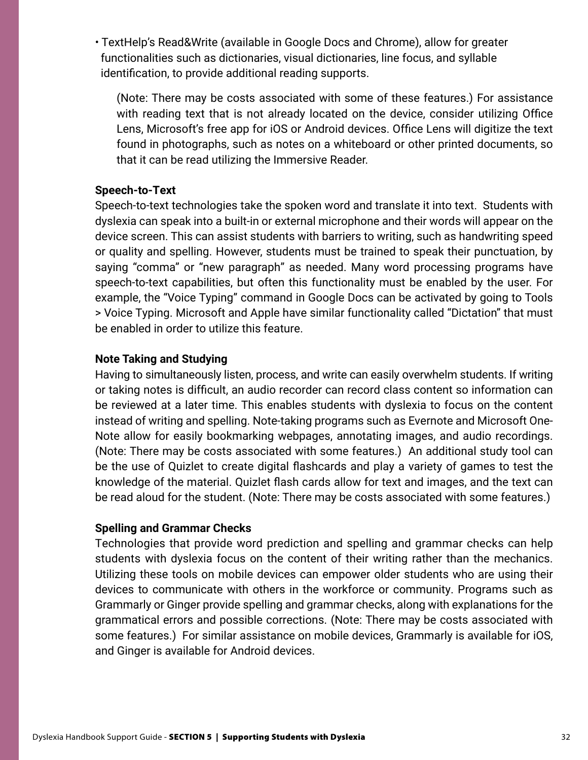- TextHelp's Read&Write (available in Google Docs and Chrome), allow for greater functionalities such as dictionaries, visual dictionaries, line focus, and syllable identification, to provide additional reading supports.

    (Note: There may be costs associated with some of these features.) For assistance with reading text that is not already located on the device, consider utilizing Office Lens, Microsoft's free app for iOS or Android devices. Office Lens will digitize the text found in photographs, such as notes on a whiteboard or other printed documents, so that it can be read utilizing the Immersive Reader.

**Speech-to-Text**

Speech-to-text technologies take the spoken word and translate it into text. Students with dyslexia can speak into a built-in or external microphone and their words will appear on the device screen. This can assist students with barriers to writing, such as handwriting speed or quality and spelling. However, students must be trained to speak their punctuation, by saying "comma" or "new paragraph" as needed. Many word processing programs have speech-to-text capabilities, but often this functionality must be enabled by the user. For example, the "Voice Typing" command in Google Docs can be activated by going to Tools > Voice Typing. Microsoft and Apple have similar functionality called "Dictation" that must be enabled in order to utilize this feature.

**Note Taking and Studying**

Having to simultaneously listen, process, and write can easily overwhelm students. If writing or taking notes is difficult, an audio recorder can record class content so information can be reviewed at a later time. This enables students with dyslexia to focus on the content instead of writing and spelling. Note-taking programs such as Evernote and Microsoft One-Note allow for easily bookmarking webpages, annotating images, and audio recordings. (Note: There may be costs associated with some features.) An additional study tool can be the use of Quizlet to create digital flashcards and play a variety of games to test the knowledge of the material. Quizlet flash cards allow for text and images, and the text can be read aloud for the student. (Note: There may be costs associated with some features.)

**Spelling and Grammar Checks**

Technologies that provide word prediction and spelling and grammar checks can help students with dyslexia focus on the content of their writing rather than the mechanics. Utilizing these tools on mobile devices can empower older students who are using their devices to communicate with others in the workforce or community. Programs such as Grammarly or Ginger provide spelling and grammar checks, along with explanations for the grammatical errors and possible corrections. (Note: There may be costs associated with some features.) For similar assistance on mobile devices, Grammarly is available for iOS, and Ginger is available for Android devices.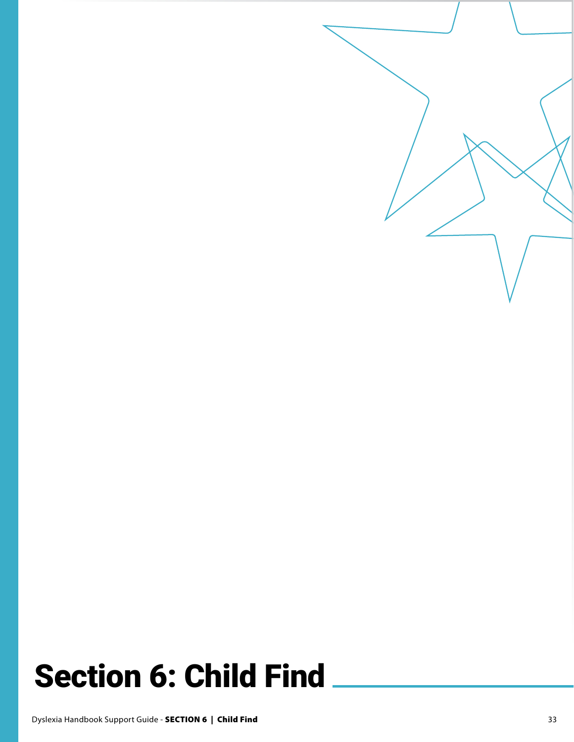# Section 6: Child Find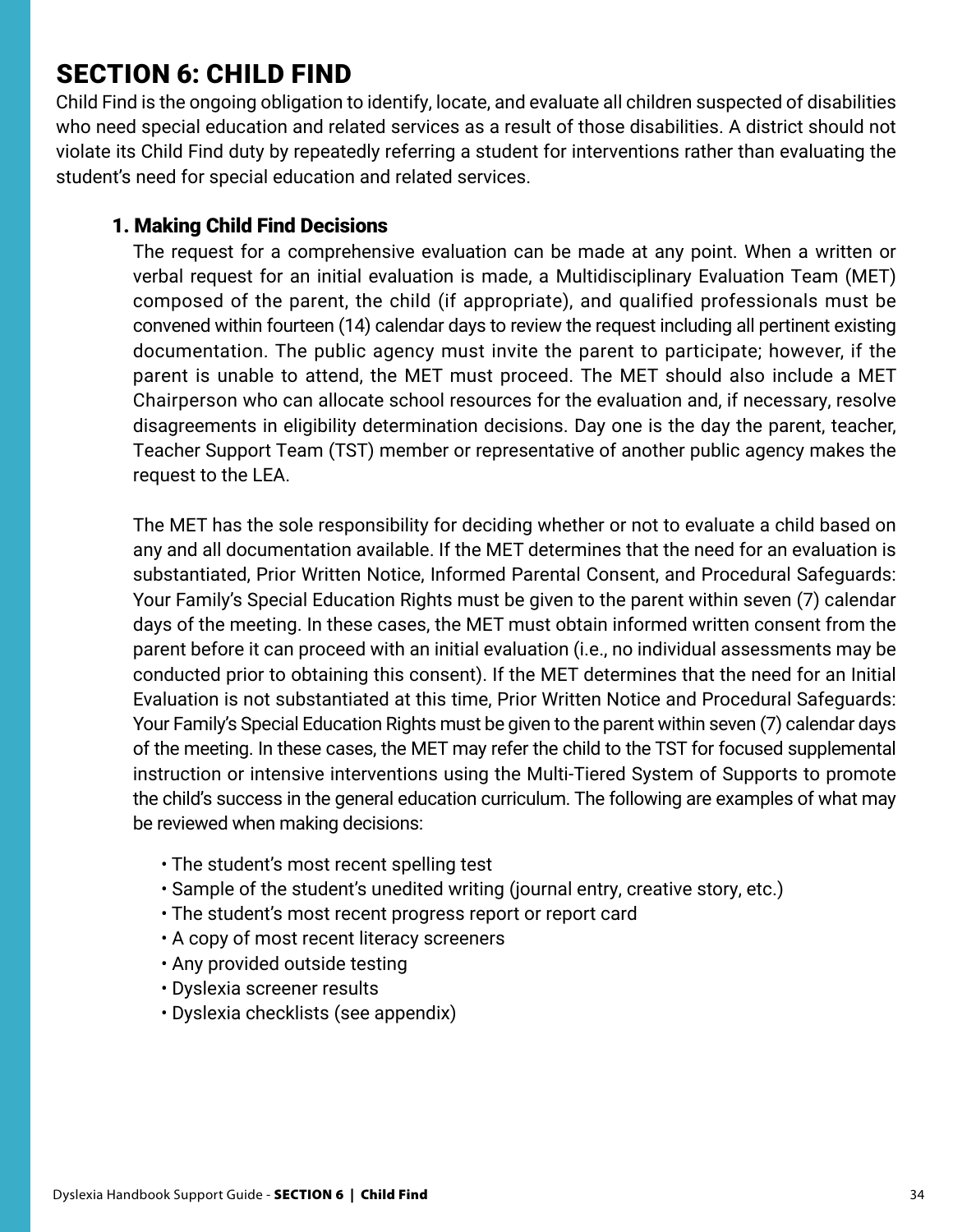# SECTION 6: CHILD FIND

Child Find is the ongoing obligation to identify, locate, and evaluate all children suspected of disabilities who need special education and related services as a result of those disabilities. A district should not violate its Child Find duty by repeatedly referring a student for interventions rather than evaluating the student's need for special education and related services.

## 1. Making Child Find Decisions

The request for a comprehensive evaluation can be made at any point. When a written or verbal request for an initial evaluation is made, a Multidisciplinary Evaluation Team (MET) composed of the parent, the child (if appropriate), and qualified professionals must be convened within fourteen (14) calendar days to review the request including all pertinent existing documentation. The public agency must invite the parent to participate; however, if the parent is unable to attend, the MET must proceed. The MET should also include a MET Chairperson who can allocate school resources for the evaluation and, if necessary, resolve disagreements in eligibility determination decisions. Day one is the day the parent, teacher, Teacher Support Team (TST) member or representative of another public agency makes the request to the LEA.

The MET has the sole responsibility for deciding whether or not to evaluate a child based on any and all documentation available. If the MET determines that the need for an evaluation is substantiated, Prior Written Notice, Informed Parental Consent, and Procedural Safeguards: Your Family's Special Education Rights must be given to the parent within seven (7) calendar days of the meeting. In these cases, the MET must obtain informed written consent from the parent before it can proceed with an initial evaluation (i.e., no individual assessments may be conducted prior to obtaining this consent). If the MET determines that the need for an Initial Evaluation is not substantiated at this time, Prior Written Notice and Procedural Safeguards: Your Family's Special Education Rights must be given to the parent within seven (7) calendar days of the meeting. In these cases, the MET may refer the child to the TST for focused supplemental instruction or intensive interventions using the Multi-Tiered System of Supports to promote the child's success in the general education curriculum. The following are examples of what may be reviewed when making decisions:

- The student's most recent spelling test
- Sample of the student's unedited writing (journal entry, creative story, etc.)
- The student's most recent progress report or report card
- A copy of most recent literacy screeners
- Any provided outside testing
- Dyslexia screener results
- Dyslexia checklists (see appendix)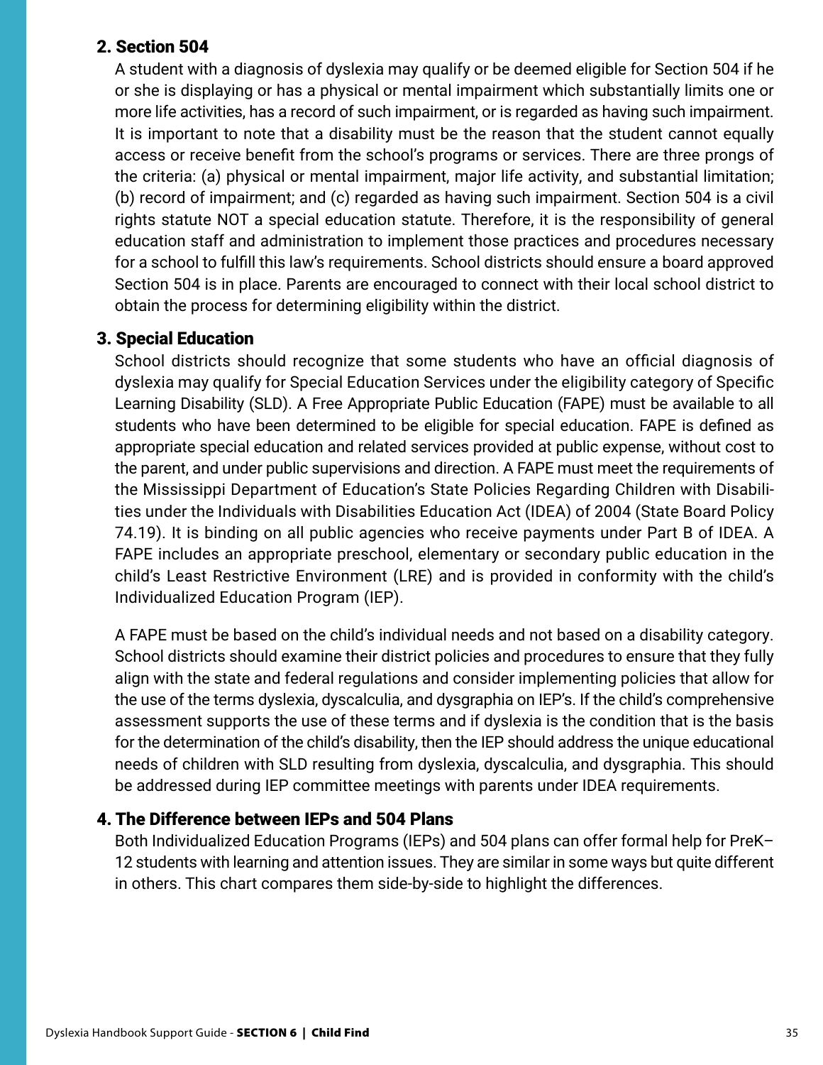## 2. Section 504

A student with a diagnosis of dyslexia may qualify or be deemed eligible for Section 504 if he or she is displaying or has a physical or mental impairment which substantially limits one or more life activities, has a record of such impairment, or is regarded as having such impairment. It is important to note that a disability must be the reason that the student cannot equally access or receive benefit from the school's programs or services. There are three prongs of the criteria: (a) physical or mental impairment, major life activity, and substantial limitation; (b) record of impairment; and (c) regarded as having such impairment. Section 504 is a civil rights statute NOT a special education statute. Therefore, it is the responsibility of general education staff and administration to implement those practices and procedures necessary for a school to fulfill this law's requirements. School districts should ensure a board approved Section 504 is in place. Parents are encouraged to connect with their local school district to obtain the process for determining eligibility within the district.

## 3. Special Education

School districts should recognize that some students who have an official diagnosis of dyslexia may qualify for Special Education Services under the eligibility category of Specific Learning Disability (SLD). A Free Appropriate Public Education (FAPE) must be available to all students who have been determined to be eligible for special education. FAPE is defined as appropriate special education and related services provided at public expense, without cost to the parent, and under public supervisions and direction. A FAPE must meet the requirements of the Mississippi Department of Education's State Policies Regarding Children with Disabilities under the Individuals with Disabilities Education Act (IDEA) of 2004 (State Board Policy 74.19). It is binding on all public agencies who receive payments under Part B of IDEA. A FAPE includes an appropriate preschool, elementary or secondary public education in the child's Least Restrictive Environment (LRE) and is provided in conformity with the child's Individualized Education Program (IEP).

A FAPE must be based on the child's individual needs and not based on a disability category. School districts should examine their district policies and procedures to ensure that they fully align with the state and federal regulations and consider implementing policies that allow for the use of the terms dyslexia, dyscalculia, and dysgraphia on IEP's. If the child's comprehensive assessment supports the use of these terms and if dyslexia is the condition that is the basis for the determination of the child's disability, then the IEP should address the unique educational needs of children with SLD resulting from dyslexia, dyscalculia, and dysgraphia. This should be addressed during IEP committee meetings with parents under IDEA requirements.

## 4. The Difference between IEPs and 504 Plans

Both Individualized Education Programs (IEPs) and 504 plans can offer formal help for PreK–12 students with learning and attention issues. They are similar in some ways but quite different in others. This chart compares them side-by-side to highlight the differences.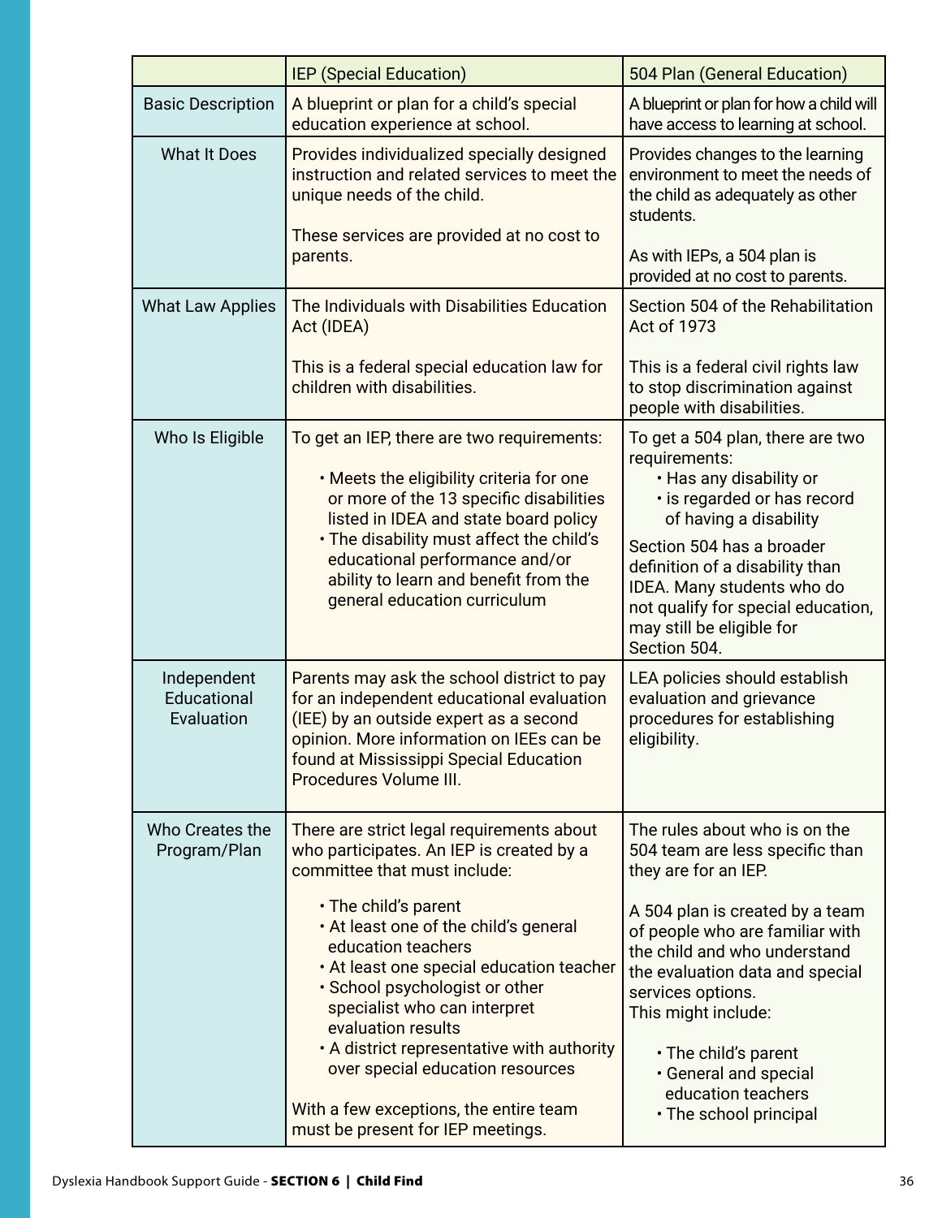| | IEP (Special Education) | 504 Plan (General Education) |
|---|---|---|
| Basic Description | A blueprint or plan for a child's special education experience at school. | A blueprint or plan for how a child will have access to learning at school. |
| What It Does | Provides individualized specially designed instruction and related services to meet the unique needs of the child.<br><br>These services are provided at no cost to parents. | Provides changes to the learning environment to meet the needs of the child as adequately as other students.<br><br>As with IEPs, a 504 plan is provided at no cost to parents. |
| What Law Applies | The Individuals with Disabilities Education Act (IDEA)<br><br>This is a federal special education law for children with disabilities. | Section 504 of the Rehabilitation Act of 1973<br><br>This is a federal civil rights law to stop discrimination against people with disabilities. |
| Who Is Eligible | To get an IEP, there are two requirements:<br>• Meets the eligibility criteria for one or more of the 13 specific disabilities listed in IDEA and state board policy<br>• The disability must affect the child's educational performance and/or ability to learn and benefit from the general education curriculum | To get a 504 plan, there are two requirements:<br>• Has any disability or<br>• is regarded or has record of having a disability<br><br>Section 504 has a broader definition of a disability than IDEA. Many students who do not qualify for special education, may still be eligible for Section 504. |
| Independent Educational Evaluation | Parents may ask the school district to pay for an independent educational evaluation (IEE) by an outside expert as a second opinion. More information on IEEs can be found at Mississippi Special Education Procedures Volume III. | LEA policies should establish evaluation and grievance procedures for establishing eligibility. |
| Who Creates the Program/Plan | There are strict legal requirements about who participates. An IEP is created by a committee that must include:<br>• The child's parent<br>• At least one of the child's general education teachers<br>• At least one special education teacher<br>• School psychologist or other specialist who can interpret evaluation results<br>• A district representative with authority over special education resources<br><br>With a few exceptions, the entire team must be present for IEP meetings. | The rules about who is on the 504 team are less specific than they are for an IEP.<br><br>A 504 plan is created by a team of people who are familiar with the child and who understand the evaluation data and special services options.<br>This might include:<br>• The child's parent<br>• General and special education teachers<br>• The school principal |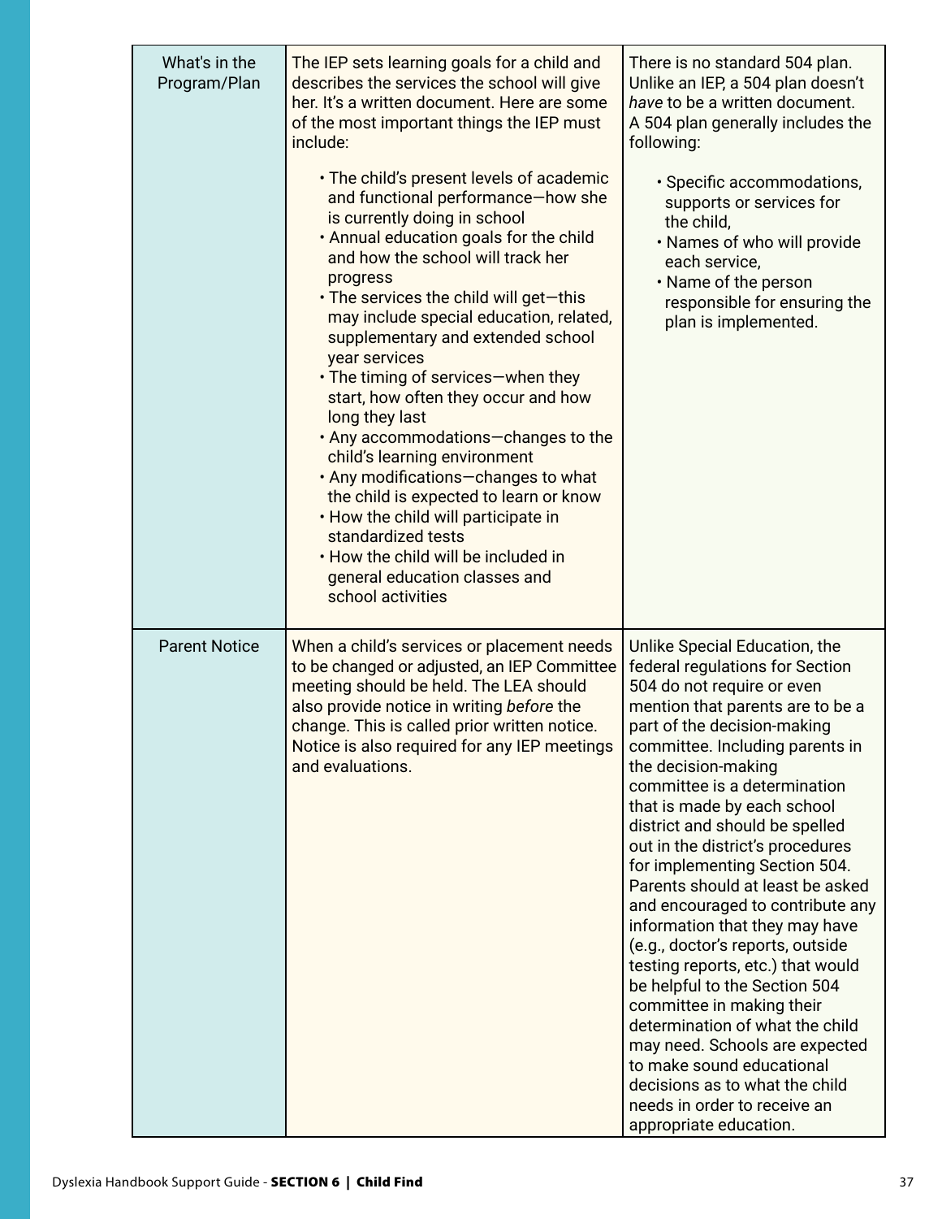| | | |
|---|---|---|
| What's in the Program/Plan | The IEP sets learning goals for a child and describes the services the school will give her. It's a written document. Here are some of the most important things the IEP must include:<br><br>• The child's present levels of academic and functional performance—how she is currently doing in school<br>• Annual education goals for the child and how the school will track her progress<br>• The services the child will get—this may include special education, related, supplementary and extended school year services<br>• The timing of services—when they start, how often they occur and how long they last<br>• Any accommodations—changes to the child's learning environment<br>• Any modifications—changes to what the child is expected to learn or know<br>• How the child will participate in standardized tests<br>• How the child will be included in general education classes and school activities | There is no standard 504 plan. Unlike an IEP, a 504 plan doesn't *have* to be a written document. A 504 plan generally includes the following:<br><br>• Specific accommodations, supports or services for the child,<br>• Names of who will provide each service,<br>• Name of the person responsible for ensuring the plan is implemented. |
| Parent Notice | When a child's services or placement needs to be changed or adjusted, an IEP Committee meeting should be held. The LEA should also provide notice in writing *before* the change. This is called prior written notice. Notice is also required for any IEP meetings and evaluations. | Unlike Special Education, the federal regulations for Section 504 do not require or even mention that parents are to be a part of the decision-making committee. Including parents in the decision-making committee is a determination that is made by each school district and should be spelled out in the district's procedures for implementing Section 504. Parents should at least be asked and encouraged to contribute any information that they may have (e.g., doctor's reports, outside testing reports, etc.) that would be helpful to the Section 504 committee in making their determination of what the child may need. Schools are expected to make sound educational decisions as to what the child needs in order to receive an appropriate education. |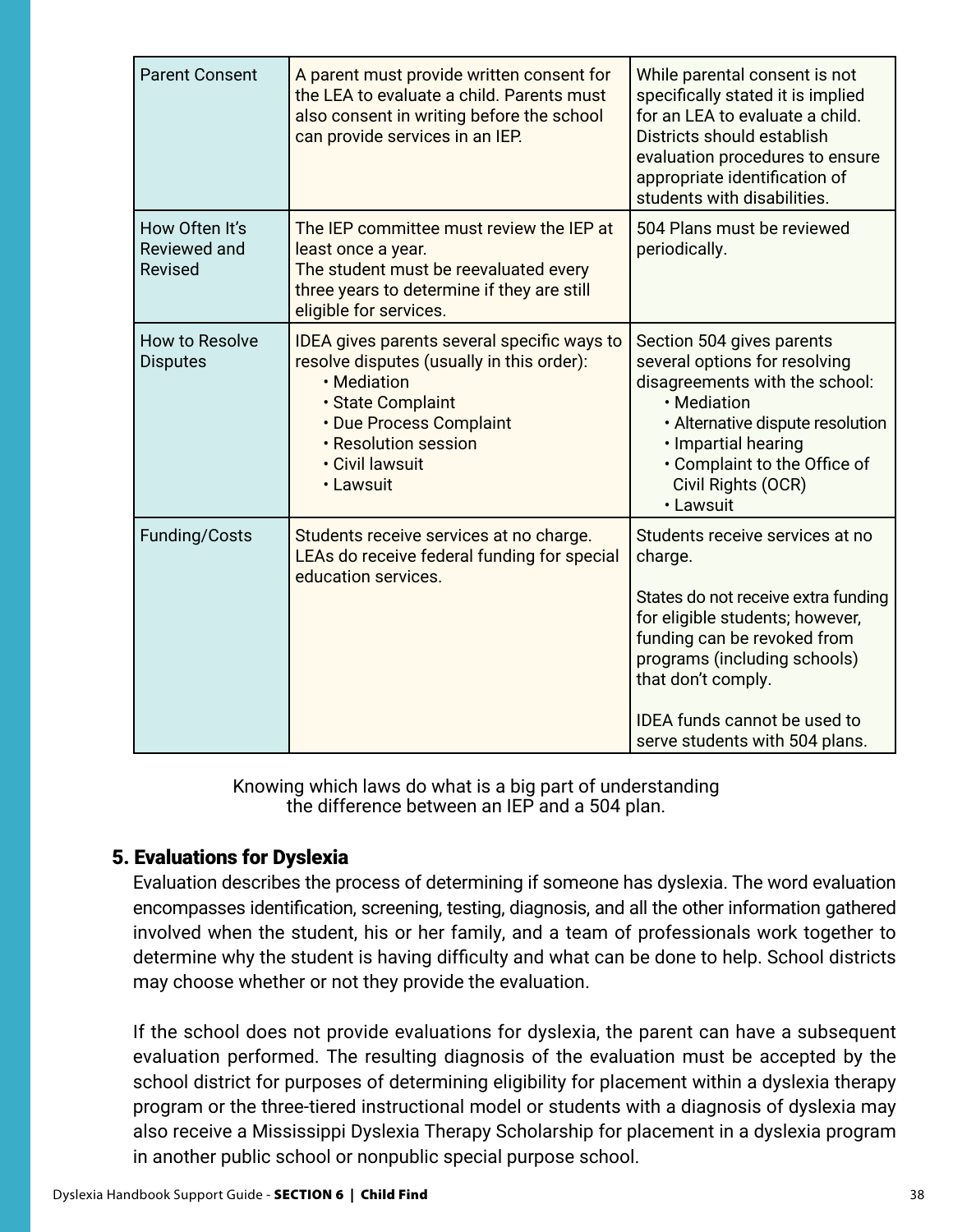| Parent Consent | A parent must provide written consent for the LEA to evaluate a child. Parents must also consent in writing before the school can provide services in an IEP. | While parental consent is not specifically stated it is implied for an LEA to evaluate a child. Districts should establish evaluation procedures to ensure appropriate identification of students with disabilities. |
|---|---|---|
| How Often It's Reviewed and Revised | The IEP committee must review the IEP at least once a year.<br>The student must be reevaluated every three years to determine if they are still eligible for services. | 504 Plans must be reviewed periodically. |
| How to Resolve Disputes | IDEA gives parents several specific ways to resolve disputes (usually in this order):<br>• Mediation<br>• State Complaint<br>• Due Process Complaint<br>• Resolution session<br>• Civil lawsuit<br>• Lawsuit | Section 504 gives parents several options for resolving disagreements with the school:<br>• Mediation<br>• Alternative dispute resolution<br>• Impartial hearing<br>• Complaint to the Office of Civil Rights (OCR)<br>• Lawsuit |
| Funding/Costs | Students receive services at no charge. LEAs do receive federal funding for special education services. | Students receive services at no charge.<br><br>States do not receive extra funding for eligible students; however, funding can be revoked from programs (including schools) that don't comply.<br><br>IDEA funds cannot be used to serve students with 504 plans. |

Knowing which laws do what is a big part of understanding the difference between an IEP and a 504 plan.

## 5. Evaluations for Dyslexia

Evaluation describes the process of determining if someone has dyslexia. The word evaluation encompasses identification, screening, testing, diagnosis, and all the other information gathered involved when the student, his or her family, and a team of professionals work together to determine why the student is having difficulty and what can be done to help. School districts may choose whether or not they provide the evaluation.

If the school does not provide evaluations for dyslexia, the parent can have a subsequent evaluation performed. The resulting diagnosis of the evaluation must be accepted by the school district for purposes of determining eligibility for placement within a dyslexia therapy program or the three-tiered instructional model or students with a diagnosis of dyslexia may also receive a Mississippi Dyslexia Therapy Scholarship for placement in a dyslexia program in another public school or nonpublic special purpose school.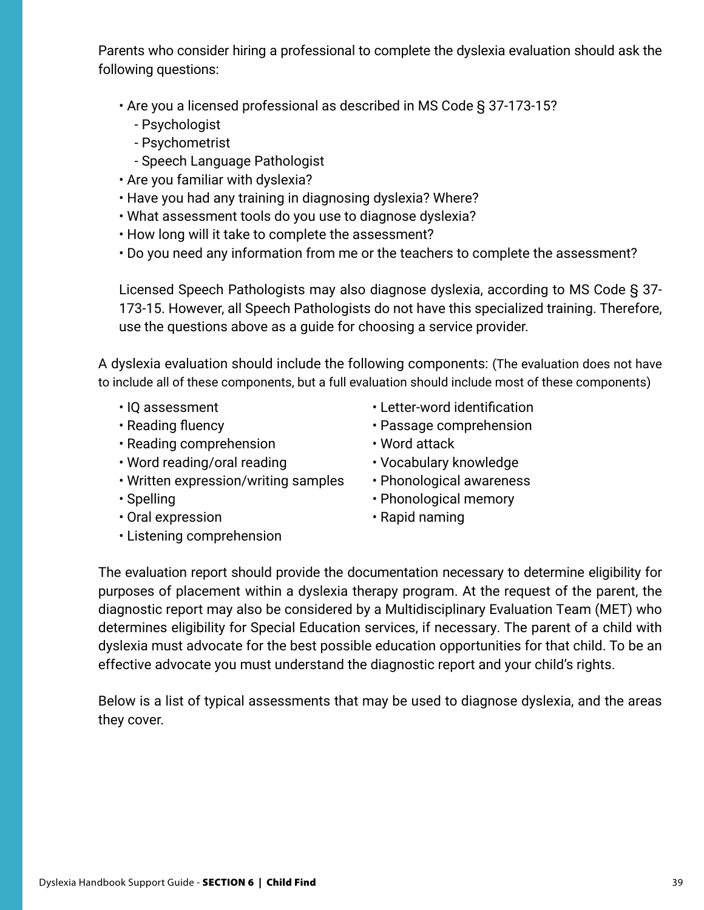Parents who consider hiring a professional to complete the dyslexia evaluation should ask the following questions:

- Are you a licensed professional as described in MS Code § 37-173-15?
  - Psychologist
  - Psychometrist
  - Speech Language Pathologist
- Are you familiar with dyslexia?
- Have you had any training in diagnosing dyslexia? Where?
- What assessment tools do you use to diagnose dyslexia?
- How long will it take to complete the assessment?
- Do you need any information from me or the teachers to complete the assessment?

Licensed Speech Pathologists may also diagnose dyslexia, according to MS Code § 37-173-15. However, all Speech Pathologists do not have this specialized training. Therefore, use the questions above as a guide for choosing a service provider.

A dyslexia evaluation should include the following components: (The evaluation does not have to include all of these components, but a full evaluation should include most of these components)

- IQ assessment
- Reading fluency
- Reading comprehension
- Word reading/oral reading
- Written expression/writing samples
- Spelling
- Oral expression
- Listening comprehension
- Letter-word identification
- Passage comprehension
- Word attack
- Vocabulary knowledge
- Phonological awareness
- Phonological memory
- Rapid naming

The evaluation report should provide the documentation necessary to determine eligibility for purposes of placement within a dyslexia therapy program. At the request of the parent, the diagnostic report may also be considered by a Multidisciplinary Evaluation Team (MET) who determines eligibility for Special Education services, if necessary. The parent of a child with dyslexia must advocate for the best possible education opportunities for that child. To be an effective advocate you must understand the diagnostic report and your child's rights.

Below is a list of typical assessments that may be used to diagnose dyslexia, and the areas they cover.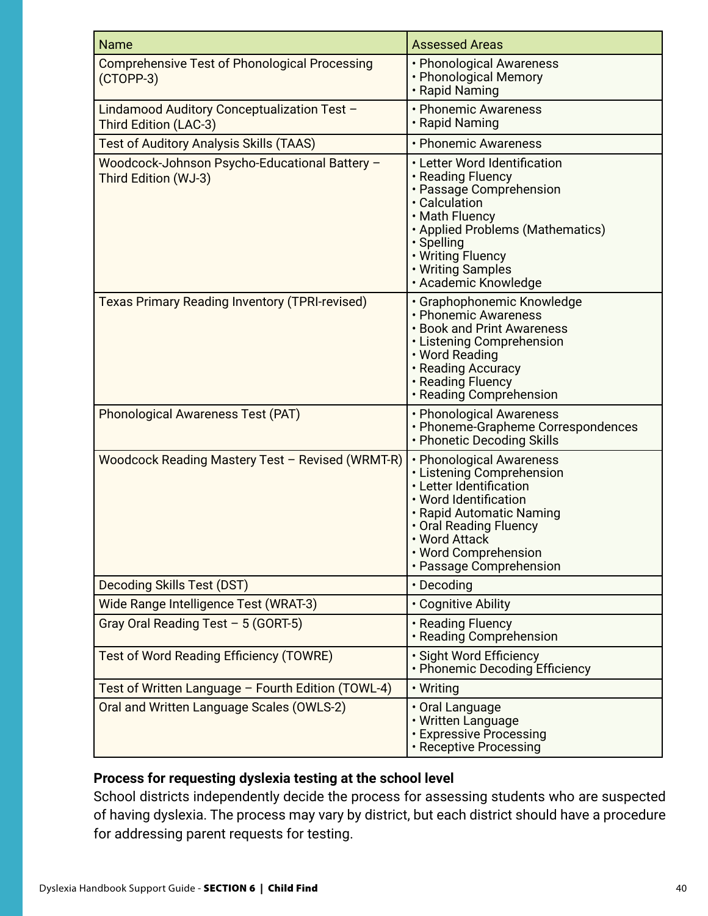| Name | Assessed Areas |
|---|---|
| Comprehensive Test of Phonological Processing (CTOPP-3) | • Phonological Awareness<br>• Phonological Memory<br>• Rapid Naming |
| Lindamood Auditory Conceptualization Test – Third Edition (LAC-3) | • Phonemic Awareness<br>• Rapid Naming |
| Test of Auditory Analysis Skills (TAAS) | • Phonemic Awareness |
| Woodcock-Johnson Psycho-Educational Battery – Third Edition (WJ-3) | • Letter Word Identification<br>• Reading Fluency<br>• Passage Comprehension<br>• Calculation<br>• Math Fluency<br>• Applied Problems (Mathematics)<br>• Spelling<br>• Writing Fluency<br>• Writing Samples<br>• Academic Knowledge |
| Texas Primary Reading Inventory (TPRI-revised) | • Graphophonemic Knowledge<br>• Phonemic Awareness<br>• Book and Print Awareness<br>• Listening Comprehension<br>• Word Reading<br>• Reading Accuracy<br>• Reading Fluency<br>• Reading Comprehension |
| Phonological Awareness Test (PAT) | • Phonological Awareness<br>• Phoneme-Grapheme Correspondences<br>• Phonetic Decoding Skills |
| Woodcock Reading Mastery Test – Revised (WRMT-R) | • Phonological Awareness<br>• Listening Comprehension<br>• Letter Identification<br>• Word Identification<br>• Rapid Automatic Naming<br>• Oral Reading Fluency<br>• Word Attack<br>• Word Comprehension<br>• Passage Comprehension |
| Decoding Skills Test (DST) | • Decoding |
| Wide Range Intelligence Test (WRAT-3) | • Cognitive Ability |
| Gray Oral Reading Test – 5 (GORT-5) | • Reading Fluency<br>• Reading Comprehension |
| Test of Word Reading Efficiency (TOWRE) | • Sight Word Efficiency<br>• Phonemic Decoding Efficiency |
| Test of Written Language – Fourth Edition (TOWL-4) | • Writing |
| Oral and Written Language Scales (OWLS-2) | • Oral Language<br>• Written Language<br>• Expressive Processing<br>• Receptive Processing |

**Process for requesting dyslexia testing at the school level**

School districts independently decide the process for assessing students who are suspected of having dyslexia. The process may vary by district, but each district should have a procedure for addressing parent requests for testing.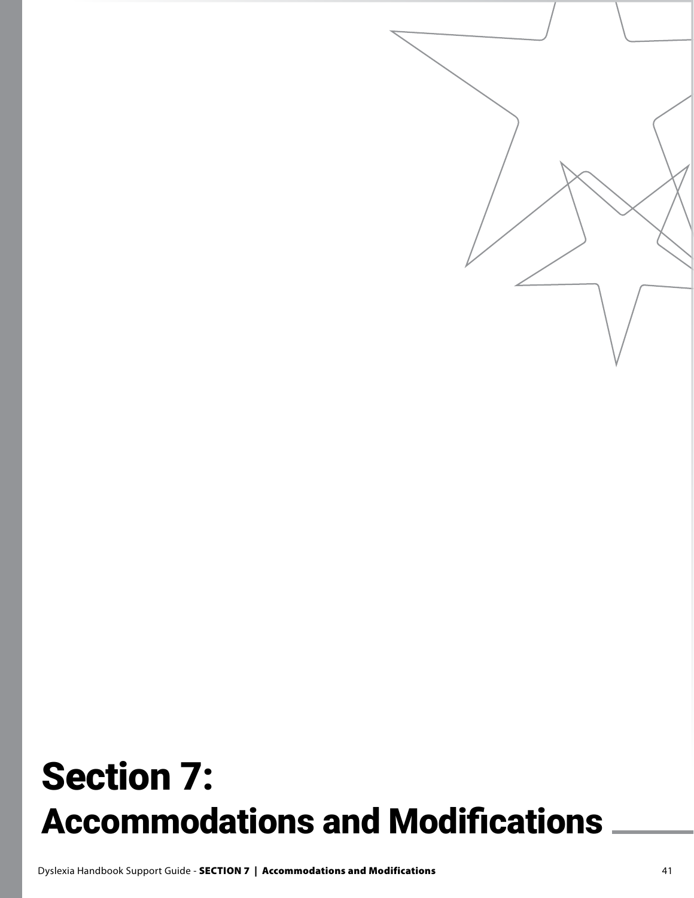# Section 7: Accommodations and Modifications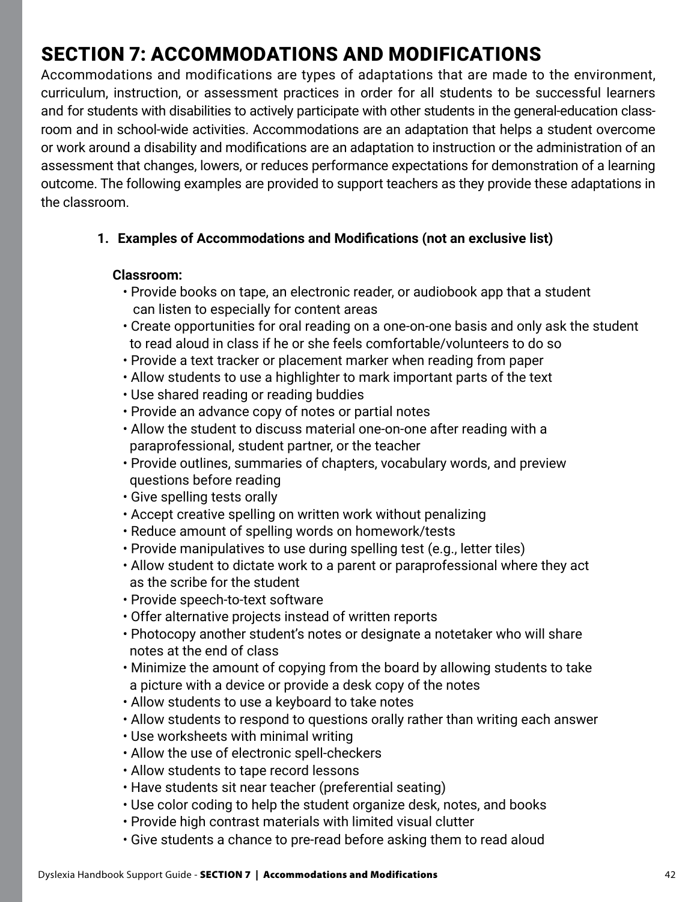# SECTION 7: ACCOMMODATIONS AND MODIFICATIONS

Accommodations and modifications are types of adaptations that are made to the environment, curriculum, instruction, or assessment practices in order for all students to be successful learners and for students with disabilities to actively participate with other students in the general-education classroom and in school-wide activities. Accommodations are an adaptation that helps a student overcome or work around a disability and modifications are an adaptation to instruction or the administration of an assessment that changes, lowers, or reduces performance expectations for demonstration of a learning outcome. The following examples are provided to support teachers as they provide these adaptations in the classroom.

1. **Examples of Accommodations and Modifications (not an exclusive list)**

**Classroom:**

- Provide books on tape, an electronic reader, or audiobook app that a student can listen to especially for content areas
- Create opportunities for oral reading on a one-on-one basis and only ask the student to read aloud in class if he or she feels comfortable/volunteers to do so
- Provide a text tracker or placement marker when reading from paper
- Allow students to use a highlighter to mark important parts of the text
- Use shared reading or reading buddies
- Provide an advance copy of notes or partial notes
- Allow the student to discuss material one-on-one after reading with a paraprofessional, student partner, or the teacher
- Provide outlines, summaries of chapters, vocabulary words, and preview questions before reading
- Give spelling tests orally
- Accept creative spelling on written work without penalizing
- Reduce amount of spelling words on homework/tests
- Provide manipulatives to use during spelling test (e.g., letter tiles)
- Allow student to dictate work to a parent or paraprofessional where they act as the scribe for the student
- Provide speech-to-text software
- Offer alternative projects instead of written reports
- Photocopy another student's notes or designate a notetaker who will share notes at the end of class
- Minimize the amount of copying from the board by allowing students to take a picture with a device or provide a desk copy of the notes
- Allow students to use a keyboard to take notes
- Allow students to respond to questions orally rather than writing each answer
- Use worksheets with minimal writing
- Allow the use of electronic spell-checkers
- Allow students to tape record lessons
- Have students sit near teacher (preferential seating)
- Use color coding to help the student organize desk, notes, and books
- Provide high contrast materials with limited visual clutter
- Give students a chance to pre-read before asking them to read aloud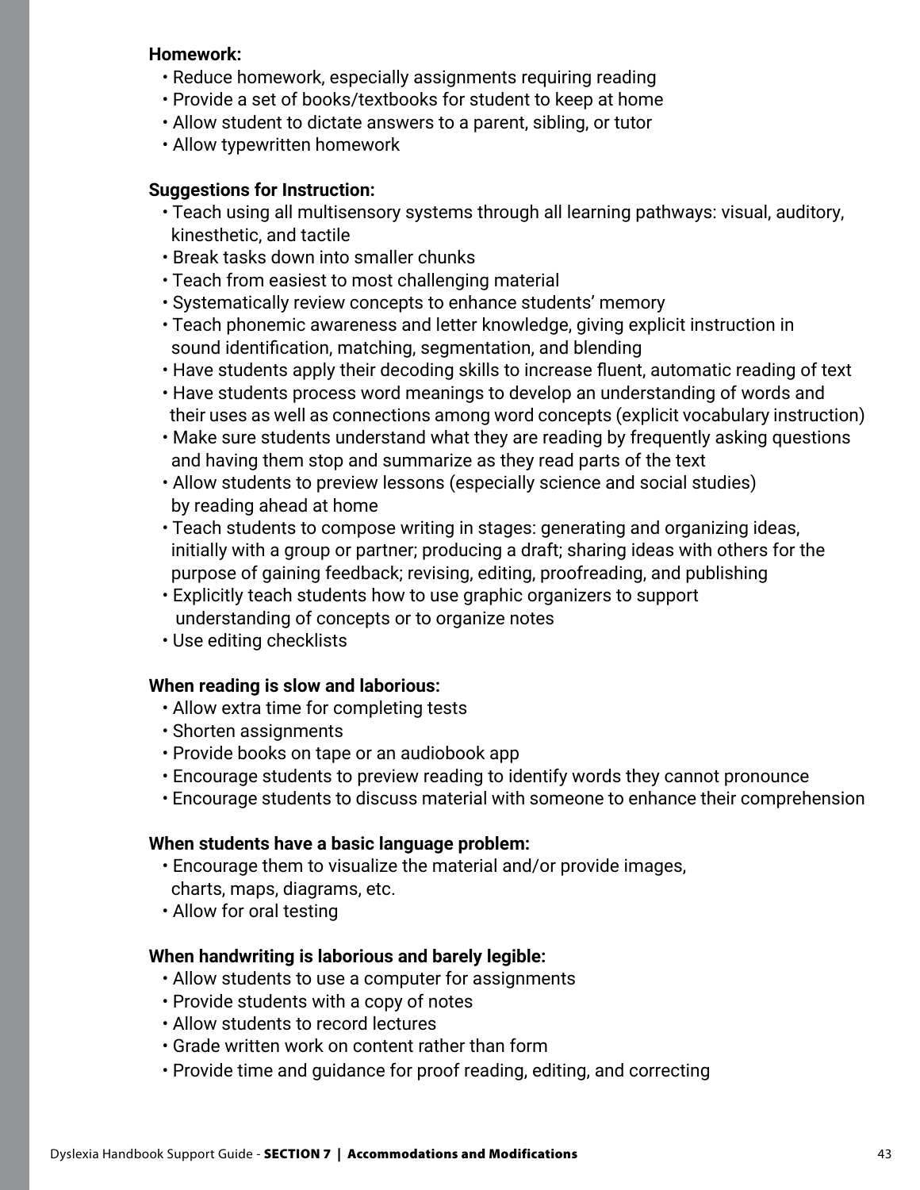**Homework:**

- Reduce homework, especially assignments requiring reading
- Provide a set of books/textbooks for student to keep at home
- Allow student to dictate answers to a parent, sibling, or tutor
- Allow typewritten homework

**Suggestions for Instruction:**

- Teach using all multisensory systems through all learning pathways: visual, auditory, kinesthetic, and tactile
- Break tasks down into smaller chunks
- Teach from easiest to most challenging material
- Systematically review concepts to enhance students' memory
- Teach phonemic awareness and letter knowledge, giving explicit instruction in sound identification, matching, segmentation, and blending
- Have students apply their decoding skills to increase fluent, automatic reading of text
- Have students process word meanings to develop an understanding of words and their uses as well as connections among word concepts (explicit vocabulary instruction)
- Make sure students understand what they are reading by frequently asking questions and having them stop and summarize as they read parts of the text
- Allow students to preview lessons (especially science and social studies) by reading ahead at home
- Teach students to compose writing in stages: generating and organizing ideas, initially with a group or partner; producing a draft; sharing ideas with others for the purpose of gaining feedback; revising, editing, proofreading, and publishing
- Explicitly teach students how to use graphic organizers to support understanding of concepts or to organize notes
- Use editing checklists

**When reading is slow and laborious:**

- Allow extra time for completing tests
- Shorten assignments
- Provide books on tape or an audiobook app
- Encourage students to preview reading to identify words they cannot pronounce
- Encourage students to discuss material with someone to enhance their comprehension

**When students have a basic language problem:**

- Encourage them to visualize the material and/or provide images, charts, maps, diagrams, etc.
- Allow for oral testing

**When handwriting is laborious and barely legible:**

- Allow students to use a computer for assignments
- Provide students with a copy of notes
- Allow students to record lectures
- Grade written work on content rather than form
- Provide time and guidance for proof reading, editing, and correcting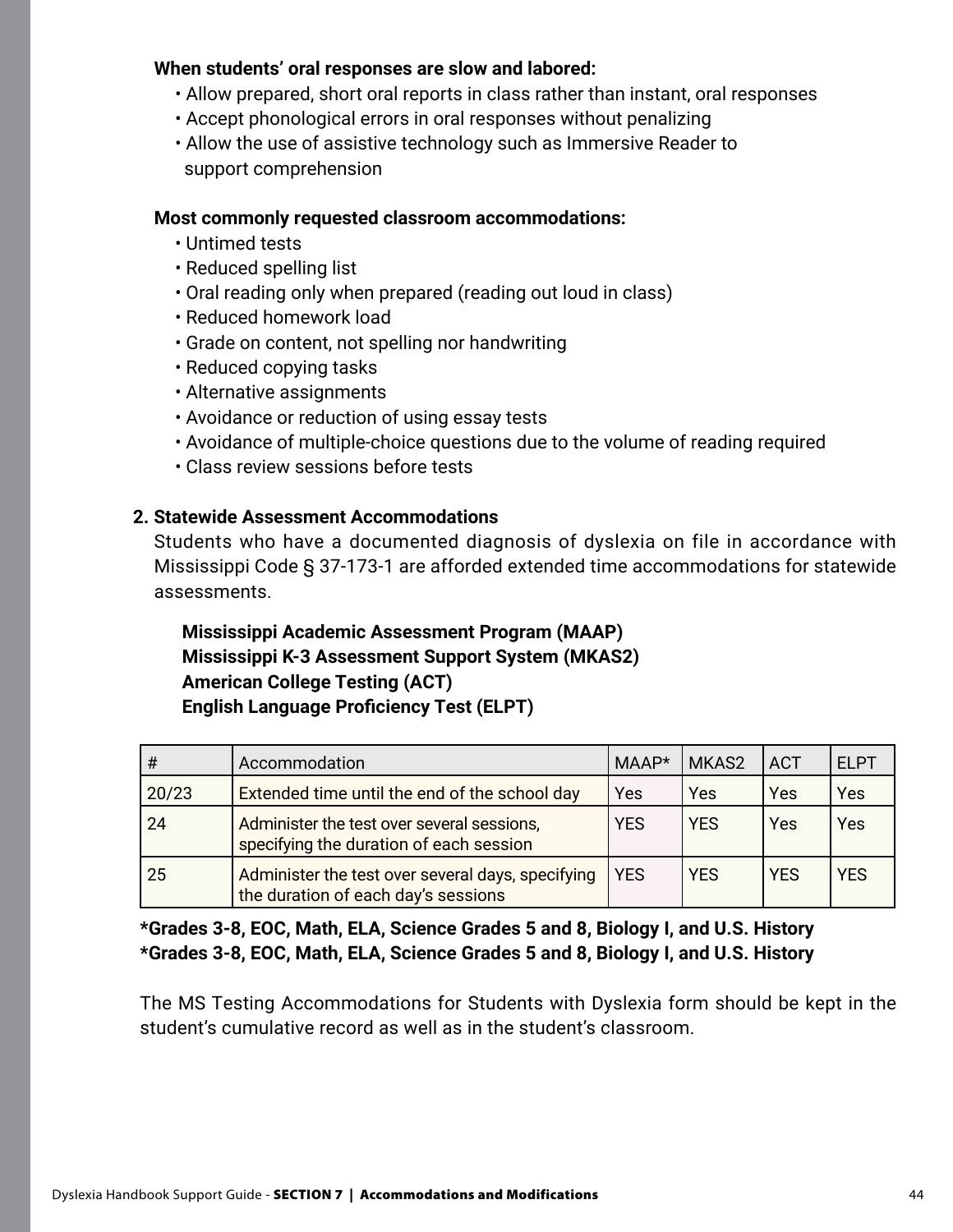**When students' oral responses are slow and labored:**

- Allow prepared, short oral reports in class rather than instant, oral responses
- Accept phonological errors in oral responses without penalizing
- Allow the use of assistive technology such as Immersive Reader to support comprehension

**Most commonly requested classroom accommodations:**

- Untimed tests
- Reduced spelling list
- Oral reading only when prepared (reading out loud in class)
- Reduced homework load
- Grade on content, not spelling nor handwriting
- Reduced copying tasks
- Alternative assignments
- Avoidance or reduction of using essay tests
- Avoidance of multiple-choice questions due to the volume of reading required
- Class review sessions before tests

**2. Statewide Assessment Accommodations**

Students who have a documented diagnosis of dyslexia on file in accordance with Mississippi Code § 37-173-1 are afforded extended time accommodations for statewide assessments.

**Mississippi Academic Assessment Program (MAAP)**
**Mississippi K-3 Assessment Support System (MKAS2)**
**American College Testing (ACT)**
**English Language Proficiency Test (ELPT)**

| # | Accommodation | MAAP* | MKAS2 | ACT | ELPT |
|---|---|---|---|---|---|
| 20/23 | Extended time until the end of the school day | Yes | Yes | Yes | Yes |
| 24 | Administer the test over several sessions, specifying the duration of each session | YES | YES | Yes | Yes |
| 25 | Administer the test over several days, specifying the duration of each day's sessions | YES | YES | YES | YES |

**\*Grades 3-8, EOC, Math, ELA, Science Grades 5 and 8, Biology I, and U.S. History**
**\*Grades 3-8, EOC, Math, ELA, Science Grades 5 and 8, Biology I, and U.S. History**

The MS Testing Accommodations for Students with Dyslexia form should be kept in the student's cumulative record as well as in the student's classroom.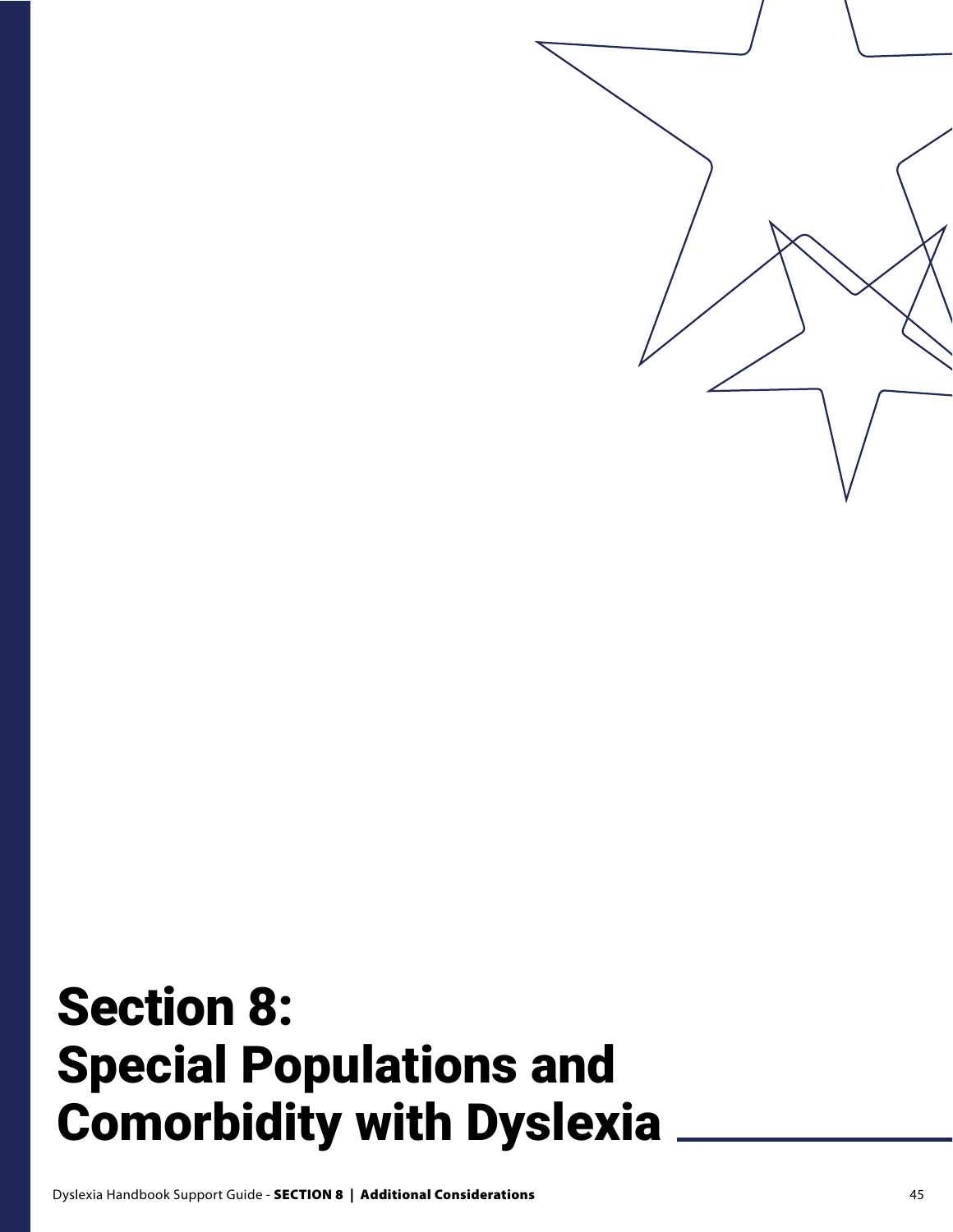# Section 8: Special Populations and Comorbidity with Dyslexia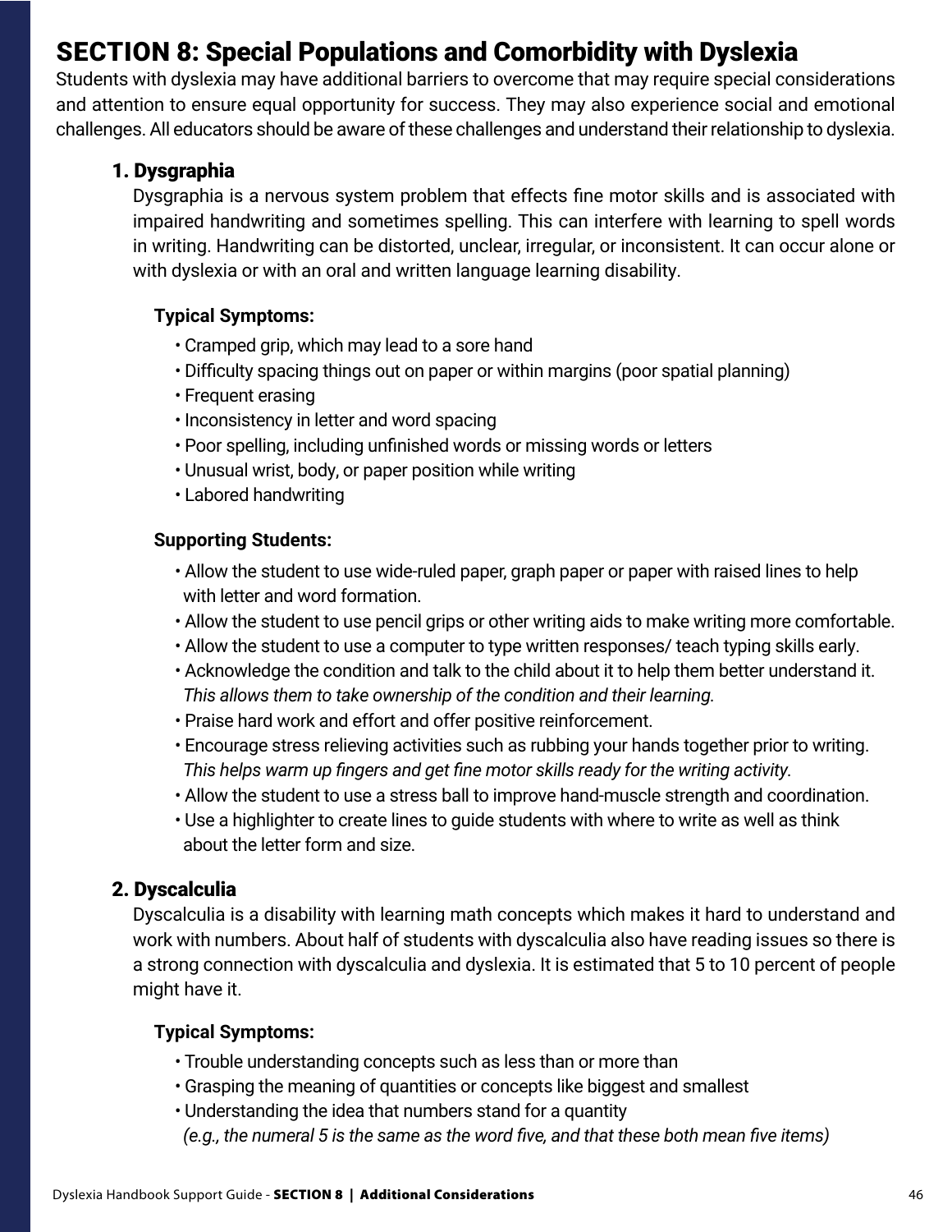# SECTION 8: Special Populations and Comorbidity with Dyslexia

Students with dyslexia may have additional barriers to overcome that may require special considerations and attention to ensure equal opportunity for success. They may also experience social and emotional challenges. All educators should be aware of these challenges and understand their relationship to dyslexia.

## 1. Dysgraphia

Dysgraphia is a nervous system problem that effects fine motor skills and is associated with impaired handwriting and sometimes spelling. This can interfere with learning to spell words in writing. Handwriting can be distorted, unclear, irregular, or inconsistent. It can occur alone or with dyslexia or with an oral and written language learning disability.

**Typical Symptoms:**

- Cramped grip, which may lead to a sore hand
- Difficulty spacing things out on paper or within margins (poor spatial planning)
- Frequent erasing
- Inconsistency in letter and word spacing
- Poor spelling, including unfinished words or missing words or letters
- Unusual wrist, body, or paper position while writing
- Labored handwriting

**Supporting Students:**

- Allow the student to use wide-ruled paper, graph paper or paper with raised lines to help with letter and word formation.
- Allow the student to use pencil grips or other writing aids to make writing more comfortable.
- Allow the student to use a computer to type written responses/ teach typing skills early.
- Acknowledge the condition and talk to the child about it to help them better understand it. *This allows them to take ownership of the condition and their learning.*
- Praise hard work and effort and offer positive reinforcement.
- Encourage stress relieving activities such as rubbing your hands together prior to writing. *This helps warm up fingers and get fine motor skills ready for the writing activity.*
- Allow the student to use a stress ball to improve hand-muscle strength and coordination.
- Use a highlighter to create lines to guide students with where to write as well as think about the letter form and size.

## 2. Dyscalculia

Dyscalculia is a disability with learning math concepts which makes it hard to understand and work with numbers. About half of students with dyscalculia also have reading issues so there is a strong connection with dyscalculia and dyslexia. It is estimated that 5 to 10 percent of people might have it.

**Typical Symptoms:**

- Trouble understanding concepts such as less than or more than
- Grasping the meaning of quantities or concepts like biggest and smallest
- Understanding the idea that numbers stand for a quantity *(e.g., the numeral 5 is the same as the word five, and that these both mean five items)*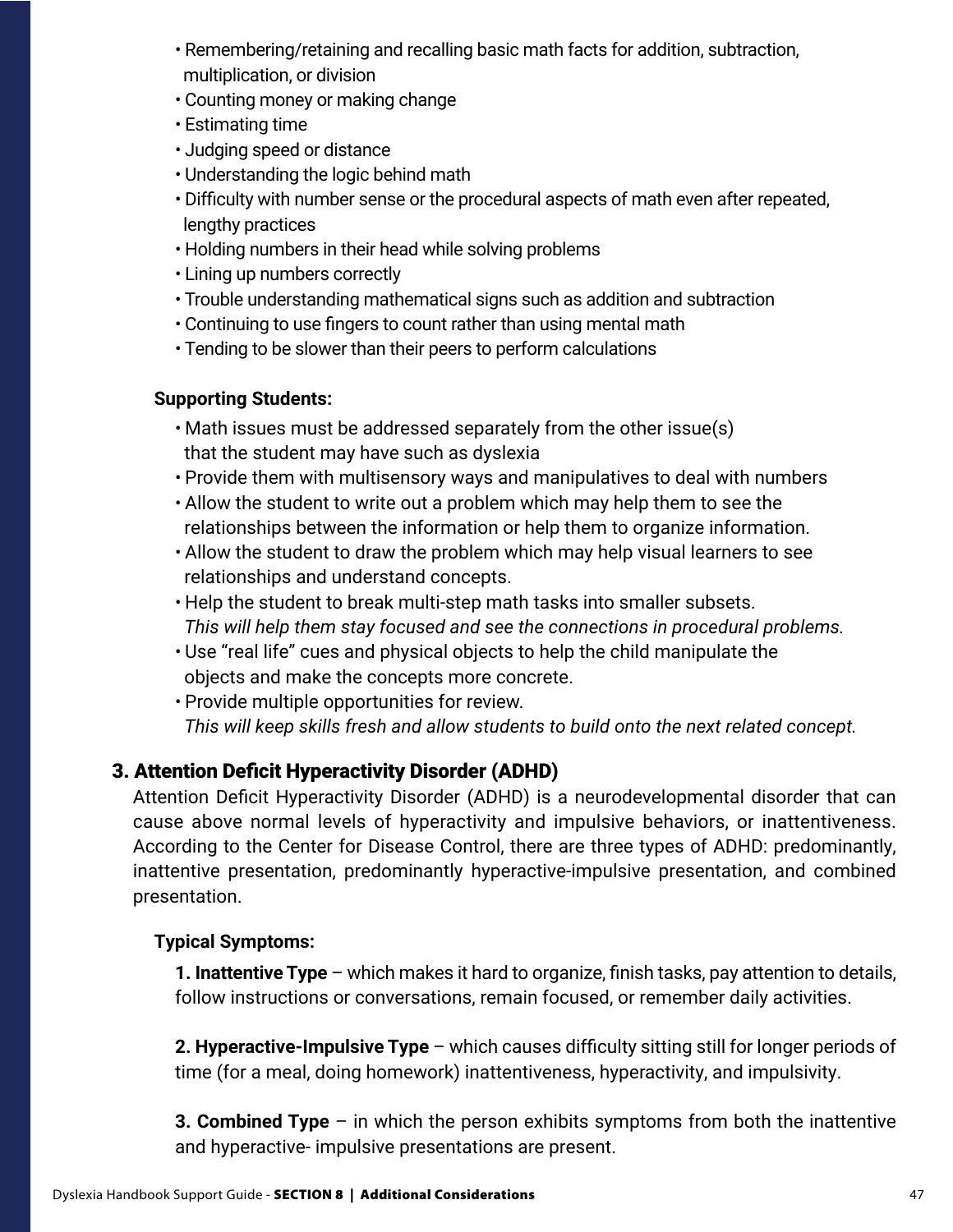- Remembering/retaining and recalling basic math facts for addition, subtraction, multiplication, or division
- Counting money or making change
- Estimating time
- Judging speed or distance
- Understanding the logic behind math
- Difficulty with number sense or the procedural aspects of math even after repeated, lengthy practices
- Holding numbers in their head while solving problems
- Lining up numbers correctly
- Trouble understanding mathematical signs such as addition and subtraction
- Continuing to use fingers to count rather than using mental math
- Tending to be slower than their peers to perform calculations

**Supporting Students:**

- Math issues must be addressed separately from the other issue(s) that the student may have such as dyslexia
- Provide them with multisensory ways and manipulatives to deal with numbers
- Allow the student to write out a problem which may help them to see the relationships between the information or help them to organize information.
- Allow the student to draw the problem which may help visual learners to see relationships and understand concepts.
- Help the student to break multi-step math tasks into smaller subsets.
  *This will help them stay focused and see the connections in procedural problems.*
- Use "real life" cues and physical objects to help the child manipulate the objects and make the concepts more concrete.
- Provide multiple opportunities for review.
  *This will keep skills fresh and allow students to build onto the next related concept.*

## 3. Attention Deficit Hyperactivity Disorder (ADHD)

Attention Deficit Hyperactivity Disorder (ADHD) is a neurodevelopmental disorder that can cause above normal levels of hyperactivity and impulsive behaviors, or inattentiveness. According to the Center for Disease Control, there are three types of ADHD: predominantly, inattentive presentation, predominantly hyperactive-impulsive presentation, and combined presentation.

**Typical Symptoms:**

**1. Inattentive Type** – which makes it hard to organize, finish tasks, pay attention to details, follow instructions or conversations, remain focused, or remember daily activities.

**2. Hyperactive-Impulsive Type** – which causes difficulty sitting still for longer periods of time (for a meal, doing homework) inattentiveness, hyperactivity, and impulsivity.

**3. Combined Type** – in which the person exhibits symptoms from both the inattentive and hyperactive- impulsive presentations are present.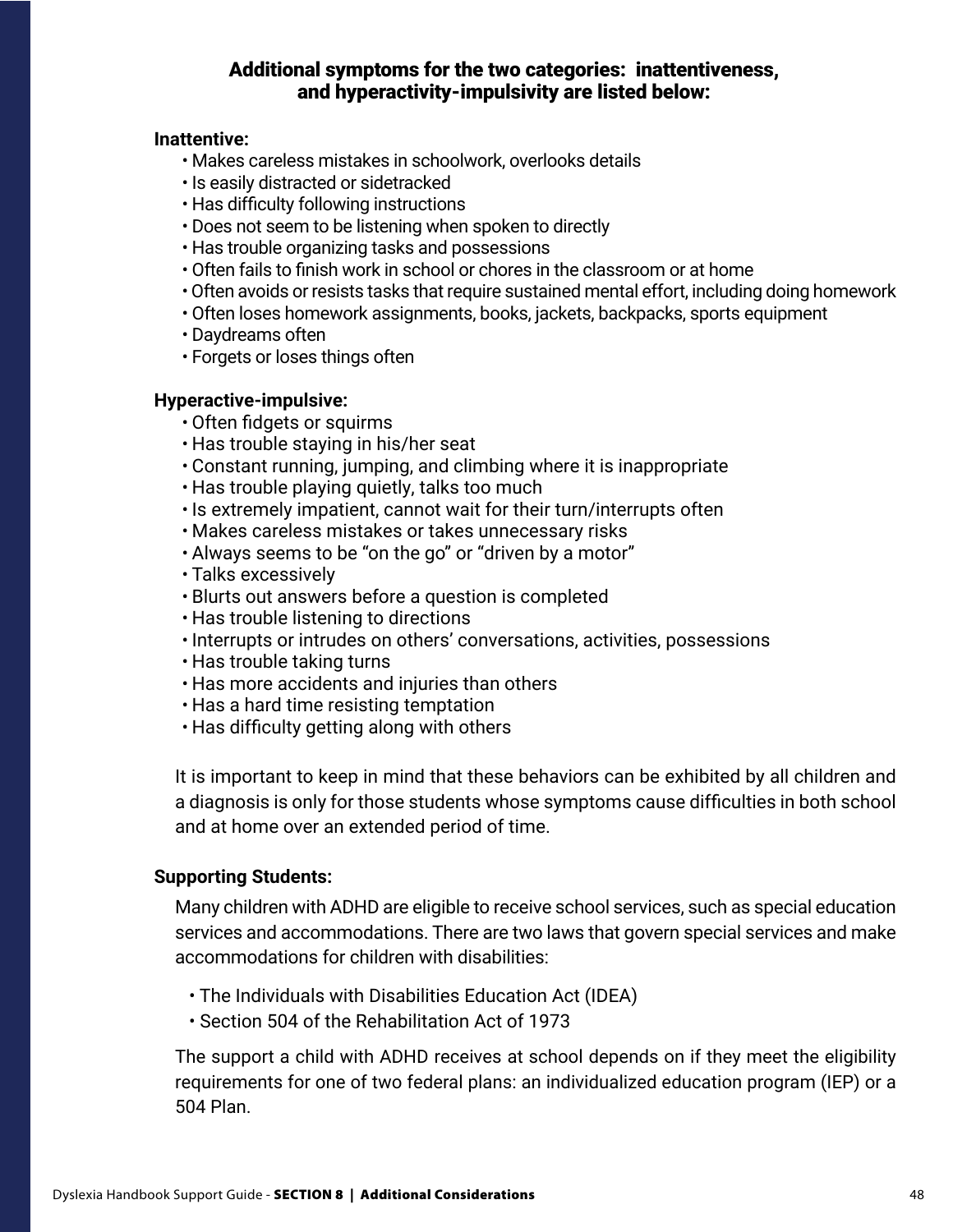## Additional symptoms for the two categories: inattentiveness, and hyperactivity-impulsivity are listed below:

**Inattentive:**

- Makes careless mistakes in schoolwork, overlooks details
- Is easily distracted or sidetracked
- Has difficulty following instructions
- Does not seem to be listening when spoken to directly
- Has trouble organizing tasks and possessions
- Often fails to finish work in school or chores in the classroom or at home
- Often avoids or resists tasks that require sustained mental effort, including doing homework
- Often loses homework assignments, books, jackets, backpacks, sports equipment
- Daydreams often
- Forgets or loses things often

**Hyperactive-impulsive:**

- Often fidgets or squirms
- Has trouble staying in his/her seat
- Constant running, jumping, and climbing where it is inappropriate
- Has trouble playing quietly, talks too much
- Is extremely impatient, cannot wait for their turn/interrupts often
- Makes careless mistakes or takes unnecessary risks
- Always seems to be "on the go" or "driven by a motor"
- Talks excessively
- Blurts out answers before a question is completed
- Has trouble listening to directions
- Interrupts or intrudes on others' conversations, activities, possessions
- Has trouble taking turns
- Has more accidents and injuries than others
- Has a hard time resisting temptation
- Has difficulty getting along with others

It is important to keep in mind that these behaviors can be exhibited by all children and a diagnosis is only for those students whose symptoms cause difficulties in both school and at home over an extended period of time.

**Supporting Students:**

Many children with ADHD are eligible to receive school services, such as special education services and accommodations. There are two laws that govern special services and make accommodations for children with disabilities:

- The Individuals with Disabilities Education Act (IDEA)
- Section 504 of the Rehabilitation Act of 1973

The support a child with ADHD receives at school depends on if they meet the eligibility requirements for one of two federal plans: an individualized education program (IEP) or a 504 Plan.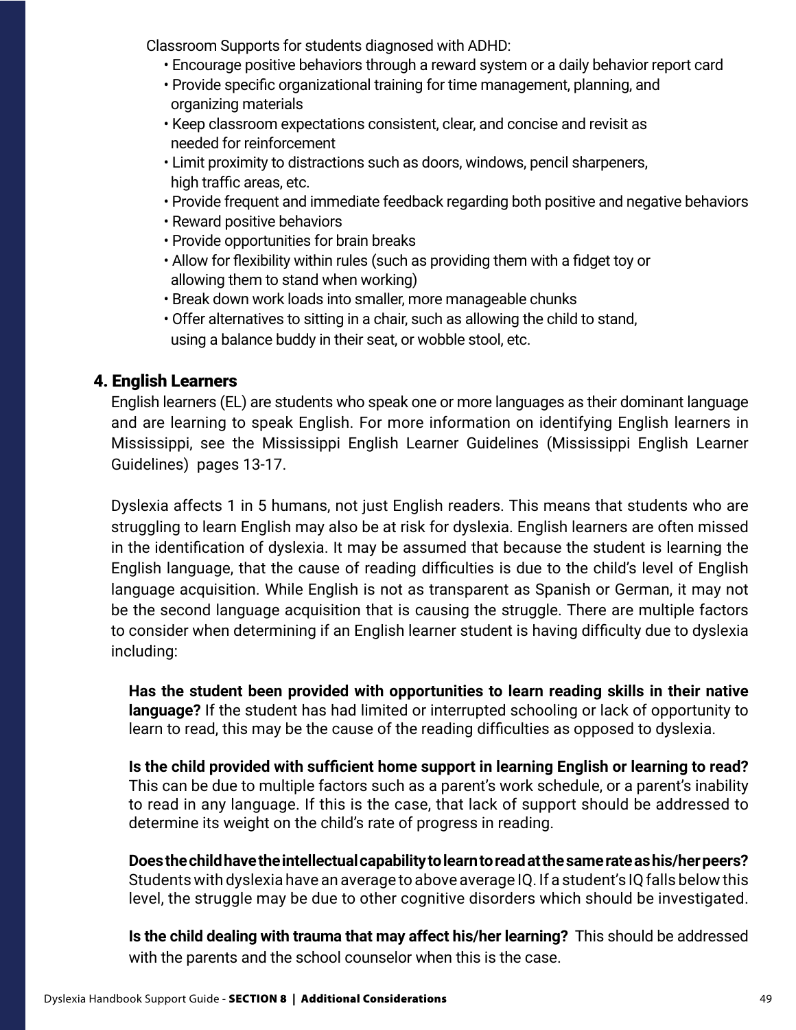Classroom Supports for students diagnosed with ADHD:

- Encourage positive behaviors through a reward system or a daily behavior report card
- Provide specific organizational training for time management, planning, and organizing materials
- Keep classroom expectations consistent, clear, and concise and revisit as needed for reinforcement
- Limit proximity to distractions such as doors, windows, pencil sharpeners, high traffic areas, etc.
- Provide frequent and immediate feedback regarding both positive and negative behaviors
- Reward positive behaviors
- Provide opportunities for brain breaks
- Allow for flexibility within rules (such as providing them with a fidget toy or allowing them to stand when working)
- Break down work loads into smaller, more manageable chunks
- Offer alternatives to sitting in a chair, such as allowing the child to stand, using a balance buddy in their seat, or wobble stool, etc.

## 4. English Learners

English learners (EL) are students who speak one or more languages as their dominant language and are learning to speak English. For more information on identifying English learners in Mississippi, see the Mississippi English Learner Guidelines (Mississippi English Learner Guidelines) pages 13-17.

Dyslexia affects 1 in 5 humans, not just English readers. This means that students who are struggling to learn English may also be at risk for dyslexia. English learners are often missed in the identification of dyslexia. It may be assumed that because the student is learning the English language, that the cause of reading difficulties is due to the child's level of English language acquisition. While English is not as transparent as Spanish or German, it may not be the second language acquisition that is causing the struggle. There are multiple factors to consider when determining if an English learner student is having difficulty due to dyslexia including:

**Has the student been provided with opportunities to learn reading skills in their native language?** If the student has had limited or interrupted schooling or lack of opportunity to learn to read, this may be the cause of the reading difficulties as opposed to dyslexia.

**Is the child provided with sufficient home support in learning English or learning to read?** This can be due to multiple factors such as a parent's work schedule, or a parent's inability to read in any language. If this is the case, that lack of support should be addressed to determine its weight on the child's rate of progress in reading.

**Does the child have the intellectual capability to learn to read at the same rate as his/her peers?** Students with dyslexia have an average to above average IQ. If a student's IQ falls below this level, the struggle may be due to other cognitive disorders which should be investigated.

**Is the child dealing with trauma that may affect his/her learning?** This should be addressed with the parents and the school counselor when this is the case.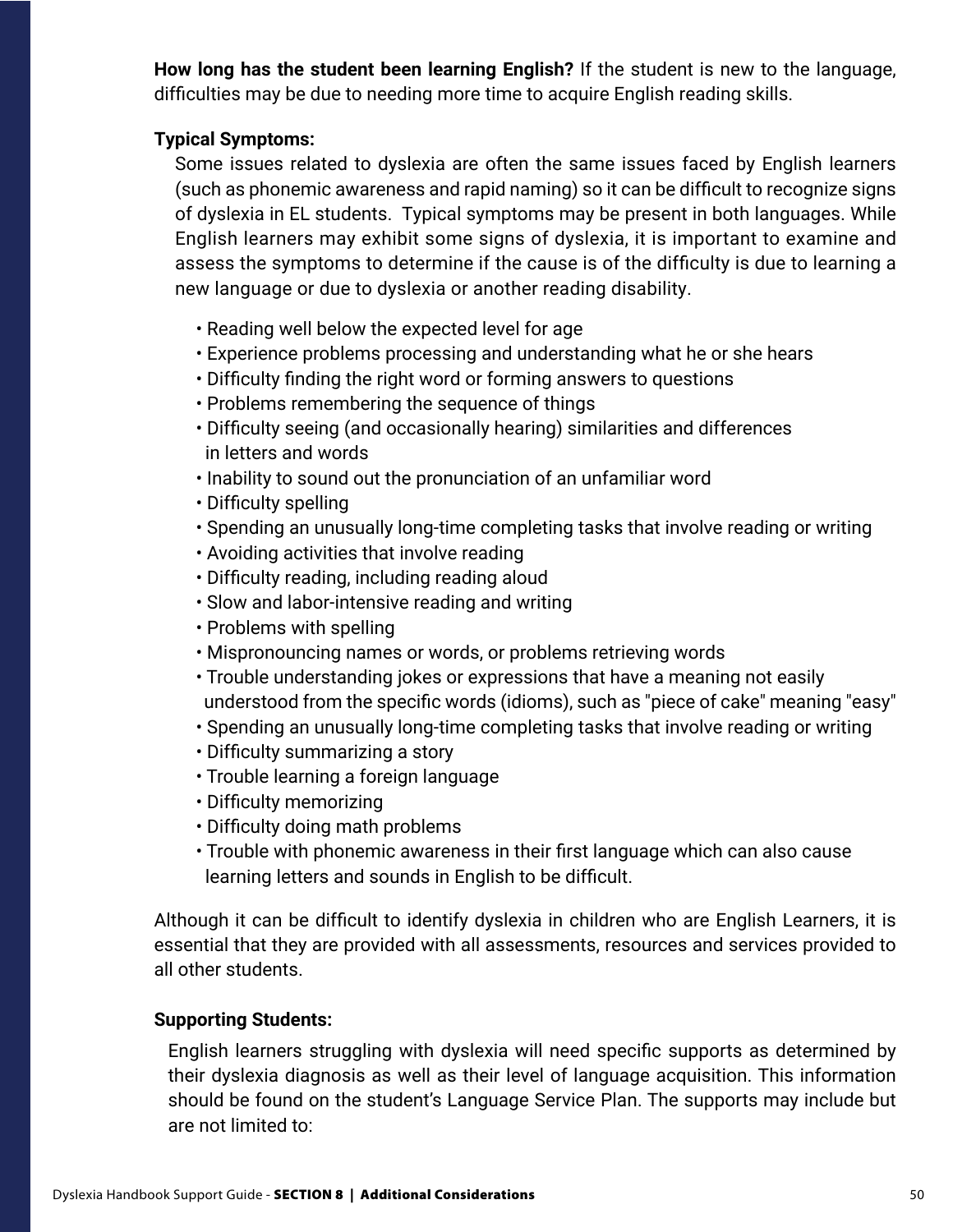**How long has the student been learning English?** If the student is new to the language, difficulties may be due to needing more time to acquire English reading skills.

**Typical Symptoms:**

Some issues related to dyslexia are often the same issues faced by English learners (such as phonemic awareness and rapid naming) so it can be difficult to recognize signs of dyslexia in EL students. Typical symptoms may be present in both languages. While English learners may exhibit some signs of dyslexia, it is important to examine and assess the symptoms to determine if the cause is of the difficulty is due to learning a new language or due to dyslexia or another reading disability.

- Reading well below the expected level for age
- Experience problems processing and understanding what he or she hears
- Difficulty finding the right word or forming answers to questions
- Problems remembering the sequence of things
- Difficulty seeing (and occasionally hearing) similarities and differences in letters and words
- Inability to sound out the pronunciation of an unfamiliar word
- Difficulty spelling
- Spending an unusually long-time completing tasks that involve reading or writing
- Avoiding activities that involve reading
- Difficulty reading, including reading aloud
- Slow and labor-intensive reading and writing
- Problems with spelling
- Mispronouncing names or words, or problems retrieving words
- Trouble understanding jokes or expressions that have a meaning not easily understood from the specific words (idioms), such as "piece of cake" meaning "easy"
- Spending an unusually long-time completing tasks that involve reading or writing
- Difficulty summarizing a story
- Trouble learning a foreign language
- Difficulty memorizing
- Difficulty doing math problems
- Trouble with phonemic awareness in their first language which can also cause learning letters and sounds in English to be difficult.

Although it can be difficult to identify dyslexia in children who are English Learners, it is essential that they are provided with all assessments, resources and services provided to all other students.

**Supporting Students:**

English learners struggling with dyslexia will need specific supports as determined by their dyslexia diagnosis as well as their level of language acquisition. This information should be found on the student's Language Service Plan. The supports may include but are not limited to: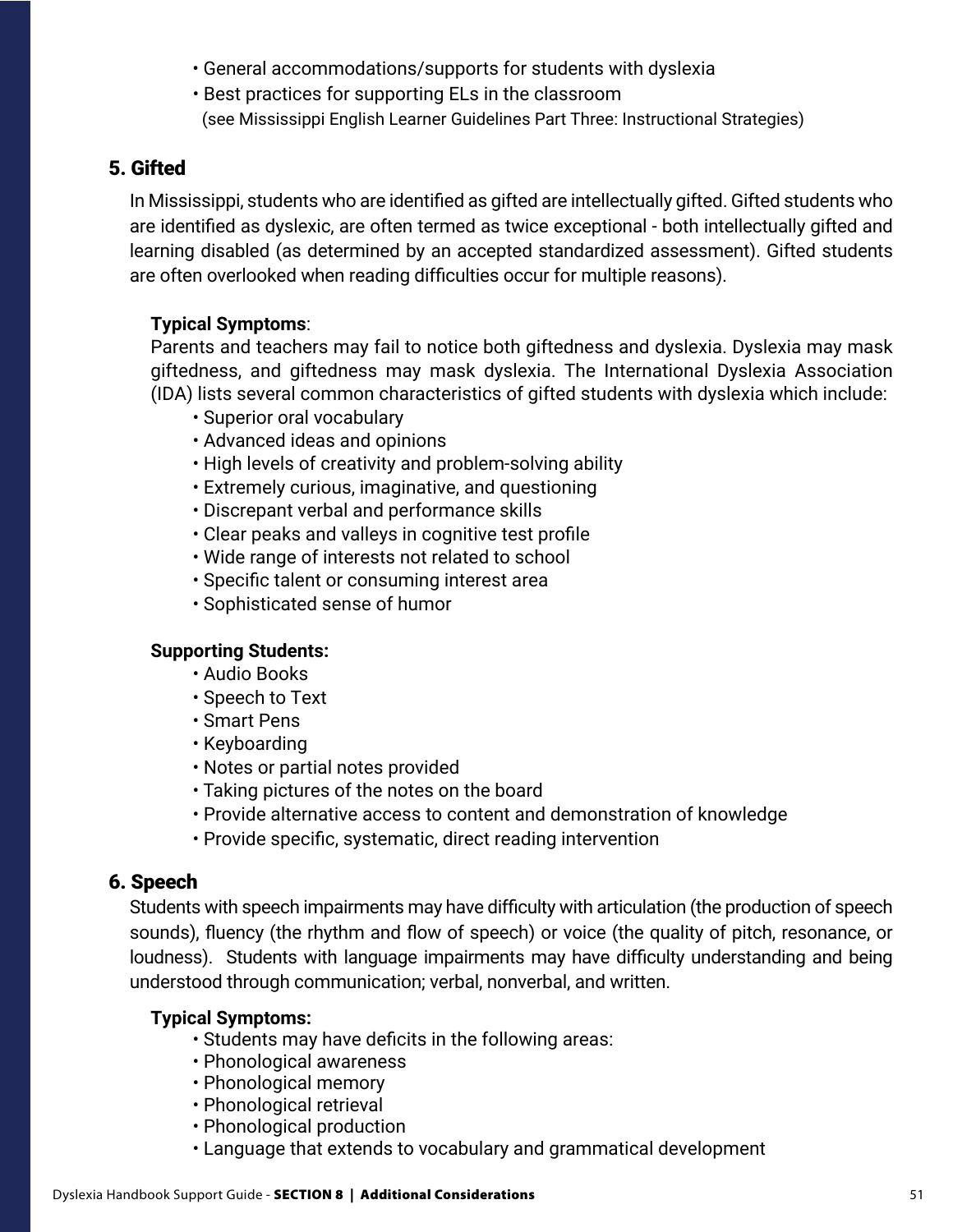- General accommodations/supports for students with dyslexia
- Best practices for supporting ELs in the classroom
  (see Mississippi English Learner Guidelines Part Three: Instructional Strategies)

## 5. Gifted

In Mississippi, students who are identified as gifted are intellectually gifted. Gifted students who are identified as dyslexic, are often termed as twice exceptional - both intellectually gifted and learning disabled (as determined by an accepted standardized assessment). Gifted students are often overlooked when reading difficulties occur for multiple reasons).

**Typical Symptoms**:
Parents and teachers may fail to notice both giftedness and dyslexia. Dyslexia may mask giftedness, and giftedness may mask dyslexia. The International Dyslexia Association (IDA) lists several common characteristics of gifted students with dyslexia which include:

- Superior oral vocabulary
- Advanced ideas and opinions
- High levels of creativity and problem-solving ability
- Extremely curious, imaginative, and questioning
- Discrepant verbal and performance skills
- Clear peaks and valleys in cognitive test profile
- Wide range of interests not related to school
- Specific talent or consuming interest area
- Sophisticated sense of humor

**Supporting Students:**

- Audio Books
- Speech to Text
- Smart Pens
- Keyboarding
- Notes or partial notes provided
- Taking pictures of the notes on the board
- Provide alternative access to content and demonstration of knowledge
- Provide specific, systematic, direct reading intervention

## 6. Speech

Students with speech impairments may have difficulty with articulation (the production of speech sounds), fluency (the rhythm and flow of speech) or voice (the quality of pitch, resonance, or loudness). Students with language impairments may have difficulty understanding and being understood through communication; verbal, nonverbal, and written.

**Typical Symptoms:**

- Students may have deficits in the following areas:
- Phonological awareness
- Phonological memory
- Phonological retrieval
- Phonological production
- Language that extends to vocabulary and grammatical development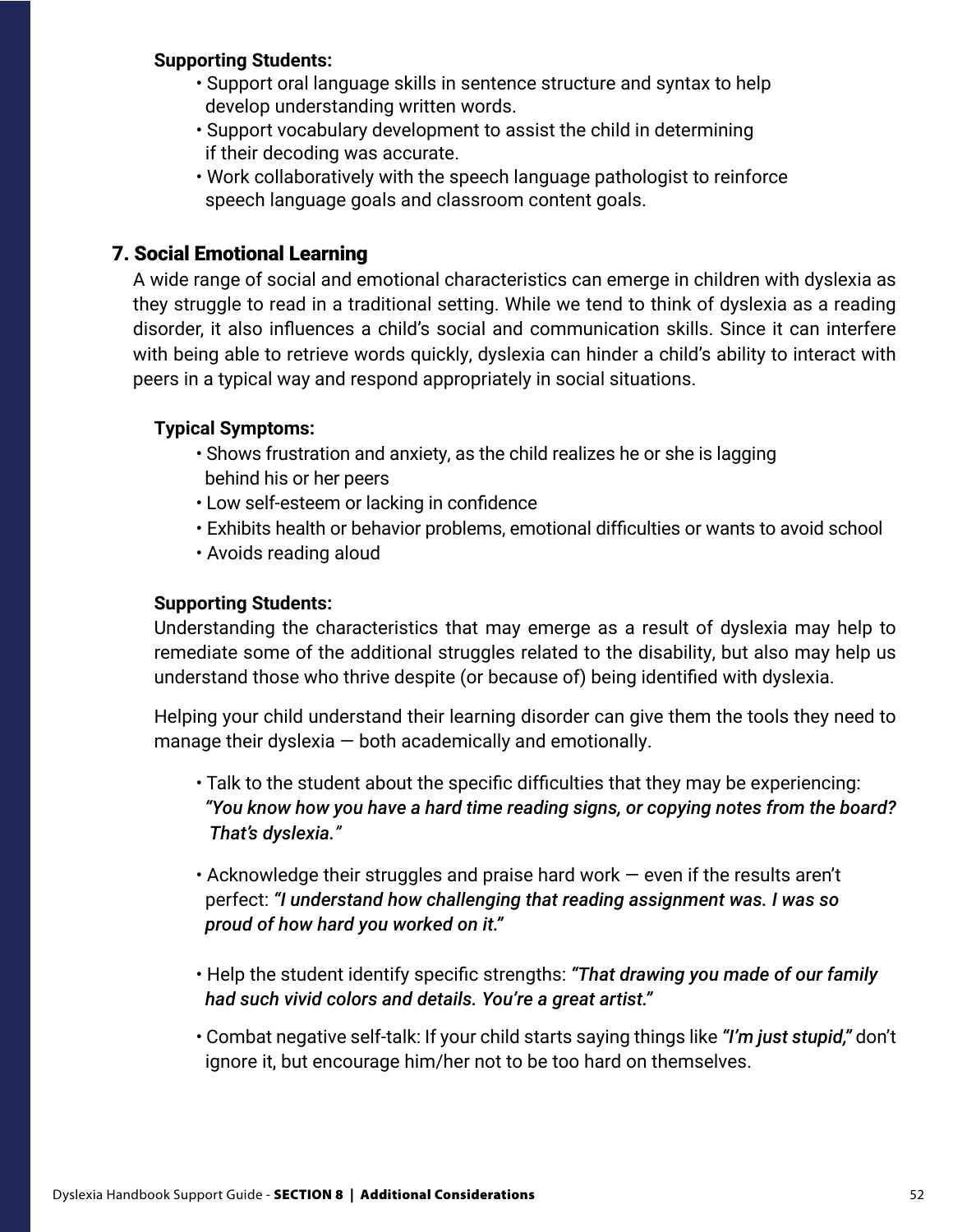**Supporting Students:**

- Support oral language skills in sentence structure and syntax to help develop understanding written words.
- Support vocabulary development to assist the child in determining if their decoding was accurate.
- Work collaboratively with the speech language pathologist to reinforce speech language goals and classroom content goals.

## 7. Social Emotional Learning

A wide range of social and emotional characteristics can emerge in children with dyslexia as they struggle to read in a traditional setting. While we tend to think of dyslexia as a reading disorder, it also influences a child's social and communication skills. Since it can interfere with being able to retrieve words quickly, dyslexia can hinder a child's ability to interact with peers in a typical way and respond appropriately in social situations.

**Typical Symptoms:**

- Shows frustration and anxiety, as the child realizes he or she is lagging behind his or her peers
- Low self-esteem or lacking in confidence
- Exhibits health or behavior problems, emotional difficulties or wants to avoid school
- Avoids reading aloud

**Supporting Students:**

Understanding the characteristics that may emerge as a result of dyslexia may help to remediate some of the additional struggles related to the disability, but also may help us understand those who thrive despite (or because of) being identified with dyslexia.

Helping your child understand their learning disorder can give them the tools they need to manage their dyslexia — both academically and emotionally.

- Talk to the student about the specific difficulties that they may be experiencing: ***"You know how you have a hard time reading signs, or copying notes from the board? That's dyslexia."***
- Acknowledge their struggles and praise hard work — even if the results aren't perfect: ***"I understand how challenging that reading assignment was. I was so proud of how hard you worked on it."***
- Help the student identify specific strengths: ***"That drawing you made of our family had such vivid colors and details. You're a great artist."***
- Combat negative self-talk: If your child starts saying things like ***"I'm just stupid,"*** don't ignore it, but encourage him/her not to be too hard on themselves.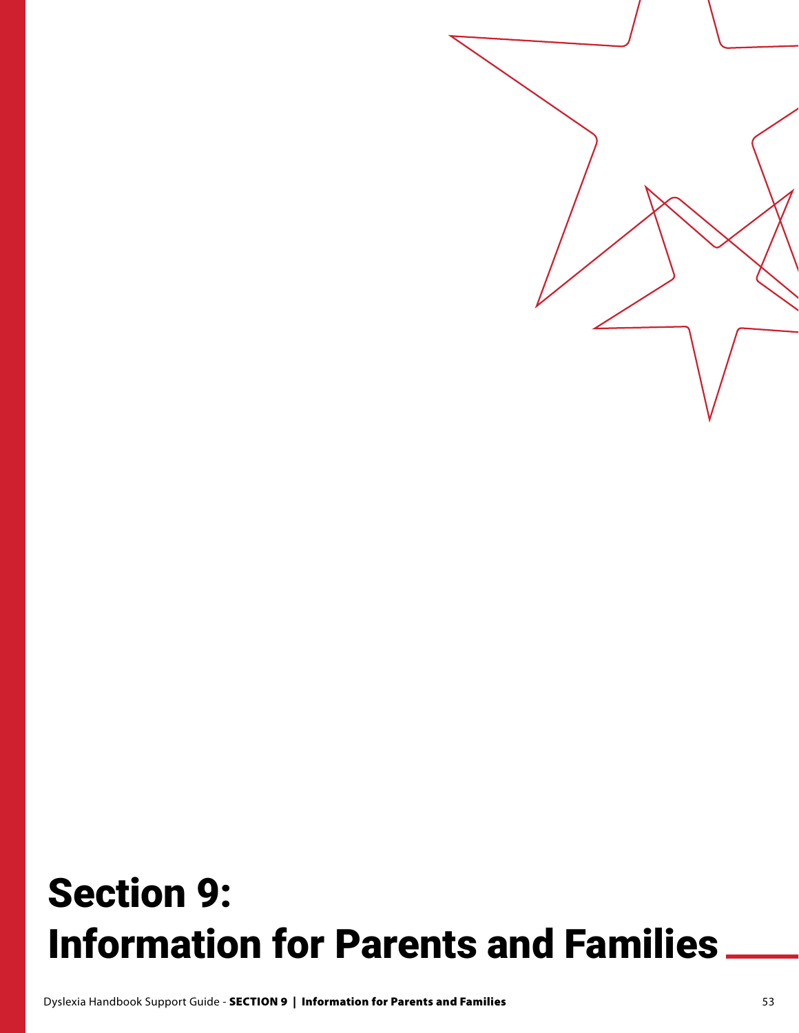# Section 9: Information for Parents and Families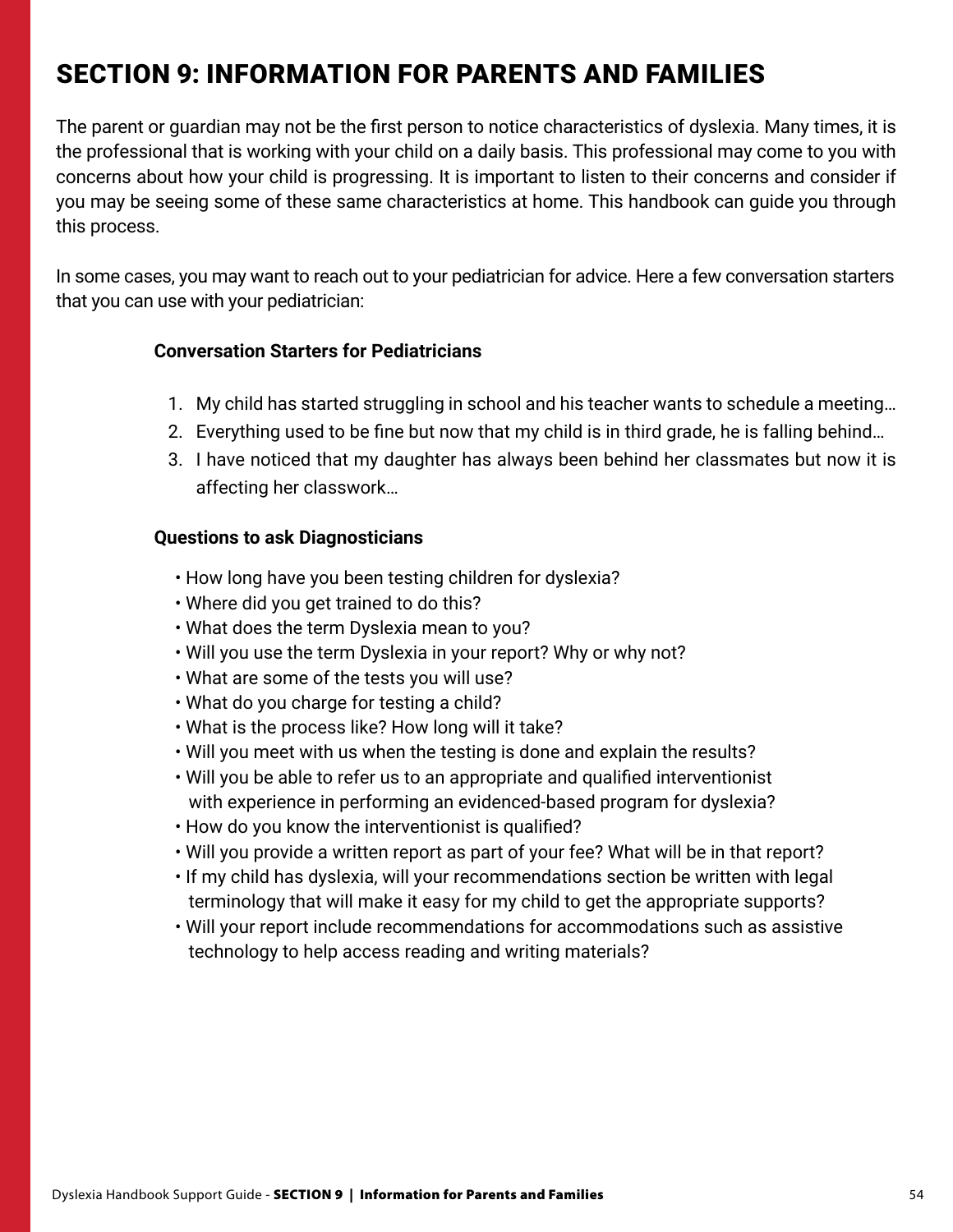## SECTION 9: INFORMATION FOR PARENTS AND FAMILIES

The parent or guardian may not be the first person to notice characteristics of dyslexia. Many times, it is the professional that is working with your child on a daily basis. This professional may come to you with concerns about how your child is progressing. It is important to listen to their concerns and consider if you may be seeing some of these same characteristics at home. This handbook can guide you through this process.

In some cases, you may want to reach out to your pediatrician for advice. Here a few conversation starters that you can use with your pediatrician:

**Conversation Starters for Pediatricians**

1. My child has started struggling in school and his teacher wants to schedule a meeting…
2. Everything used to be fine but now that my child is in third grade, he is falling behind…
3. I have noticed that my daughter has always been behind her classmates but now it is affecting her classwork…

**Questions to ask Diagnosticians**

- How long have you been testing children for dyslexia?
- Where did you get trained to do this?
- What does the term Dyslexia mean to you?
- Will you use the term Dyslexia in your report? Why or why not?
- What are some of the tests you will use?
- What do you charge for testing a child?
- What is the process like? How long will it take?
- Will you meet with us when the testing is done and explain the results?
- Will you be able to refer us to an appropriate and qualified interventionist with experience in performing an evidenced-based program for dyslexia?
- How do you know the interventionist is qualified?
- Will you provide a written report as part of your fee? What will be in that report?
- If my child has dyslexia, will your recommendations section be written with legal terminology that will make it easy for my child to get the appropriate supports?
- Will your report include recommendations for accommodations such as assistive technology to help access reading and writing materials?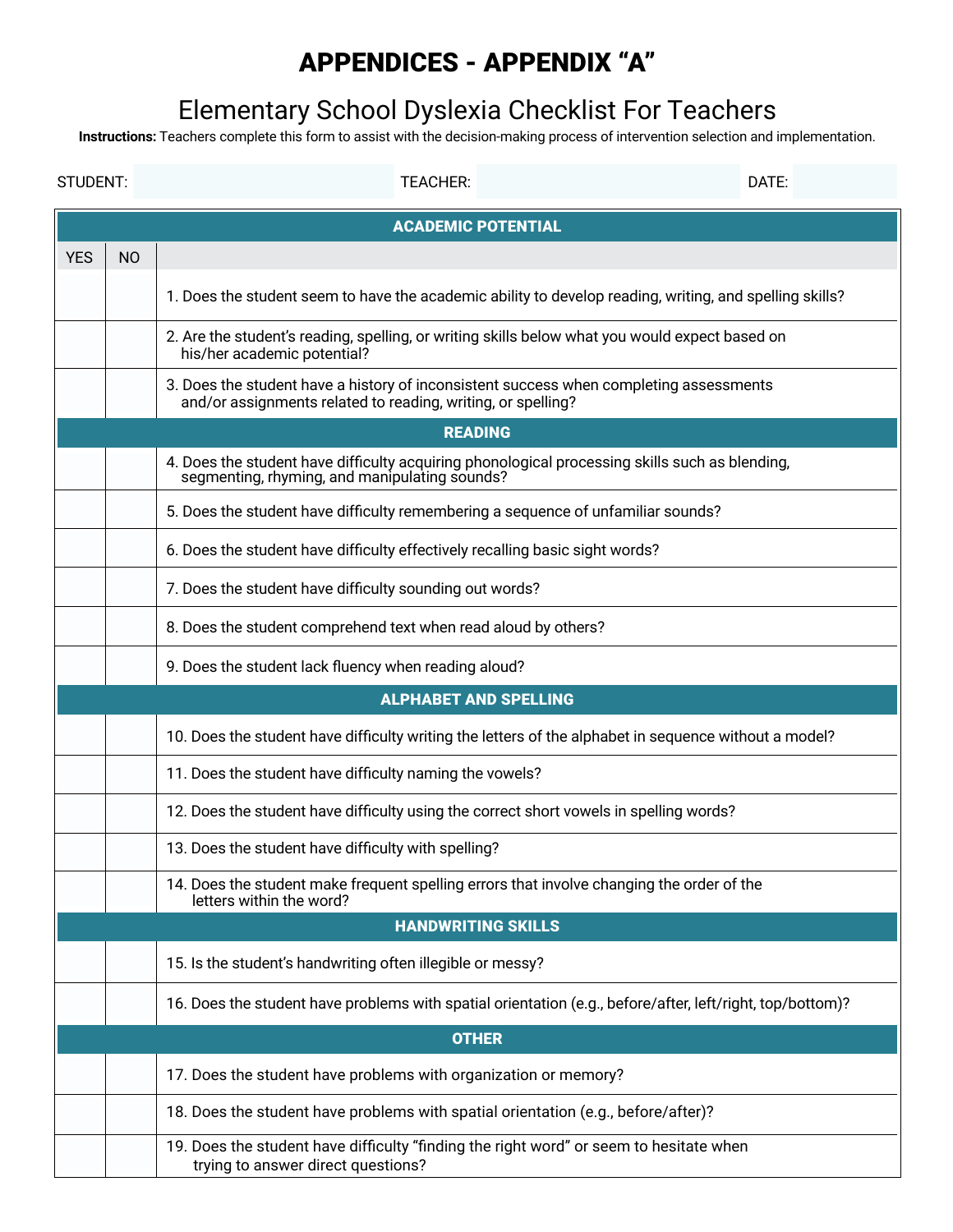# APPENDICES - APPENDIX "A"

## Elementary School Dyslexia Checklist For Teachers

**Instructions:** Teachers complete this form to assist with the decision-making process of intervention selection and implementation.

STUDENT: __________ TEACHER: __________ DATE: __________

| YES | NO | |
|---|---|---|
| | | **ACADEMIC POTENTIAL** |
| | | 1. Does the student seem to have the academic ability to develop reading, writing, and spelling skills? |
| | | 2. Are the student's reading, spelling, or writing skills below what you would expect based on his/her academic potential? |
| | | 3. Does the student have a history of inconsistent success when completing assessments and/or assignments related to reading, writing, or spelling? |
| | | **READING** |
| | | 4. Does the student have difficulty acquiring phonological processing skills such as blending, segmenting, rhyming, and manipulating sounds? |
| | | 5. Does the student have difficulty remembering a sequence of unfamiliar sounds? |
| | | 6. Does the student have difficulty effectively recalling basic sight words? |
| | | 7. Does the student have difficulty sounding out words? |
| | | 8. Does the student comprehend text when read aloud by others? |
| | | 9. Does the student lack fluency when reading aloud? |
| | | **ALPHABET AND SPELLING** |
| | | 10. Does the student have difficulty writing the letters of the alphabet in sequence without a model? |
| | | 11. Does the student have difficulty naming the vowels? |
| | | 12. Does the student have difficulty using the correct short vowels in spelling words? |
| | | 13. Does the student have difficulty with spelling? |
| | | 14. Does the student make frequent spelling errors that involve changing the order of the letters within the word? |
| | | **HANDWRITING SKILLS** |
| | | 15. Is the student's handwriting often illegible or messy? |
| | | 16. Does the student have problems with spatial orientation (e.g., before/after, left/right, top/bottom)? |
| | | **OTHER** |
| | | 17. Does the student have problems with organization or memory? |
| | | 18. Does the student have problems with spatial orientation (e.g., before/after)? |
| | | 19. Does the student have difficulty "finding the right word" or seem to hesitate when trying to answer direct questions? |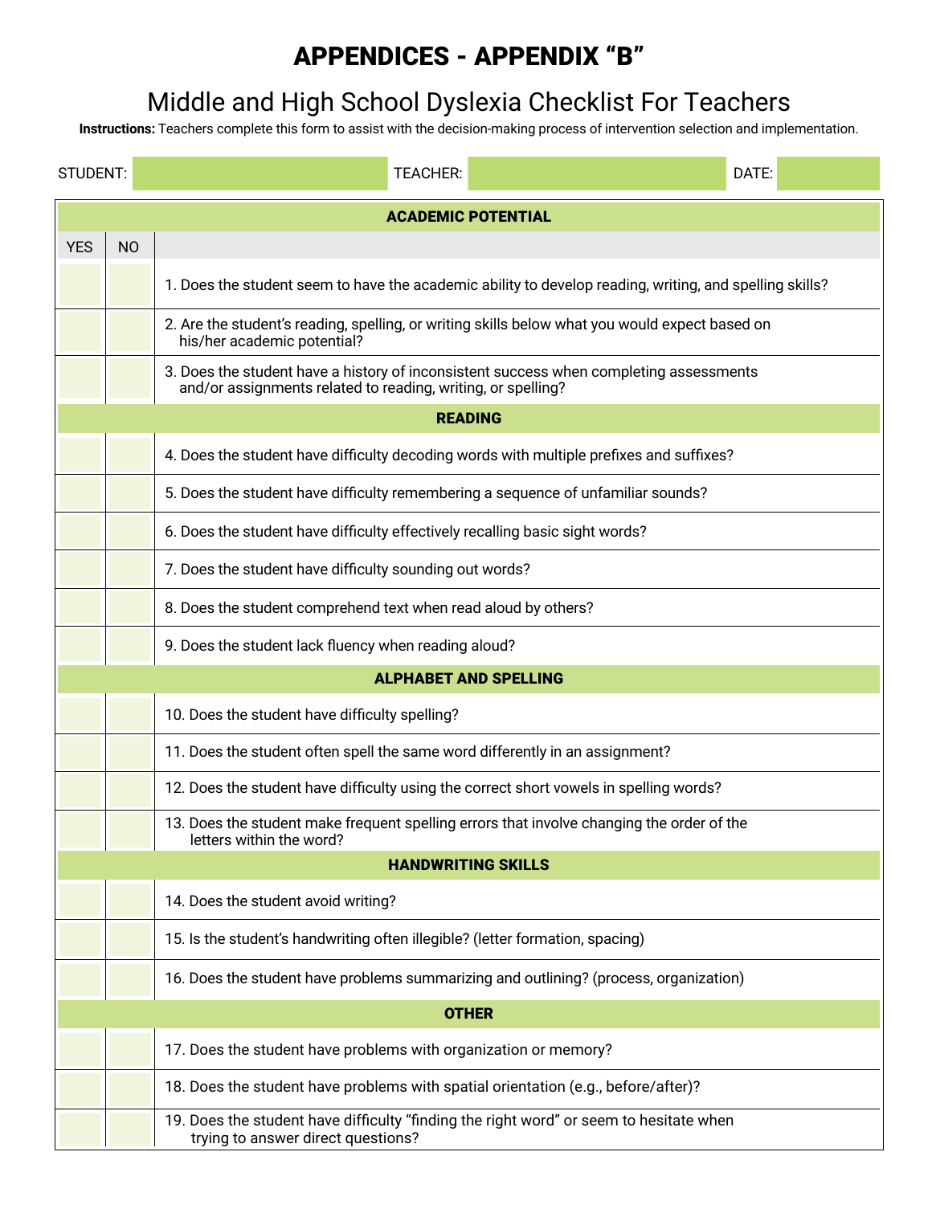# APPENDICES - APPENDIX “B”

## Middle and High School Dyslexia Checklist For Teachers

**Instructions:** Teachers complete this form to assist with the decision-making process of intervention selection and implementation.

STUDENT: ______ TEACHER: ______ DATE: ______

| YES | NO | |
|---|---|---|
| | | **ACADEMIC POTENTIAL** |
| | | 1. Does the student seem to have the academic ability to develop reading, writing, and spelling skills? |
| | | 2. Are the student’s reading, spelling, or writing skills below what you would expect based on his/her academic potential? |
| | | 3. Does the student have a history of inconsistent success when completing assessments and/or assignments related to reading, writing, or spelling? |
| | | **READING** |
| | | 4. Does the student have difficulty decoding words with multiple prefixes and suffixes? |
| | | 5. Does the student have difficulty remembering a sequence of unfamiliar sounds? |
| | | 6. Does the student have difficulty effectively recalling basic sight words? |
| | | 7. Does the student have difficulty sounding out words? |
| | | 8. Does the student comprehend text when read aloud by others? |
| | | 9. Does the student lack fluency when reading aloud? |
| | | **ALPHABET AND SPELLING** |
| | | 10. Does the student have difficulty spelling? |
| | | 11. Does the student often spell the same word differently in an assignment? |
| | | 12. Does the student have difficulty using the correct short vowels in spelling words? |
| | | 13. Does the student make frequent spelling errors that involve changing the order of the letters within the word? |
| | | **HANDWRITING SKILLS** |
| | | 14. Does the student avoid writing? |
| | | 15. Is the student’s handwriting often illegible? (letter formation, spacing) |
| | | 16. Does the student have problems summarizing and outlining? (process, organization) |
| | | **OTHER** |
| | | 17. Does the student have problems with organization or memory? |
| | | 18. Does the student have problems with spatial orientation (e.g., before/after)? |
| | | 19. Does the student have difficulty “finding the right word” or seem to hesitate when trying to answer direct questions? |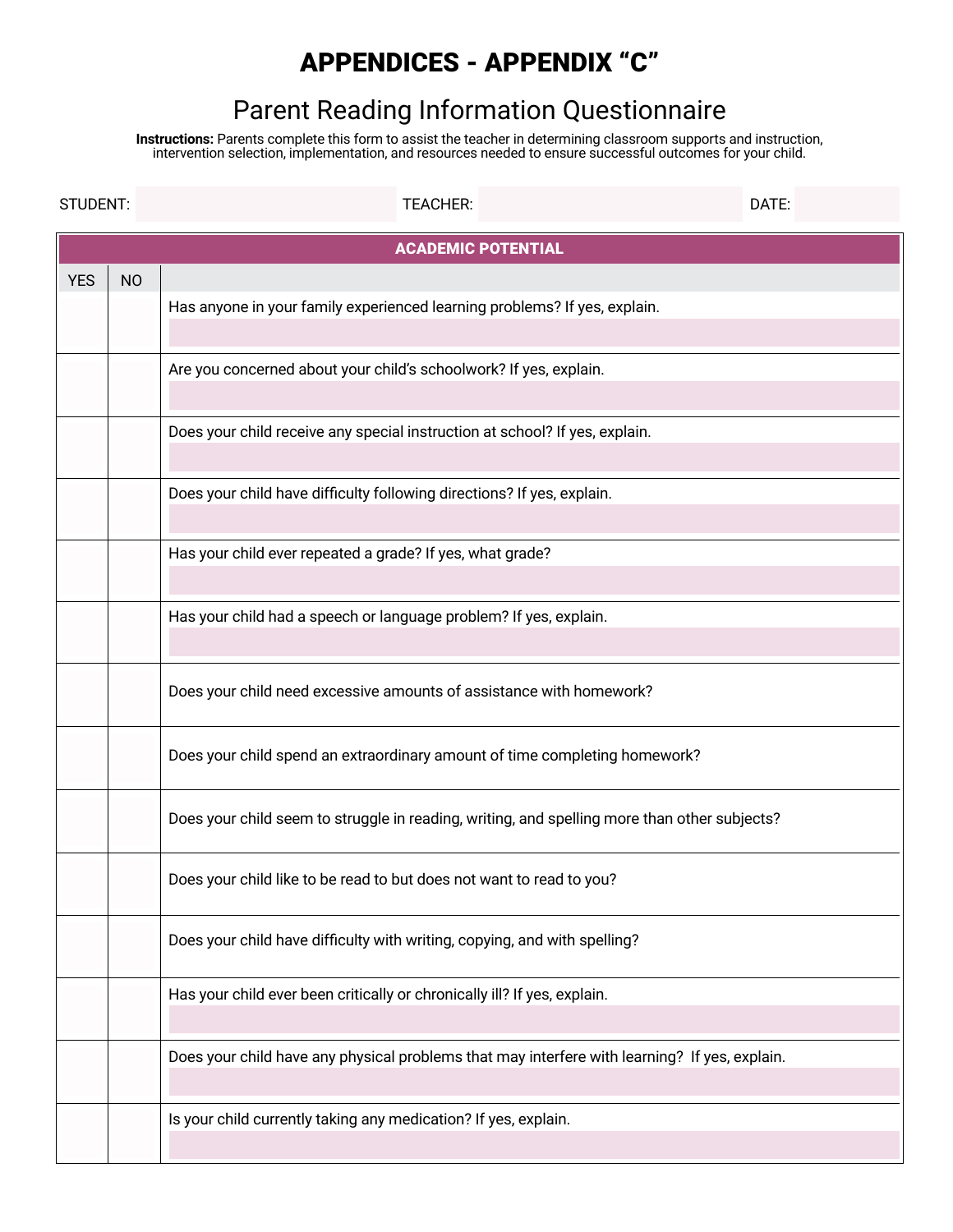# APPENDICES - APPENDIX "C"

## Parent Reading Information Questionnaire

**Instructions:** Parents complete this form to assist the teacher in determining classroom supports and instruction, intervention selection, implementation, and resources needed to ensure successful outcomes for your child.

STUDENT: | TEACHER: | DATE:

| ACADEMIC POTENTIAL | | |
|---|---|---|
| YES | NO | |
| | | Has anyone in your family experienced learning problems? If yes, explain. |
| | | Are you concerned about your child's schoolwork? If yes, explain. |
| | | Does your child receive any special instruction at school? If yes, explain. |
| | | Does your child have difficulty following directions? If yes, explain. |
| | | Has your child ever repeated a grade? If yes, what grade? |
| | | Has your child had a speech or language problem? If yes, explain. |
| | | Does your child need excessive amounts of assistance with homework? |
| | | Does your child spend an extraordinary amount of time completing homework? |
| | | Does your child seem to struggle in reading, writing, and spelling more than other subjects? |
| | | Does your child like to be read to but does not want to read to you? |
| | | Does your child have difficulty with writing, copying, and with spelling? |
| | | Has your child ever been critically or chronically ill? If yes, explain. |
| | | Does your child have any physical problems that may interfere with learning? If yes, explain. |
| | | Is your child currently taking any medication? If yes, explain. |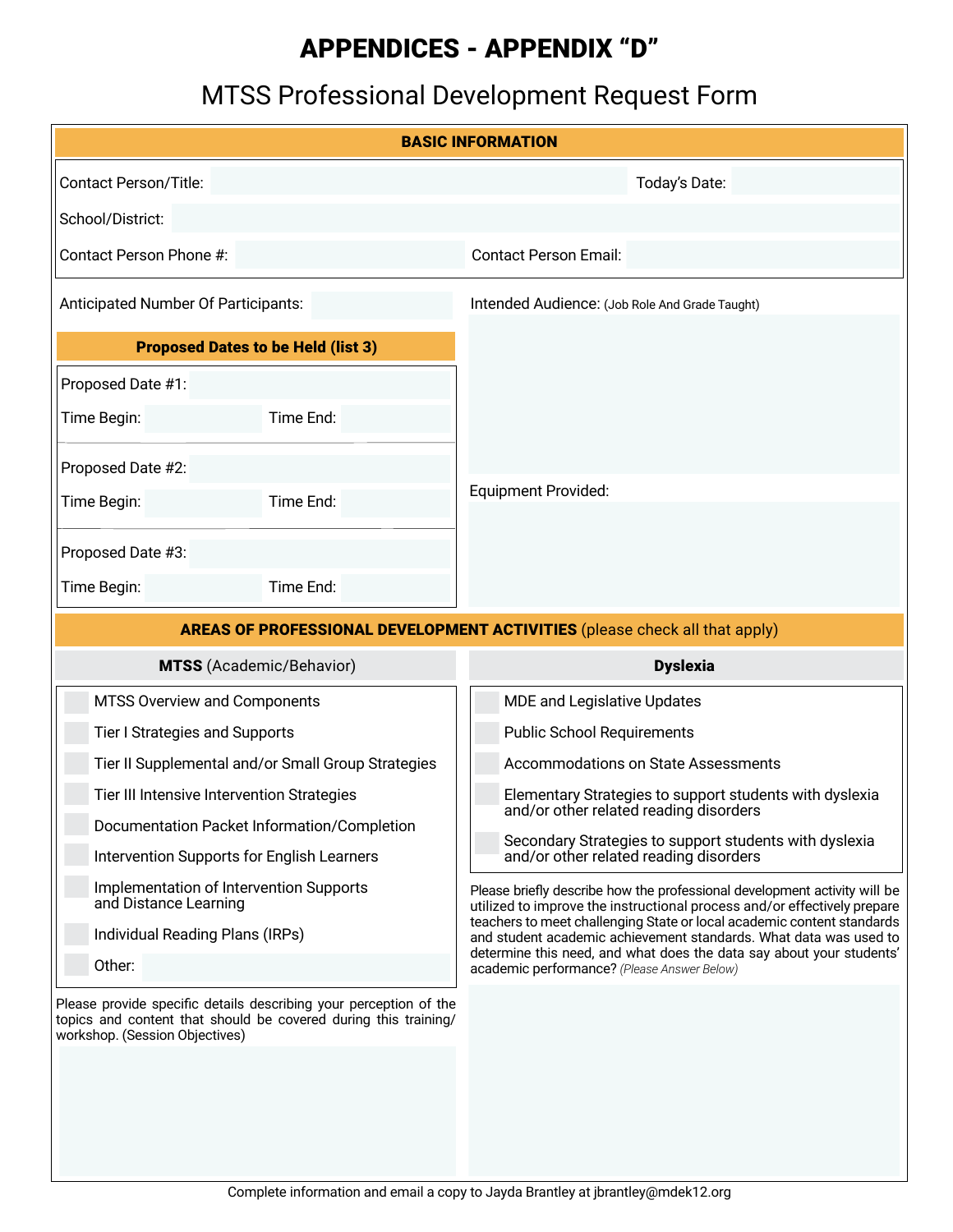# APPENDICES - APPENDIX "D"

## MTSS Professional Development Request Form

**BASIC INFORMATION**

Contact Person/Title: 

Today's Date: 

School/District: 

Contact Person Phone #: 

Contact Person Email: 

Anticipated Number Of Participants: 

Intended Audience: (Job Role And Grade Taught)

**Proposed Dates to be Held (list 3)**

Proposed Date #1: 

Time Begin: Time End: 

Proposed Date #2: 

Time Begin: Time End: 

Proposed Date #3: 

Time Begin: Time End: 

Equipment Provided:

**AREAS OF PROFESSIONAL DEVELOPMENT ACTIVITIES** (please check all that apply)

**MTSS** (Academic/Behavior)

- ☐ MTSS Overview and Components
- ☐ Tier I Strategies and Supports
- ☐ Tier II Supplemental and/or Small Group Strategies
- ☐ Tier III Intensive Intervention Strategies
- ☐ Documentation Packet Information/Completion
- ☐ Intervention Supports for English Learners
- ☐ Implementation of Intervention Supports and Distance Learning
- ☐ Individual Reading Plans (IRPs)
- ☐ Other: 

**Dyslexia**

- ☐ MDE and Legislative Updates
- ☐ Public School Requirements
- ☐ Accommodations on State Assessments
- ☐ Elementary Strategies to support students with dyslexia and/or other related reading disorders
- ☐ Secondary Strategies to support students with dyslexia and/or other related reading disorders

Please provide specific details describing your perception of the topics and content that should be covered during this training/ workshop. (Session Objectives)

Please briefly describe how the professional development activity will be utilized to improve the instructional process and/or effectively prepare teachers to meet challenging State or local academic content standards and student academic achievement standards. What data was used to determine this need, and what does the data say about your students' academic performance? *(Please Answer Below)*

Complete information and email a copy to Jayda Brantley at jbrantley@mdek12.org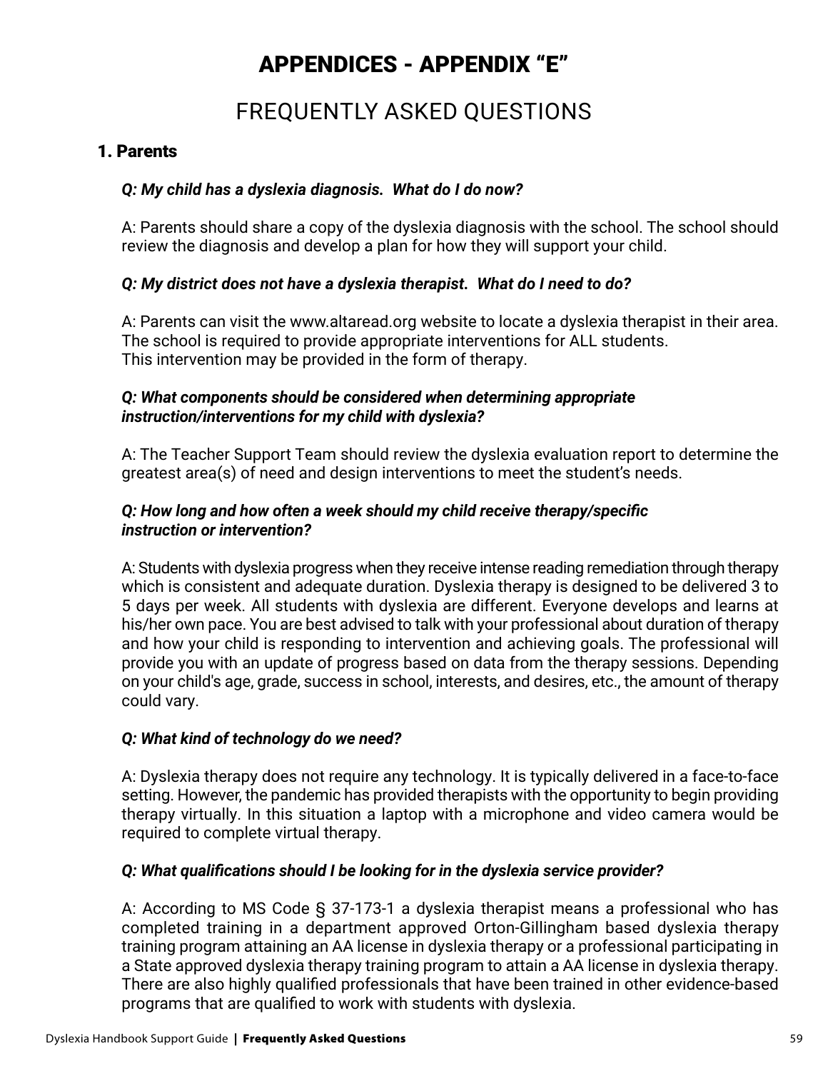# APPENDICES - APPENDIX "E"

## FREQUENTLY ASKED QUESTIONS

### 1. Parents

***Q: My child has a dyslexia diagnosis. What do I do now?***

A: Parents should share a copy of the dyslexia diagnosis with the school. The school should review the diagnosis and develop a plan for how they will support your child.

***Q: My district does not have a dyslexia therapist. What do I need to do?***

A: Parents can visit the www.altaread.org website to locate a dyslexia therapist in their area. The school is required to provide appropriate interventions for ALL students.
This intervention may be provided in the form of therapy.

***Q: What components should be considered when determining appropriate instruction/interventions for my child with dyslexia?***

A: The Teacher Support Team should review the dyslexia evaluation report to determine the greatest area(s) of need and design interventions to meet the student's needs.

***Q: How long and how often a week should my child receive therapy/specific instruction or intervention?***

A: Students with dyslexia progress when they receive intense reading remediation through therapy which is consistent and adequate duration. Dyslexia therapy is designed to be delivered 3 to 5 days per week. All students with dyslexia are different. Everyone develops and learns at his/her own pace. You are best advised to talk with your professional about duration of therapy and how your child is responding to intervention and achieving goals. The professional will provide you with an update of progress based on data from the therapy sessions. Depending on your child's age, grade, success in school, interests, and desires, etc., the amount of therapy could vary.

***Q: What kind of technology do we need?***

A: Dyslexia therapy does not require any technology. It is typically delivered in a face-to-face setting. However, the pandemic has provided therapists with the opportunity to begin providing therapy virtually. In this situation a laptop with a microphone and video camera would be required to complete virtual therapy.

***Q: What qualifications should I be looking for in the dyslexia service provider?***

A: According to MS Code § 37-173-1 a dyslexia therapist means a professional who has completed training in a department approved Orton-Gillingham based dyslexia therapy training program attaining an AA license in dyslexia therapy or a professional participating in a State approved dyslexia therapy training program to attain a AA license in dyslexia therapy. There are also highly qualified professionals that have been trained in other evidence-based programs that are qualified to work with students with dyslexia.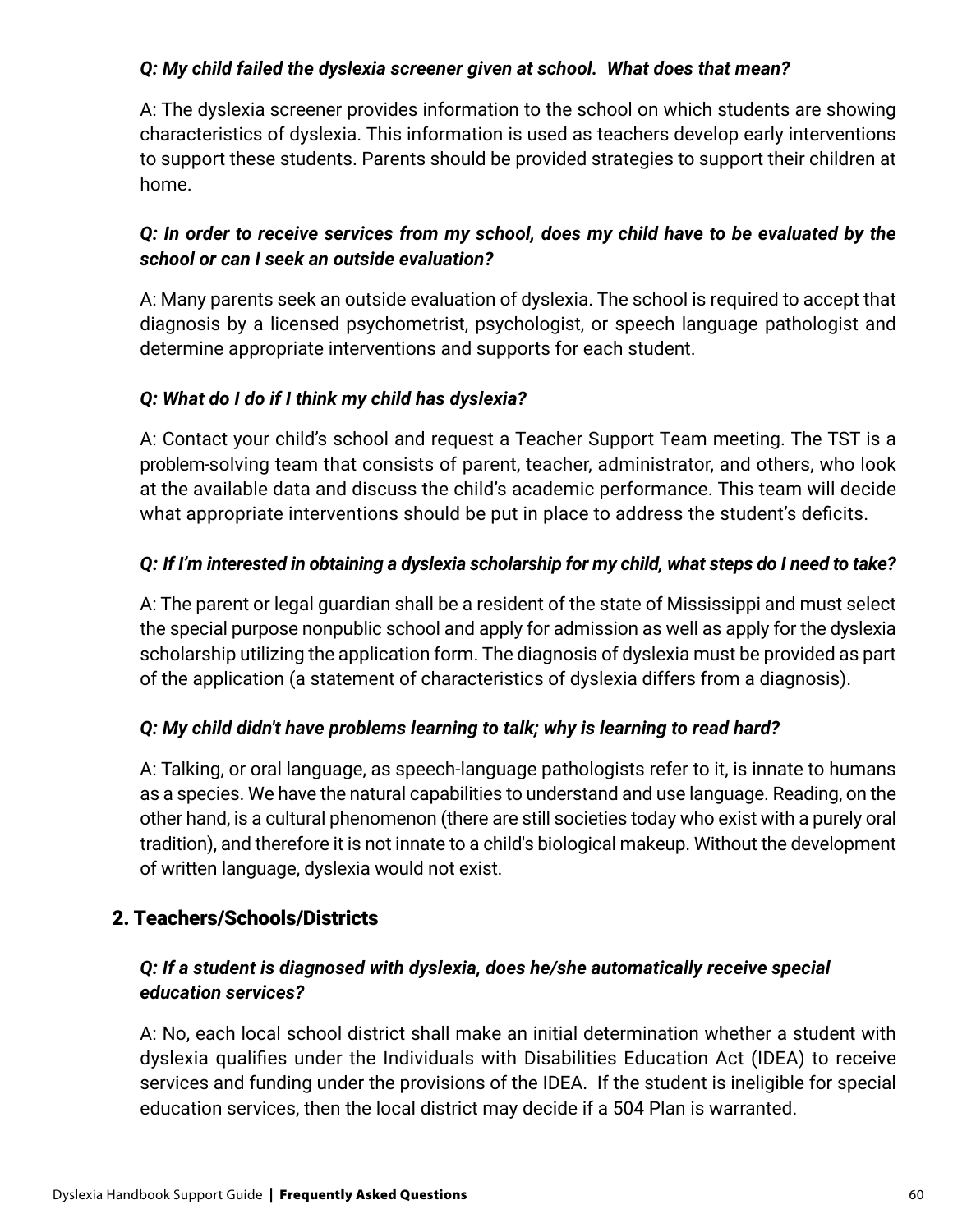***Q: My child failed the dyslexia screener given at school. What does that mean?***

A: The dyslexia screener provides information to the school on which students are showing characteristics of dyslexia. This information is used as teachers develop early interventions to support these students. Parents should be provided strategies to support their children at home.

***Q: In order to receive services from my school, does my child have to be evaluated by the school or can I seek an outside evaluation?***

A: Many parents seek an outside evaluation of dyslexia. The school is required to accept that diagnosis by a licensed psychometrist, psychologist, or speech language pathologist and determine appropriate interventions and supports for each student.

***Q: What do I do if I think my child has dyslexia?***

A: Contact your child's school and request a Teacher Support Team meeting. The TST is a problem-solving team that consists of parent, teacher, administrator, and others, who look at the available data and discuss the child's academic performance. This team will decide what appropriate interventions should be put in place to address the student's deficits.

***Q: If I'm interested in obtaining a dyslexia scholarship for my child, what steps do I need to take?***

A: The parent or legal guardian shall be a resident of the state of Mississippi and must select the special purpose nonpublic school and apply for admission as well as apply for the dyslexia scholarship utilizing the application form. The diagnosis of dyslexia must be provided as part of the application (a statement of characteristics of dyslexia differs from a diagnosis).

***Q: My child didn't have problems learning to talk; why is learning to read hard?***

A: Talking, or oral language, as speech-language pathologists refer to it, is innate to humans as a species. We have the natural capabilities to understand and use language. Reading, on the other hand, is a cultural phenomenon (there are still societies today who exist with a purely oral tradition), and therefore it is not innate to a child's biological makeup. Without the development of written language, dyslexia would not exist.

## 2. Teachers/Schools/Districts

***Q: If a student is diagnosed with dyslexia, does he/she automatically receive special education services?***

A: No, each local school district shall make an initial determination whether a student with dyslexia qualifies under the Individuals with Disabilities Education Act (IDEA) to receive services and funding under the provisions of the IDEA. If the student is ineligible for special education services, then the local district may decide if a 504 Plan is warranted.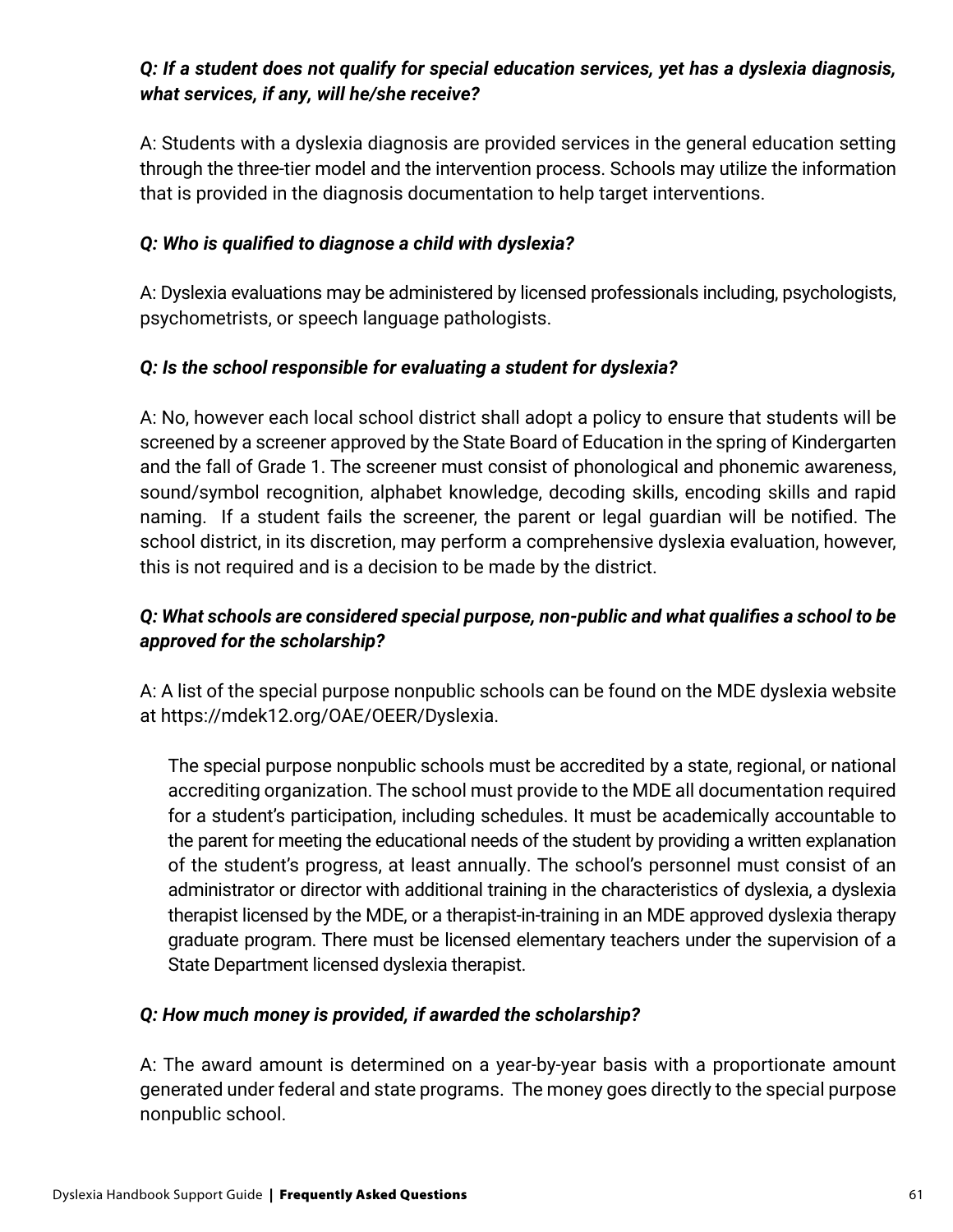***Q: If a student does not qualify for special education services, yet has a dyslexia diagnosis, what services, if any, will he/she receive?***

A: Students with a dyslexia diagnosis are provided services in the general education setting through the three-tier model and the intervention process. Schools may utilize the information that is provided in the diagnosis documentation to help target interventions.

***Q: Who is qualified to diagnose a child with dyslexia?***

A: Dyslexia evaluations may be administered by licensed professionals including, psychologists, psychometrists, or speech language pathologists.

***Q: Is the school responsible for evaluating a student for dyslexia?***

A: No, however each local school district shall adopt a policy to ensure that students will be screened by a screener approved by the State Board of Education in the spring of Kindergarten and the fall of Grade 1. The screener must consist of phonological and phonemic awareness, sound/symbol recognition, alphabet knowledge, decoding skills, encoding skills and rapid naming. If a student fails the screener, the parent or legal guardian will be notified. The school district, in its discretion, may perform a comprehensive dyslexia evaluation, however, this is not required and is a decision to be made by the district.

***Q: What schools are considered special purpose, non-public and what qualifies a school to be approved for the scholarship?***

A: A list of the special purpose nonpublic schools can be found on the MDE dyslexia website at https://mdek12.org/OAE/OEER/Dyslexia.

> The special purpose nonpublic schools must be accredited by a state, regional, or national accrediting organization. The school must provide to the MDE all documentation required for a student's participation, including schedules. It must be academically accountable to the parent for meeting the educational needs of the student by providing a written explanation of the student's progress, at least annually. The school's personnel must consist of an administrator or director with additional training in the characteristics of dyslexia, a dyslexia therapist licensed by the MDE, or a therapist-in-training in an MDE approved dyslexia therapy graduate program. There must be licensed elementary teachers under the supervision of a State Department licensed dyslexia therapist.

***Q: How much money is provided, if awarded the scholarship?***

A: The award amount is determined on a year-by-year basis with a proportionate amount generated under federal and state programs. The money goes directly to the special purpose nonpublic school.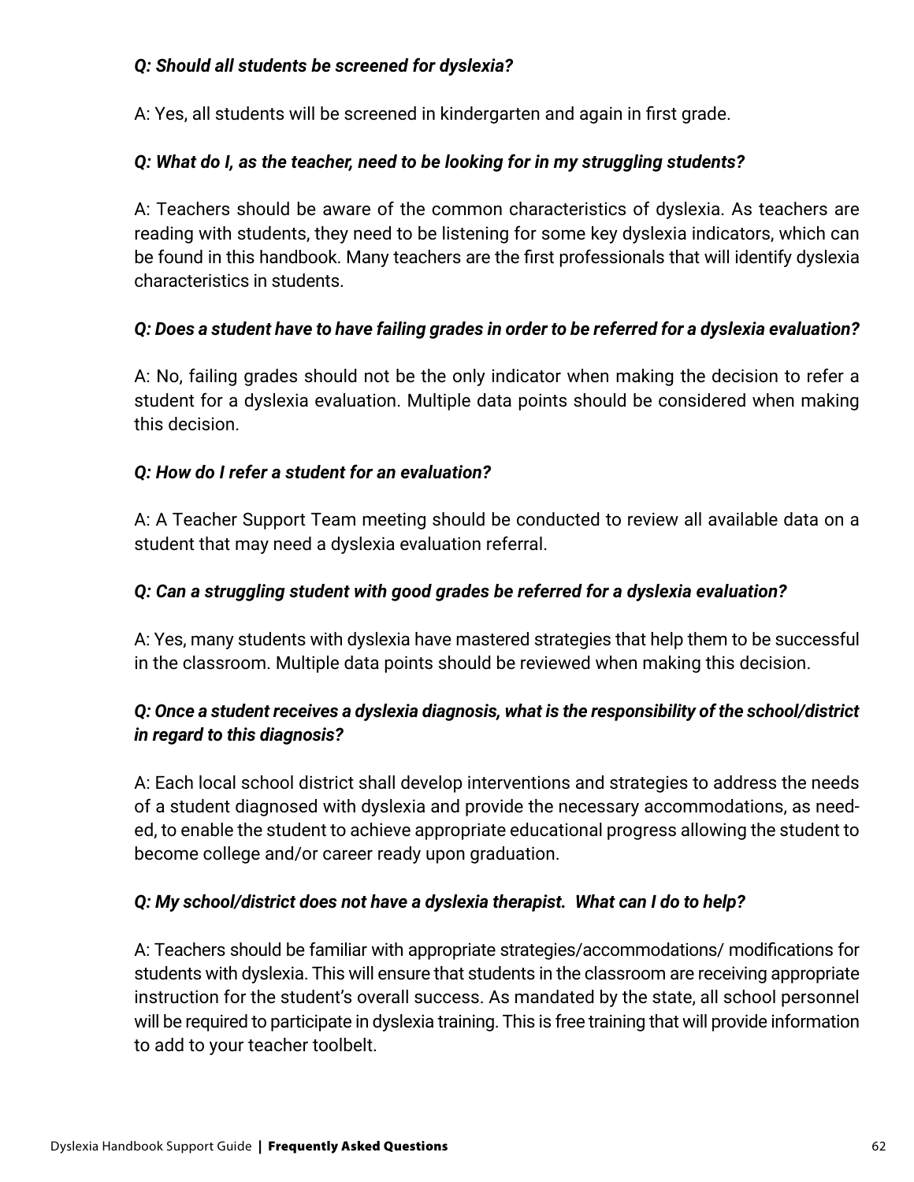***Q: Should all students be screened for dyslexia?***

A: Yes, all students will be screened in kindergarten and again in first grade.

***Q: What do I, as the teacher, need to be looking for in my struggling students?***

A: Teachers should be aware of the common characteristics of dyslexia. As teachers are reading with students, they need to be listening for some key dyslexia indicators, which can be found in this handbook. Many teachers are the first professionals that will identify dyslexia characteristics in students.

***Q: Does a student have to have failing grades in order to be referred for a dyslexia evaluation?***

A: No, failing grades should not be the only indicator when making the decision to refer a student for a dyslexia evaluation. Multiple data points should be considered when making this decision.

***Q: How do I refer a student for an evaluation?***

A: A Teacher Support Team meeting should be conducted to review all available data on a student that may need a dyslexia evaluation referral.

***Q: Can a struggling student with good grades be referred for a dyslexia evaluation?***

A: Yes, many students with dyslexia have mastered strategies that help them to be successful in the classroom. Multiple data points should be reviewed when making this decision.

***Q: Once a student receives a dyslexia diagnosis, what is the responsibility of the school/district in regard to this diagnosis?***

A: Each local school district shall develop interventions and strategies to address the needs of a student diagnosed with dyslexia and provide the necessary accommodations, as needed, to enable the student to achieve appropriate educational progress allowing the student to become college and/or career ready upon graduation.

***Q: My school/district does not have a dyslexia therapist. What can I do to help?***

A: Teachers should be familiar with appropriate strategies/accommodations/ modifications for students with dyslexia. This will ensure that students in the classroom are receiving appropriate instruction for the student's overall success. As mandated by the state, all school personnel will be required to participate in dyslexia training. This is free training that will provide information to add to your teacher toolbelt.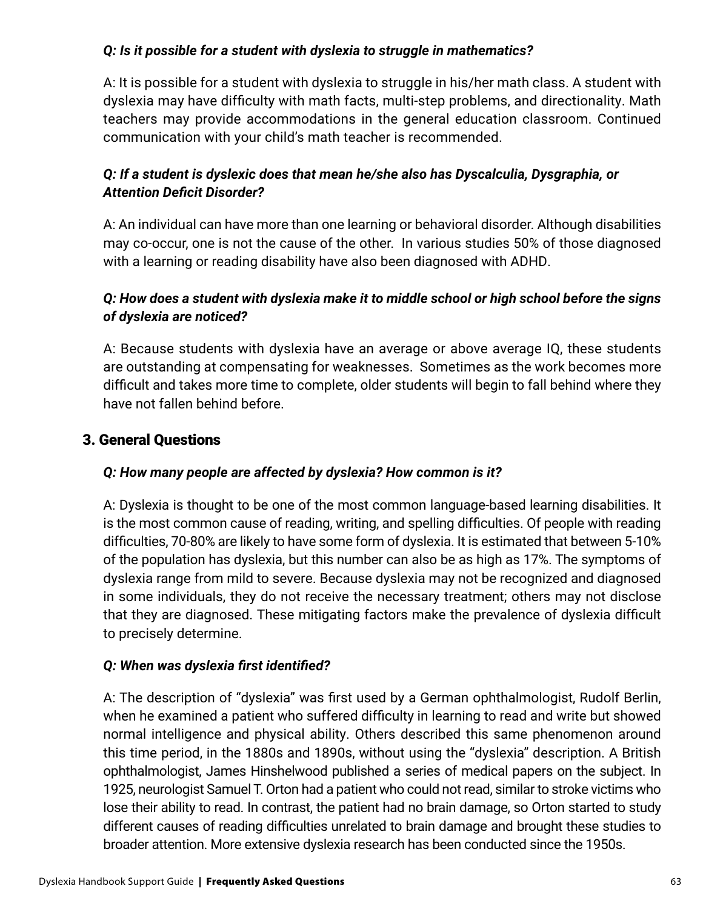***Q: Is it possible for a student with dyslexia to struggle in mathematics?***

A: It is possible for a student with dyslexia to struggle in his/her math class. A student with dyslexia may have difficulty with math facts, multi-step problems, and directionality. Math teachers may provide accommodations in the general education classroom. Continued communication with your child's math teacher is recommended.

***Q: If a student is dyslexic does that mean he/she also has Dyscalculia, Dysgraphia, or Attention Deficit Disorder?***

A: An individual can have more than one learning or behavioral disorder. Although disabilities may co-occur, one is not the cause of the other. In various studies 50% of those diagnosed with a learning or reading disability have also been diagnosed with ADHD.

***Q: How does a student with dyslexia make it to middle school or high school before the signs of dyslexia are noticed?***

A: Because students with dyslexia have an average or above average IQ, these students are outstanding at compensating for weaknesses. Sometimes as the work becomes more difficult and takes more time to complete, older students will begin to fall behind where they have not fallen behind before.

## 3. General Questions

***Q: How many people are affected by dyslexia? How common is it?***

A: Dyslexia is thought to be one of the most common language-based learning disabilities. It is the most common cause of reading, writing, and spelling difficulties. Of people with reading difficulties, 70-80% are likely to have some form of dyslexia. It is estimated that between 5-10% of the population has dyslexia, but this number can also be as high as 17%. The symptoms of dyslexia range from mild to severe. Because dyslexia may not be recognized and diagnosed in some individuals, they do not receive the necessary treatment; others may not disclose that they are diagnosed. These mitigating factors make the prevalence of dyslexia difficult to precisely determine.

***Q: When was dyslexia first identified?***

A: The description of "dyslexia" was first used by a German ophthalmologist, Rudolf Berlin, when he examined a patient who suffered difficulty in learning to read and write but showed normal intelligence and physical ability. Others described this same phenomenon around this time period, in the 1880s and 1890s, without using the "dyslexia" description. A British ophthalmologist, James Hinshelwood published a series of medical papers on the subject. In 1925, neurologist Samuel T. Orton had a patient who could not read, similar to stroke victims who lose their ability to read. In contrast, the patient had no brain damage, so Orton started to study different causes of reading difficulties unrelated to brain damage and brought these studies to broader attention. More extensive dyslexia research has been conducted since the 1950s.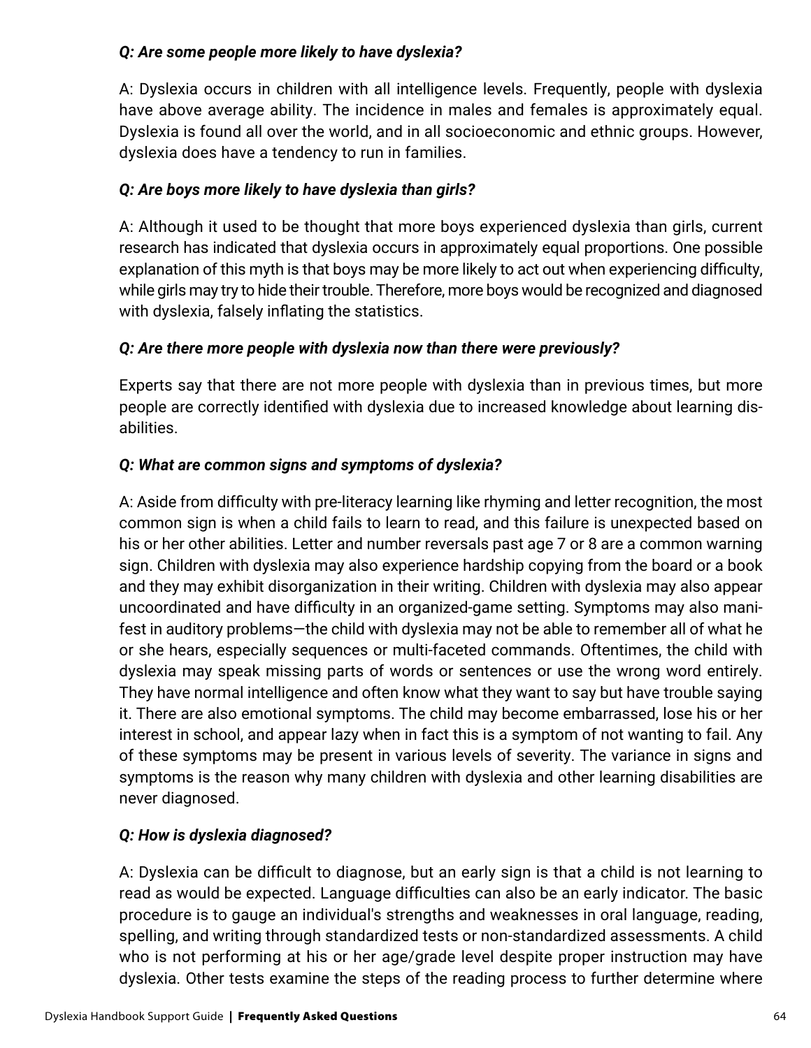***Q: Are some people more likely to have dyslexia?***

A: Dyslexia occurs in children with all intelligence levels. Frequently, people with dyslexia have above average ability. The incidence in males and females is approximately equal. Dyslexia is found all over the world, and in all socioeconomic and ethnic groups. However, dyslexia does have a tendency to run in families.

***Q: Are boys more likely to have dyslexia than girls?***

A: Although it used to be thought that more boys experienced dyslexia than girls, current research has indicated that dyslexia occurs in approximately equal proportions. One possible explanation of this myth is that boys may be more likely to act out when experiencing difficulty, while girls may try to hide their trouble. Therefore, more boys would be recognized and diagnosed with dyslexia, falsely inflating the statistics.

***Q: Are there more people with dyslexia now than there were previously?***

Experts say that there are not more people with dyslexia than in previous times, but more people are correctly identified with dyslexia due to increased knowledge about learning disabilities.

***Q: What are common signs and symptoms of dyslexia?***

A: Aside from difficulty with pre-literacy learning like rhyming and letter recognition, the most common sign is when a child fails to learn to read, and this failure is unexpected based on his or her other abilities. Letter and number reversals past age 7 or 8 are a common warning sign. Children with dyslexia may also experience hardship copying from the board or a book and they may exhibit disorganization in their writing. Children with dyslexia may also appear uncoordinated and have difficulty in an organized-game setting. Symptoms may also manifest in auditory problems—the child with dyslexia may not be able to remember all of what he or she hears, especially sequences or multi-faceted commands. Oftentimes, the child with dyslexia may speak missing parts of words or sentences or use the wrong word entirely. They have normal intelligence and often know what they want to say but have trouble saying it. There are also emotional symptoms. The child may become embarrassed, lose his or her interest in school, and appear lazy when in fact this is a symptom of not wanting to fail. Any of these symptoms may be present in various levels of severity. The variance in signs and symptoms is the reason why many children with dyslexia and other learning disabilities are never diagnosed.

***Q: How is dyslexia diagnosed?***

A: Dyslexia can be difficult to diagnose, but an early sign is that a child is not learning to read as would be expected. Language difficulties can also be an early indicator. The basic procedure is to gauge an individual's strengths and weaknesses in oral language, reading, spelling, and writing through standardized tests or non-standardized assessments. A child who is not performing at his or her age/grade level despite proper instruction may have dyslexia. Other tests examine the steps of the reading process to further determine where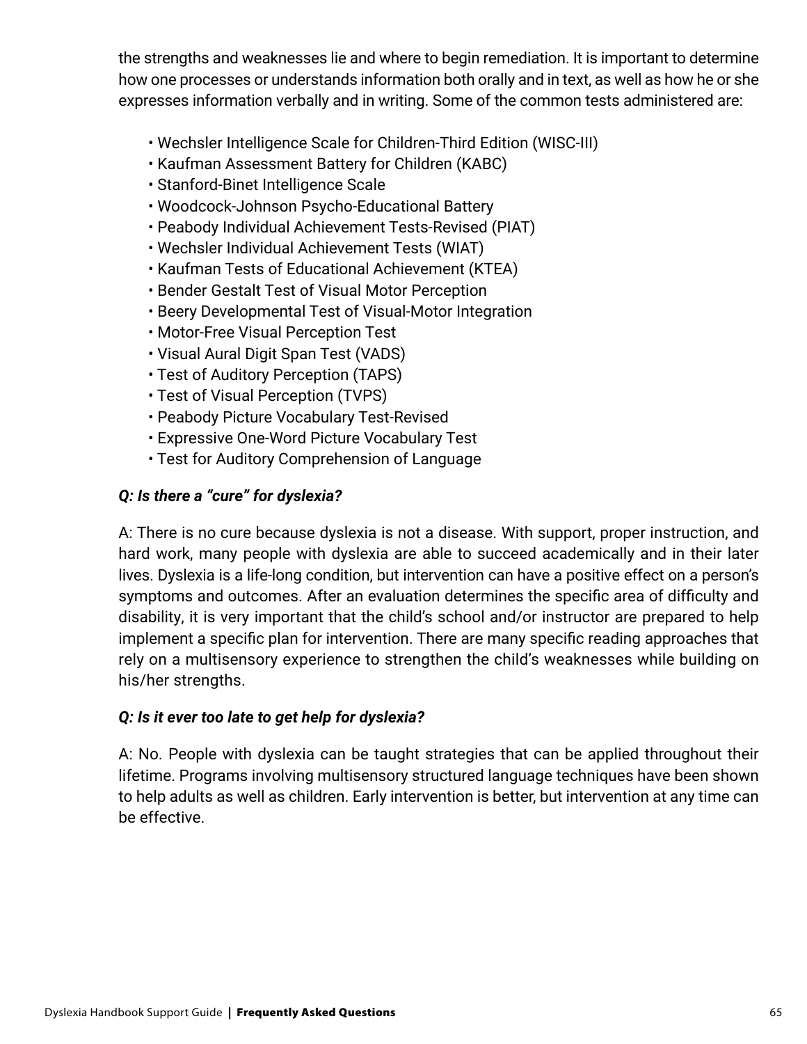the strengths and weaknesses lie and where to begin remediation. It is important to determine how one processes or understands information both orally and in text, as well as how he or she expresses information verbally and in writing. Some of the common tests administered are:

- Wechsler Intelligence Scale for Children-Third Edition (WISC-III)
- Kaufman Assessment Battery for Children (KABC)
- Stanford-Binet Intelligence Scale
- Woodcock-Johnson Psycho-Educational Battery
- Peabody Individual Achievement Tests-Revised (PIAT)
- Wechsler Individual Achievement Tests (WIAT)
- Kaufman Tests of Educational Achievement (KTEA)
- Bender Gestalt Test of Visual Motor Perception
- Beery Developmental Test of Visual-Motor Integration
- Motor-Free Visual Perception Test
- Visual Aural Digit Span Test (VADS)
- Test of Auditory Perception (TAPS)
- Test of Visual Perception (TVPS)
- Peabody Picture Vocabulary Test-Revised
- Expressive One-Word Picture Vocabulary Test
- Test for Auditory Comprehension of Language

***Q: Is there a "cure" for dyslexia?***

A: There is no cure because dyslexia is not a disease. With support, proper instruction, and hard work, many people with dyslexia are able to succeed academically and in their later lives. Dyslexia is a life-long condition, but intervention can have a positive effect on a person's symptoms and outcomes. After an evaluation determines the specific area of difficulty and disability, it is very important that the child's school and/or instructor are prepared to help implement a specific plan for intervention. There are many specific reading approaches that rely on a multisensory experience to strengthen the child's weaknesses while building on his/her strengths.

***Q: Is it ever too late to get help for dyslexia?***

A: No. People with dyslexia can be taught strategies that can be applied throughout their lifetime. Programs involving multisensory structured language techniques have been shown to help adults as well as children. Early intervention is better, but intervention at any time can be effective.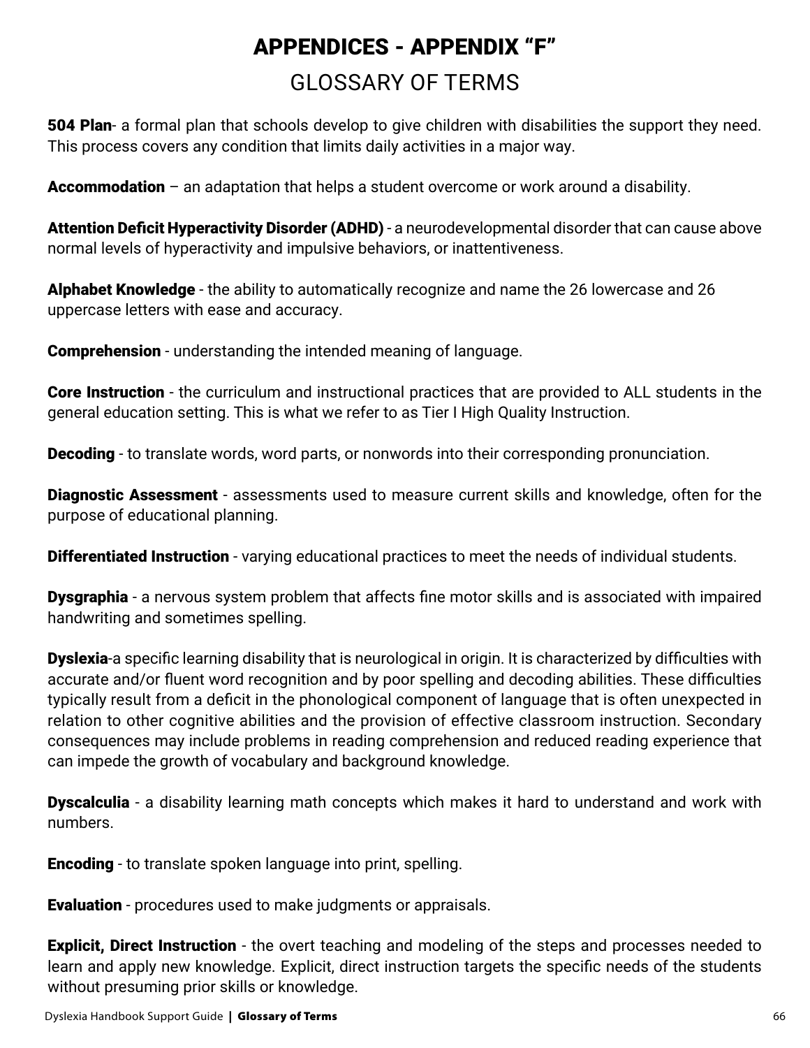# APPENDICES - APPENDIX "F"

## GLOSSARY OF TERMS

**504 Plan**- a formal plan that schools develop to give children with disabilities the support they need. This process covers any condition that limits daily activities in a major way.

**Accommodation** – an adaptation that helps a student overcome or work around a disability.

**Attention Deficit Hyperactivity Disorder (ADHD)** - a neurodevelopmental disorder that can cause above normal levels of hyperactivity and impulsive behaviors, or inattentiveness.

**Alphabet Knowledge** - the ability to automatically recognize and name the 26 lowercase and 26 uppercase letters with ease and accuracy.

**Comprehension** - understanding the intended meaning of language.

**Core Instruction** - the curriculum and instructional practices that are provided to ALL students in the general education setting. This is what we refer to as Tier I High Quality Instruction.

**Decoding** - to translate words, word parts, or nonwords into their corresponding pronunciation.

**Diagnostic Assessment** - assessments used to measure current skills and knowledge, often for the purpose of educational planning.

**Differentiated Instruction** - varying educational practices to meet the needs of individual students.

**Dysgraphia** - a nervous system problem that affects fine motor skills and is associated with impaired handwriting and sometimes spelling.

**Dyslexia**-a specific learning disability that is neurological in origin. It is characterized by difficulties with accurate and/or fluent word recognition and by poor spelling and decoding abilities. These difficulties typically result from a deficit in the phonological component of language that is often unexpected in relation to other cognitive abilities and the provision of effective classroom instruction. Secondary consequences may include problems in reading comprehension and reduced reading experience that can impede the growth of vocabulary and background knowledge.

**Dyscalculia** - a disability learning math concepts which makes it hard to understand and work with numbers.

**Encoding** - to translate spoken language into print, spelling.

**Evaluation** - procedures used to make judgments or appraisals.

**Explicit, Direct Instruction** - the overt teaching and modeling of the steps and processes needed to learn and apply new knowledge. Explicit, direct instruction targets the specific needs of the students without presuming prior skills or knowledge.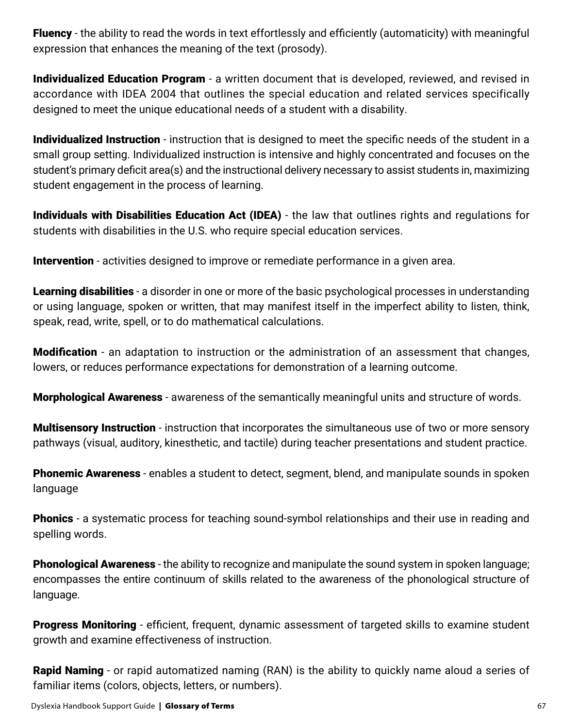**Fluency** - the ability to read the words in text effortlessly and efficiently (automaticity) with meaningful expression that enhances the meaning of the text (prosody).

**Individualized Education Program** - a written document that is developed, reviewed, and revised in accordance with IDEA 2004 that outlines the special education and related services specifically designed to meet the unique educational needs of a student with a disability.

**Individualized Instruction** - instruction that is designed to meet the specific needs of the student in a small group setting. Individualized instruction is intensive and highly concentrated and focuses on the student's primary deficit area(s) and the instructional delivery necessary to assist students in, maximizing student engagement in the process of learning.

**Individuals with Disabilities Education Act (IDEA)** - the law that outlines rights and regulations for students with disabilities in the U.S. who require special education services.

**Intervention** - activities designed to improve or remediate performance in a given area.

**Learning disabilities** - a disorder in one or more of the basic psychological processes in understanding or using language, spoken or written, that may manifest itself in the imperfect ability to listen, think, speak, read, write, spell, or to do mathematical calculations.

**Modification** - an adaptation to instruction or the administration of an assessment that changes, lowers, or reduces performance expectations for demonstration of a learning outcome.

**Morphological Awareness** - awareness of the semantically meaningful units and structure of words.

**Multisensory Instruction** - instruction that incorporates the simultaneous use of two or more sensory pathways (visual, auditory, kinesthetic, and tactile) during teacher presentations and student practice.

**Phonemic Awareness** - enables a student to detect, segment, blend, and manipulate sounds in spoken language

**Phonics** - a systematic process for teaching sound-symbol relationships and their use in reading and spelling words.

**Phonological Awareness** - the ability to recognize and manipulate the sound system in spoken language; encompasses the entire continuum of skills related to the awareness of the phonological structure of language.

**Progress Monitoring** - efficient, frequent, dynamic assessment of targeted skills to examine student growth and examine effectiveness of instruction.

**Rapid Naming** - or rapid automatized naming (RAN) is the ability to quickly name aloud a series of familiar items (colors, objects, letters, or numbers).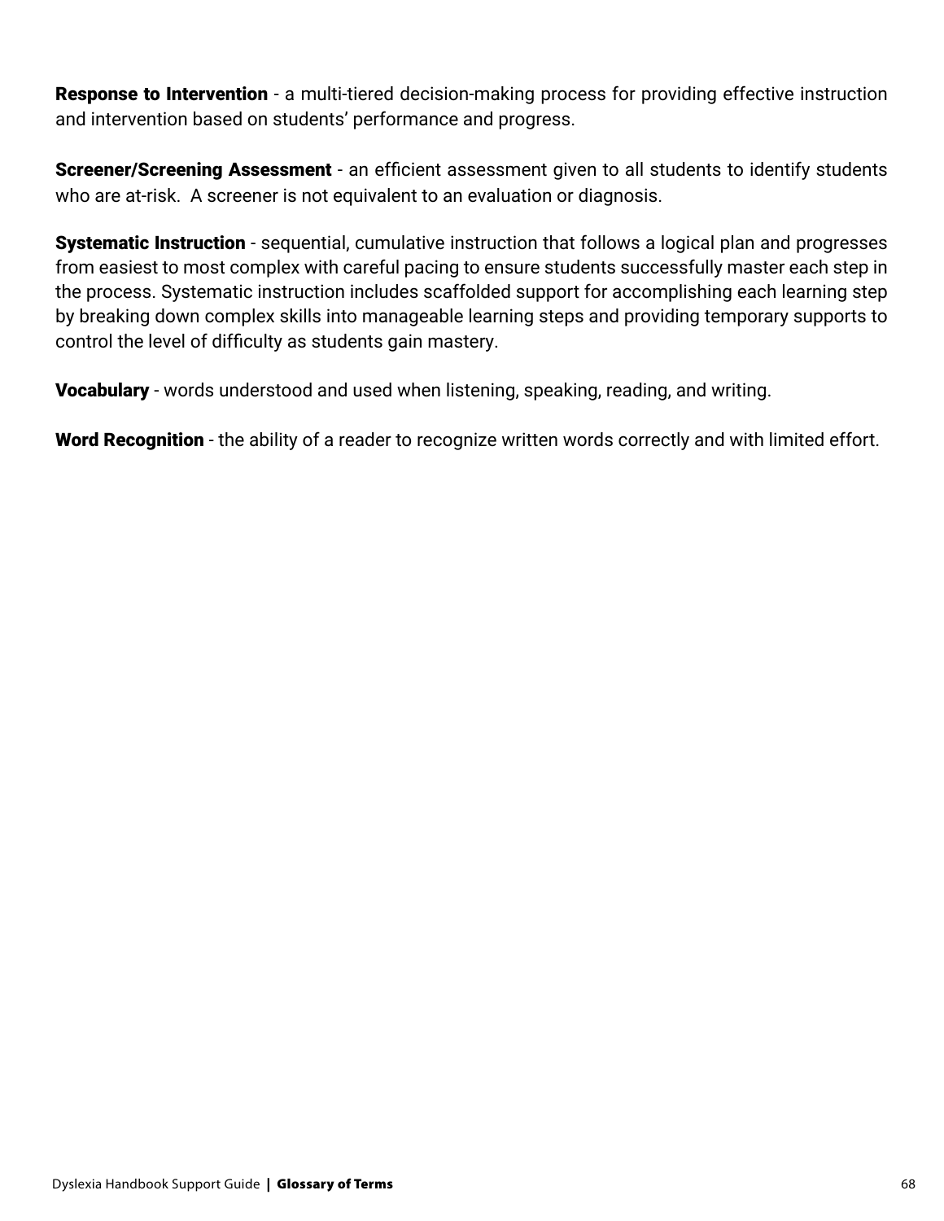**Response to Intervention** - a multi-tiered decision-making process for providing effective instruction and intervention based on students' performance and progress.

**Screener/Screening Assessment** - an efficient assessment given to all students to identify students who are at-risk. A screener is not equivalent to an evaluation or diagnosis.

**Systematic Instruction** - sequential, cumulative instruction that follows a logical plan and progresses from easiest to most complex with careful pacing to ensure students successfully master each step in the process. Systematic instruction includes scaffolded support for accomplishing each learning step by breaking down complex skills into manageable learning steps and providing temporary supports to control the level of difficulty as students gain mastery.

**Vocabulary** - words understood and used when listening, speaking, reading, and writing.

**Word Recognition** - the ability of a reader to recognize written words correctly and with limited effort.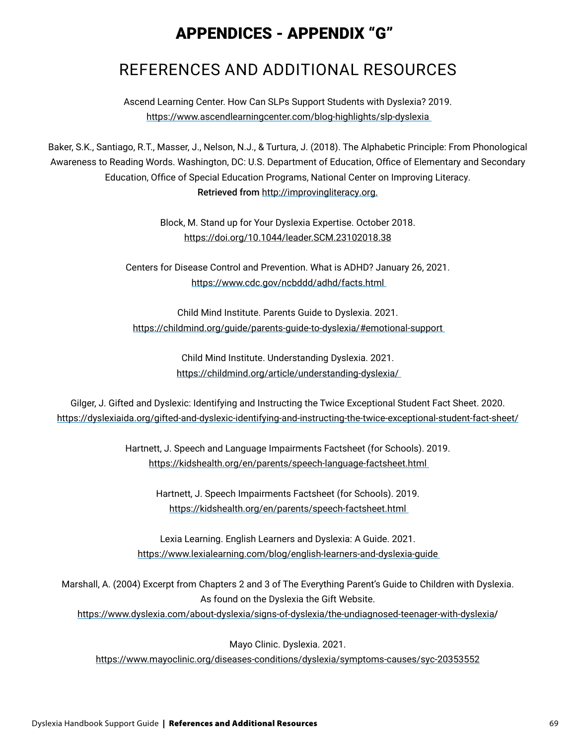# APPENDICES - APPENDIX "G"

## REFERENCES AND ADDITIONAL RESOURCES

Ascend Learning Center. How Can SLPs Support Students with Dyslexia? 2019.
https://www.ascendlearningcenter.com/blog-highlights/slp-dyslexia

Baker, S.K., Santiago, R.T., Masser, J., Nelson, N.J., & Turtura, J. (2018). The Alphabetic Principle: From Phonological Awareness to Reading Words. Washington, DC: U.S. Department of Education, Office of Elementary and Secondary Education, Office of Special Education Programs, National Center on Improving Literacy.
**Retrieved from** http://improvingliteracy.org.

Block, M. Stand up for Your Dyslexia Expertise. October 2018.
https://doi.org/10.1044/leader.SCM.23102018.38

Centers for Disease Control and Prevention. What is ADHD? January 26, 2021.
https://www.cdc.gov/ncbddd/adhd/facts.html

Child Mind Institute. Parents Guide to Dyslexia. 2021.
https://childmind.org/guide/parents-guide-to-dyslexia/#emotional-support

Child Mind Institute. Understanding Dyslexia. 2021.
https://childmind.org/article/understanding-dyslexia/

Gilger, J. Gifted and Dyslexic: Identifying and Instructing the Twice Exceptional Student Fact Sheet. 2020.
https://dyslexiaida.org/gifted-and-dyslexic-identifying-and-instructing-the-twice-exceptional-student-fact-sheet/

Hartnett, J. Speech and Language Impairments Factsheet (for Schools). 2019.
https://kidshealth.org/en/parents/speech-language-factsheet.html

Hartnett, J. Speech Impairments Factsheet (for Schools). 2019.
https://kidshealth.org/en/parents/speech-factsheet.html

Lexia Learning. English Learners and Dyslexia: A Guide. 2021.
https://www.lexialearning.com/blog/english-learners-and-dyslexia-guide

Marshall, A. (2004) Excerpt from Chapters 2 and 3 of The Everything Parent's Guide to Children with Dyslexia. As found on the Dyslexia the Gift Website.
https://www.dyslexia.com/about-dyslexia/signs-of-dyslexia/the-undiagnosed-teenager-with-dyslexia/

Mayo Clinic. Dyslexia. 2021.
https://www.mayoclinic.org/diseases-conditions/dyslexia/symptoms-causes/syc-20353552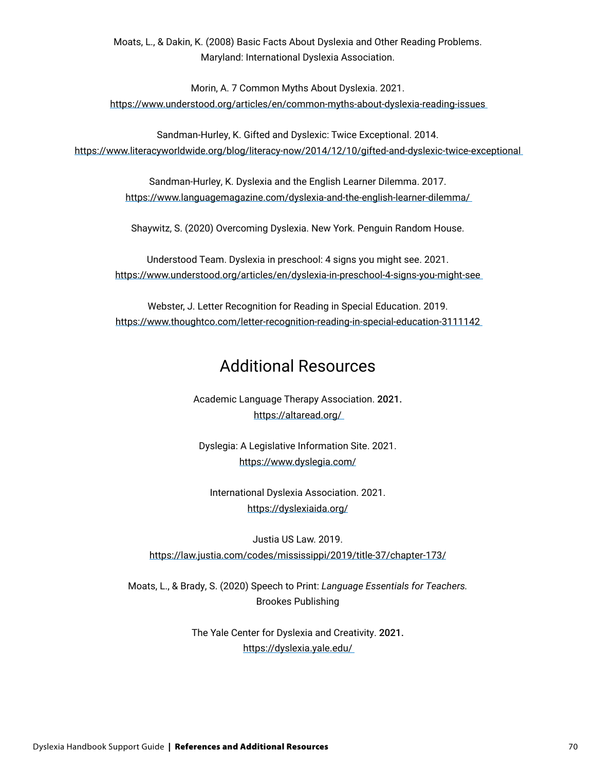Moats, L., & Dakin, K. (2008) Basic Facts About Dyslexia and Other Reading Problems. Maryland: International Dyslexia Association.

Morin, A. 7 Common Myths About Dyslexia. 2021. https://www.understood.org/articles/en/common-myths-about-dyslexia-reading-issues

Sandman-Hurley, K. Gifted and Dyslexic: Twice Exceptional. 2014. https://www.literacyworldwide.org/blog/literacy-now/2014/12/10/gifted-and-dyslexic-twice-exceptional

Sandman-Hurley, K. Dyslexia and the English Learner Dilemma. 2017. https://www.languagemagazine.com/dyslexia-and-the-english-learner-dilemma/

Shaywitz, S. (2020) Overcoming Dyslexia. New York. Penguin Random House.

Understood Team. Dyslexia in preschool: 4 signs you might see. 2021. https://www.understood.org/articles/en/dyslexia-in-preschool-4-signs-you-might-see

Webster, J. Letter Recognition for Reading in Special Education. 2019. https://www.thoughtco.com/letter-recognition-reading-in-special-education-3111142

## Additional Resources

Academic Language Therapy Association. **2021.** https://altaread.org/

Dyslegia: A Legislative Information Site. 2021. https://www.dyslegia.com/

International Dyslexia Association. 2021. https://dyslexiaida.org/

Justia US Law. 2019. https://law.justia.com/codes/mississippi/2019/title-37/chapter-173/

Moats, L., & Brady, S. (2020) Speech to Print: *Language Essentials for Teachers.* Brookes Publishing

The Yale Center for Dyslexia and Creativity. **2021.** https://dyslexia.yale.edu/